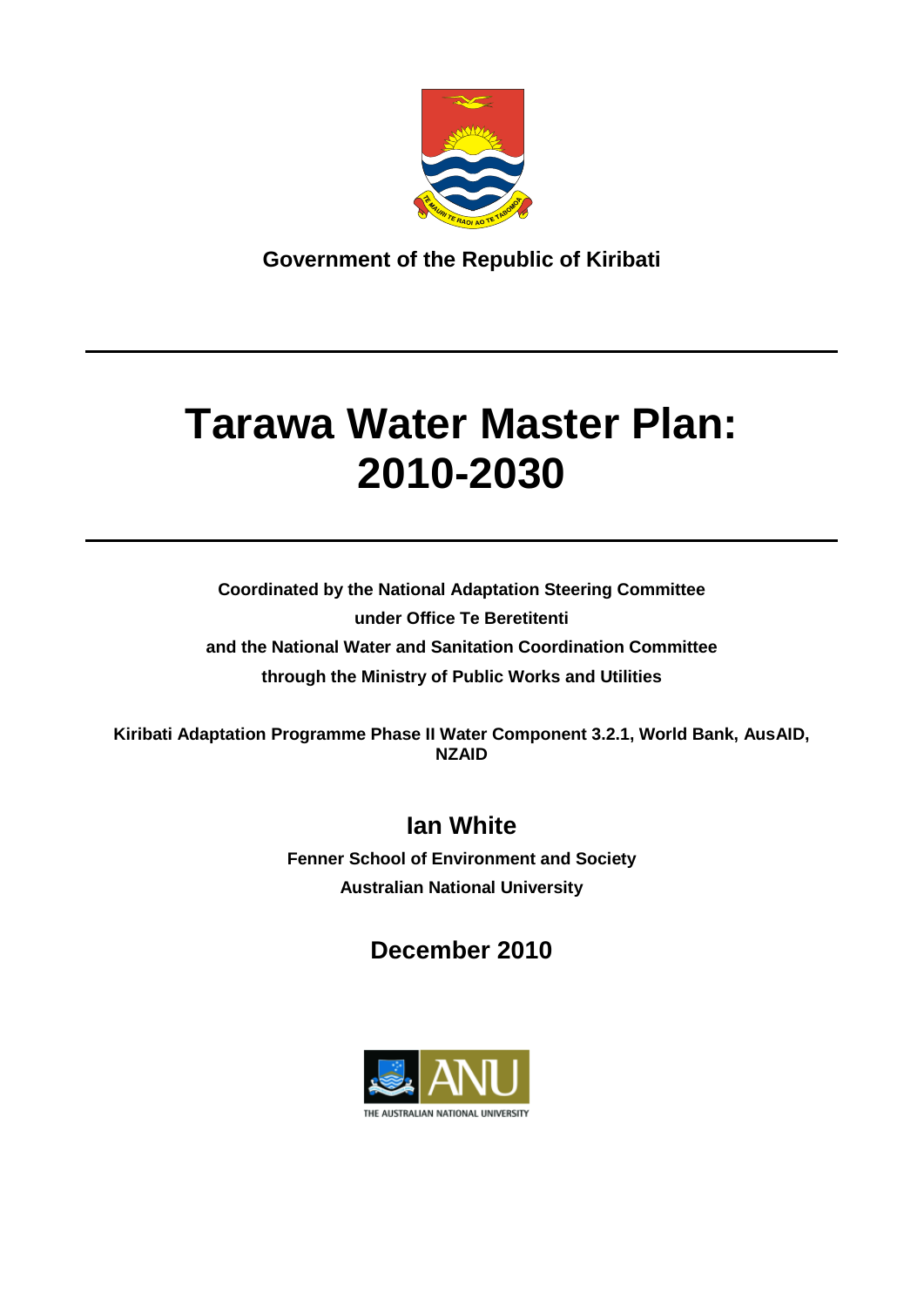**Government of the Republic of Kiribati**

# Tarawa Water Master Plan: 2010-2030

**Coordinated by the National Adaptation Steering Committee**

**under Office Te Beretitenti**

**and the National Water and Sanitation Coordination Committee**

**through the Ministry of Public Works and Utilities**

**Kiribati Adaptation Programme Phase II Water Component 3.2.1, World Bank, AusAID, NZAID**

## Ian White

**Fenner School of Environment and Society**

**Australian National University**

## December 2010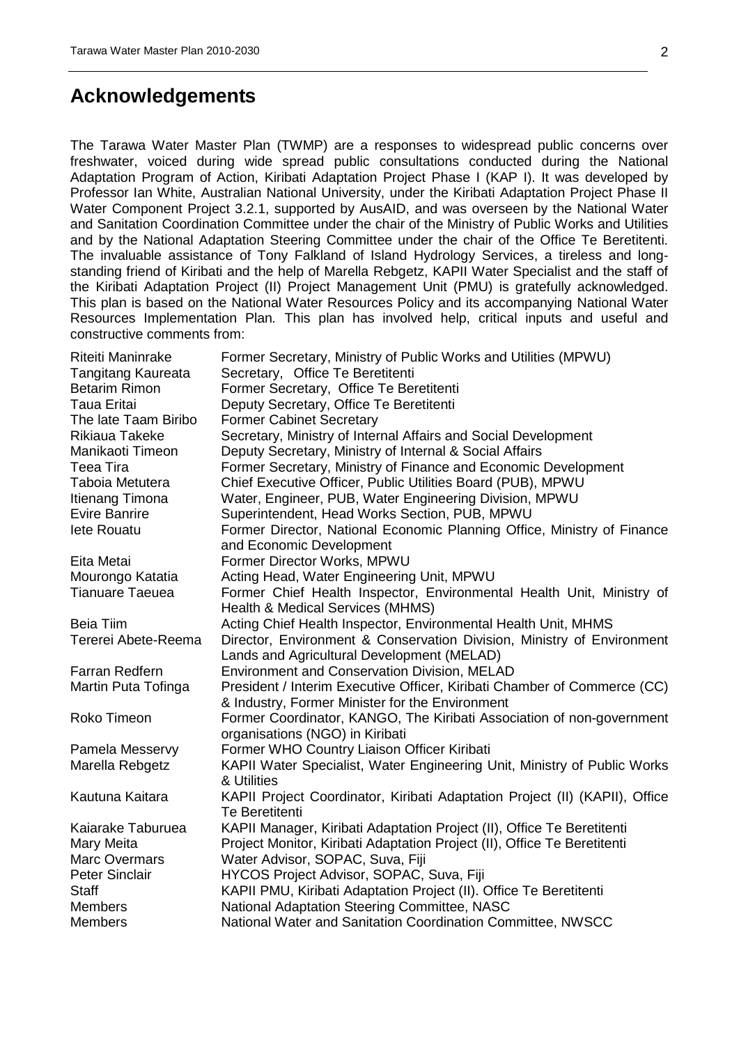## Acknowledgements

The Tarawa Water Master Plan (TWMP) are a responses to widespread public concerns over freshwater, voiced during wide spread public consultations conducted during the National Adaptation Program of Action, Kiribati Adaptation Project Phase I (KAP I). It was developed by Professor Ian White, Australian National University, under the Kiribati Adaptation Project Phase II Water Component Project 3.2.1, supported by AusAID, and was overseen by the National Water and Sanitation Coordination Committee under the chair of the Ministry of Public Works and Utilities and by the National Adaptation Steering Committee under the chair of the Office Te Beretitenti. The invaluable assistance of Tony Falkland of Island Hydrology Services, a tireless and long-standing friend of Kiribati and the help of Marella Rebgetz, KAPII Water Specialist and the staff of the Kiribati Adaptation Project (II) Project Management Unit (PMU) is gratefully acknowledged. This plan is based on the National Water Resources Policy and its accompanying National Water Resources Implementation Plan. This plan has involved help, critical inputs and useful and constructive comments from:

| | |
|---|---|
| Riteiti Maninrake | Former Secretary, Ministry of Public Works and Utilities (MPWU) |
| Tangitang Kaureata | Secretary, Office Te Beretitenti |
| Betarim Rimon | Former Secretary, Office Te Beretitenti |
| Taua Eritai | Deputy Secretary, Office Te Beretitenti |
| The late Taam Biribo | Former Cabinet Secretary |
| Rikiaua Takeke | Secretary, Ministry of Internal Affairs and Social Development |
| Manikaoti Timeon | Deputy Secretary, Ministry of Internal & Social Affairs |
| Teea Tira | Former Secretary, Ministry of Finance and Economic Development |
| Taboia Metutera | Chief Executive Officer, Public Utilities Board (PUB), MPWU |
| Itienang Timona | Water, Engineer, PUB, Water Engineering Division, MPWU |
| Evire Banrire | Superintendent, Head Works Section, PUB, MPWU |
| Iete Rouatu | Former Director, National Economic Planning Office, Ministry of Finance and Economic Development |
| Eita Metai | Former Director Works, MPWU |
| Mourongo Katatia | Acting Head, Water Engineering Unit, MPWU |
| Tianuare Taeuea | Former Chief Health Inspector, Environmental Health Unit, Ministry of Health & Medical Services (MHMS) |
| Beia Tiim | Acting Chief Health Inspector, Environmental Health Unit, MHMS |
| Tererei Abete-Reema | Director, Environment & Conservation Division, Ministry of Environment Lands and Agricultural Development (MELAD) |
| Farran Redfern | Environment and Conservation Division, MELAD |
| Martin Puta Tofinga | President / Interim Executive Officer, Kiribati Chamber of Commerce (CC) & Industry, Former Minister for the Environment |
| Roko Timeon | Former Coordinator, KANGO, The Kiribati Association of non-government organisations (NGO) in Kiribati |
| Pamela Messervy | Former WHO Country Liaison Officer Kiribati |
| Marella Rebgetz | KAPII Water Specialist, Water Engineering Unit, Ministry of Public Works & Utilities |
| Kautuna Kaitara | KAPII Project Coordinator, Kiribati Adaptation Project (II) (KAPII), Office Te Beretitenti |
| Kaiarake Taburuea | KAPII Manager, Kiribati Adaptation Project (II), Office Te Beretitenti |
| Mary Meita | Project Monitor, Kiribati Adaptation Project (II), Office Te Beretitenti |
| Marc Overmars | Water Advisor, SOPAC, Suva, Fiji |
| Peter Sinclair | HYCOS Project Advisor, SOPAC, Suva, Fiji |
| Staff | KAPII PMU, Kiribati Adaptation Project (II). Office Te Beretitenti |
| Members | National Adaptation Steering Committee, NASC |
| Members | National Water and Sanitation Coordination Committee, NWSCC |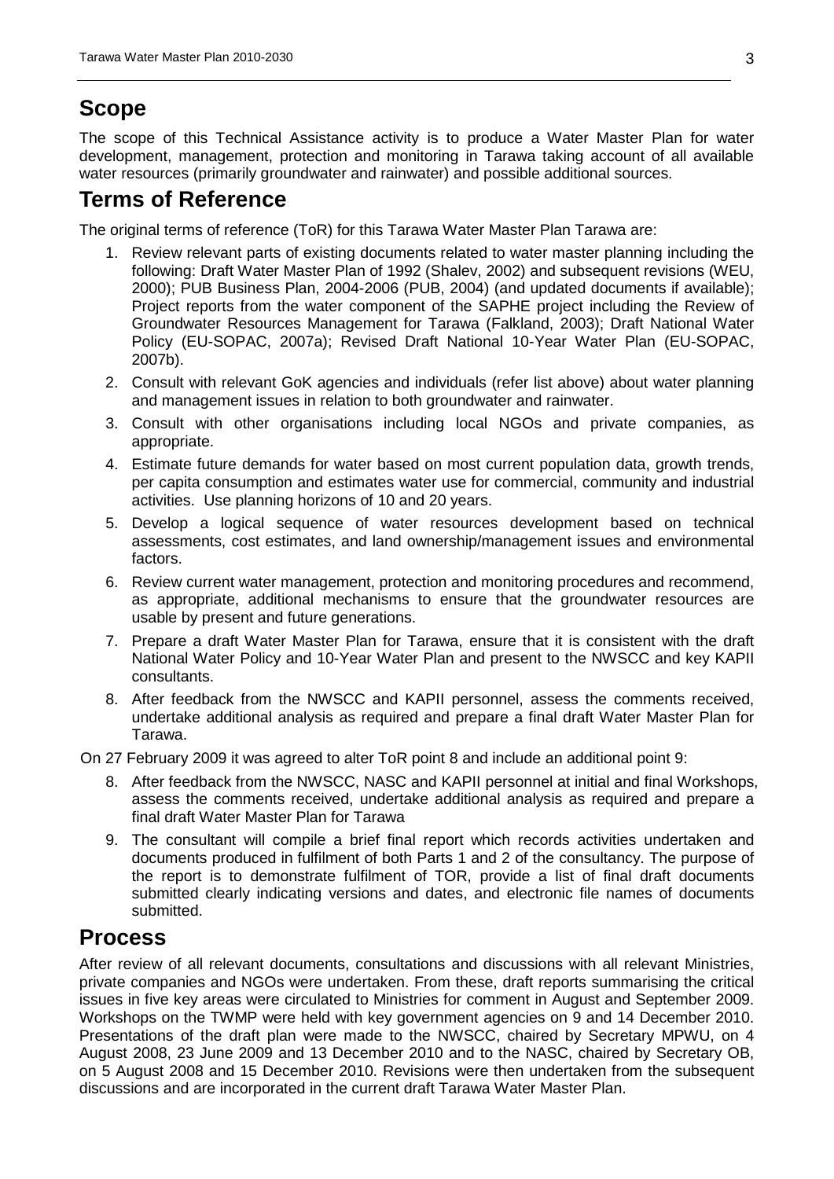## Scope

The scope of this Technical Assistance activity is to produce a Water Master Plan for water development, management, protection and monitoring in Tarawa taking account of all available water resources (primarily groundwater and rainwater) and possible additional sources.

## Terms of Reference

The original terms of reference (ToR) for this Tarawa Water Master Plan Tarawa are:

1. Review relevant parts of existing documents related to water master planning including the following: Draft Water Master Plan of 1992 (Shalev, 2002) and subsequent revisions (WEU, 2000); PUB Business Plan, 2004-2006 (PUB, 2004) (and updated documents if available); Project reports from the water component of the SAPHE project including the Review of Groundwater Resources Management for Tarawa (Falkland, 2003); Draft National Water Policy (EU-SOPAC, 2007a); Revised Draft National 10-Year Water Plan (EU-SOPAC, 2007b).
2. Consult with relevant GoK agencies and individuals (refer list above) about water planning and management issues in relation to both groundwater and rainwater.
3. Consult with other organisations including local NGOs and private companies, as appropriate.
4. Estimate future demands for water based on most current population data, growth trends, per capita consumption and estimates water use for commercial, community and industrial activities. Use planning horizons of 10 and 20 years.
5. Develop a logical sequence of water resources development based on technical assessments, cost estimates, and land ownership/management issues and environmental factors.
6. Review current water management, protection and monitoring procedures and recommend, as appropriate, additional mechanisms to ensure that the groundwater resources are usable by present and future generations.
7. Prepare a draft Water Master Plan for Tarawa, ensure that it is consistent with the draft National Water Policy and 10-Year Water Plan and present to the NWSCC and key KAPII consultants.
8. After feedback from the NWSCC and KAPII personnel, assess the comments received, undertake additional analysis as required and prepare a final draft Water Master Plan for Tarawa.

On 27 February 2009 it was agreed to alter ToR point 8 and include an additional point 9:

8. After feedback from the NWSCC, NASC and KAPII personnel at initial and final Workshops, assess the comments received, undertake additional analysis as required and prepare a final draft Water Master Plan for Tarawa
9. The consultant will compile a brief final report which records activities undertaken and documents produced in fulfilment of both Parts 1 and 2 of the consultancy. The purpose of the report is to demonstrate fulfilment of TOR, provide a list of final draft documents submitted clearly indicating versions and dates, and electronic file names of documents submitted.

## Process

After review of all relevant documents, consultations and discussions with all relevant Ministries, private companies and NGOs were undertaken. From these, draft reports summarising the critical issues in five key areas were circulated to Ministries for comment in August and September 2009. Workshops on the TWMP were held with key government agencies on 9 and 14 December 2010. Presentations of the draft plan were made to the NWSCC, chaired by Secretary MPWU, on 4 August 2008, 23 June 2009 and 13 December 2010 and to the NASC, chaired by Secretary OB, on 5 August 2008 and 15 December 2010. Revisions were then undertaken from the subsequent discussions and are incorporated in the current draft Tarawa Water Master Plan.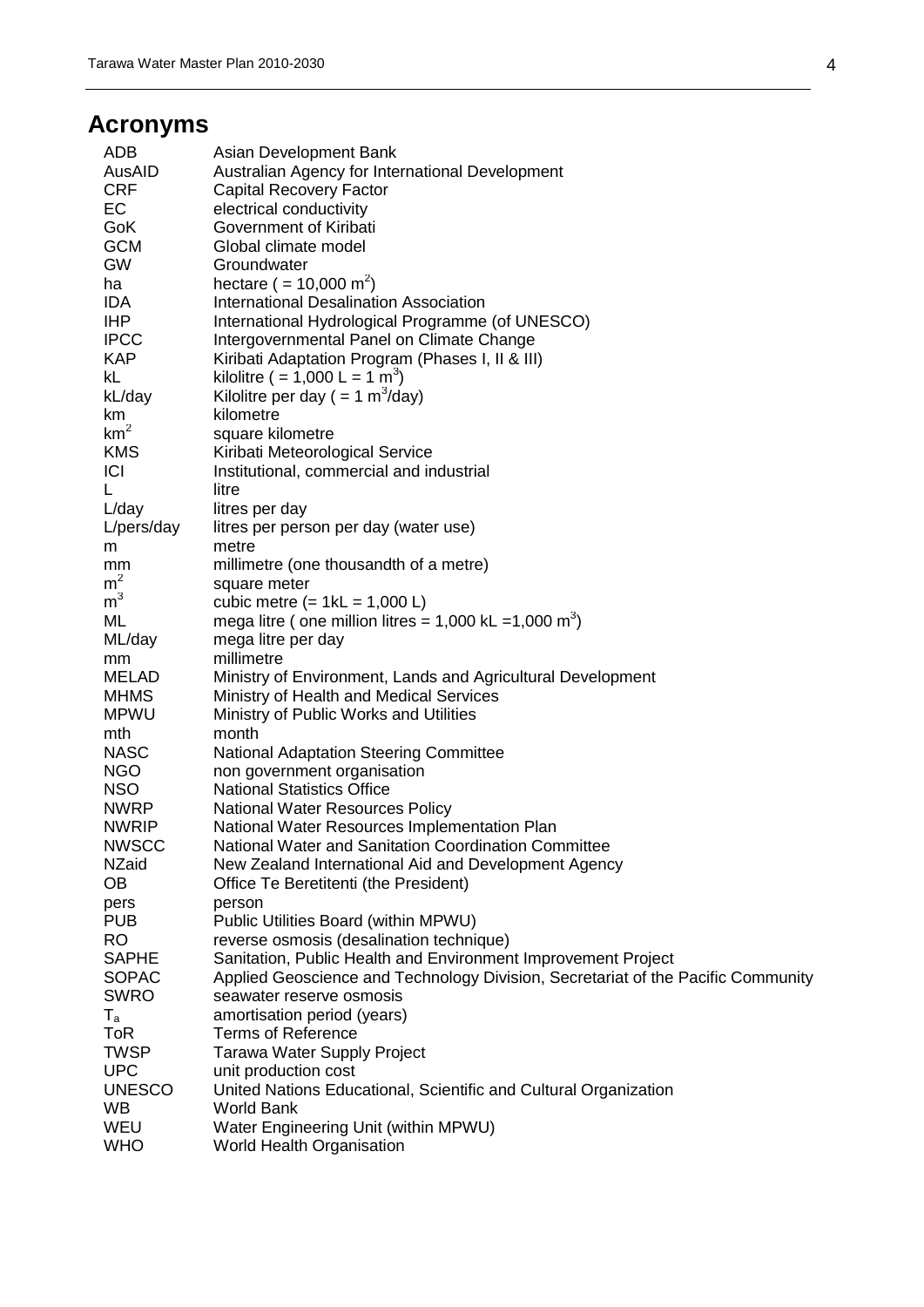# Acronyms

| | |
|---|---|
| ADB | Asian Development Bank |
| AusAID | Australian Agency for International Development |
| CRF | Capital Recovery Factor |
| EC | electrical conductivity |
| GoK | Government of Kiribati |
| GCM | Global climate model |
| GW | Groundwater |
| ha | hectare ( = 10,000 $m^2$) |
| IDA | International Desalination Association |
| IHP | International Hydrological Programme (of UNESCO) |
| IPCC | Intergovernmental Panel on Climate Change |
| KAP | Kiribati Adaptation Program (Phases I, II & III) |
| kL | kilolitre ( = 1,000 L = 1 $m^3$) |
| kL/day | Kilolitre per day ( = 1 $m^3$/day) |
| km | kilometre |
| $km^2$ | square kilometre |
| KMS | Kiribati Meteorological Service |
| ICI | Institutional, commercial and industrial |
| L | litre |
| L/day | litres per day |
| L/pers/day | litres per person per day (water use) |
| m | metre |
| mm | millimetre (one thousandth of a metre) |
| $m^2$ | square meter |
| $m^3$ | cubic metre (= 1kL = 1,000 L) |
| ML | mega litre ( one million litres = 1,000 kL =1,000 $m^3$) |
| ML/day | mega litre per day |
| mm | millimetre |
| MELAD | Ministry of Environment, Lands and Agricultural Development |
| MHMS | Ministry of Health and Medical Services |
| MPWU | Ministry of Public Works and Utilities |
| mth | month |
| NASC | National Adaptation Steering Committee |
| NGO | non government organisation |
| NSO | National Statistics Office |
| NWRP | National Water Resources Policy |
| NWRIP | National Water Resources Implementation Plan |
| NWSCC | National Water and Sanitation Coordination Committee |
| NZaid | New Zealand International Aid and Development Agency |
| OB | Office Te Beretitenti (the President) |
| pers | person |
| PUB | Public Utilities Board (within MPWU) |
| RO | reverse osmosis (desalination technique) |
| SAPHE | Sanitation, Public Health and Environment Improvement Project |
| SOPAC | Applied Geoscience and Technology Division, Secretariat of the Pacific Community |
| SWRO | seawater reserve osmosis |
| $T_a$ | amortisation period (years) |
| ToR | Terms of Reference |
| TWSP | Tarawa Water Supply Project |
| UPC | unit production cost |
| UNESCO | United Nations Educational, Scientific and Cultural Organization |
| WB | World Bank |
| WEU | Water Engineering Unit (within MPWU) |
| WHO | World Health Organisation |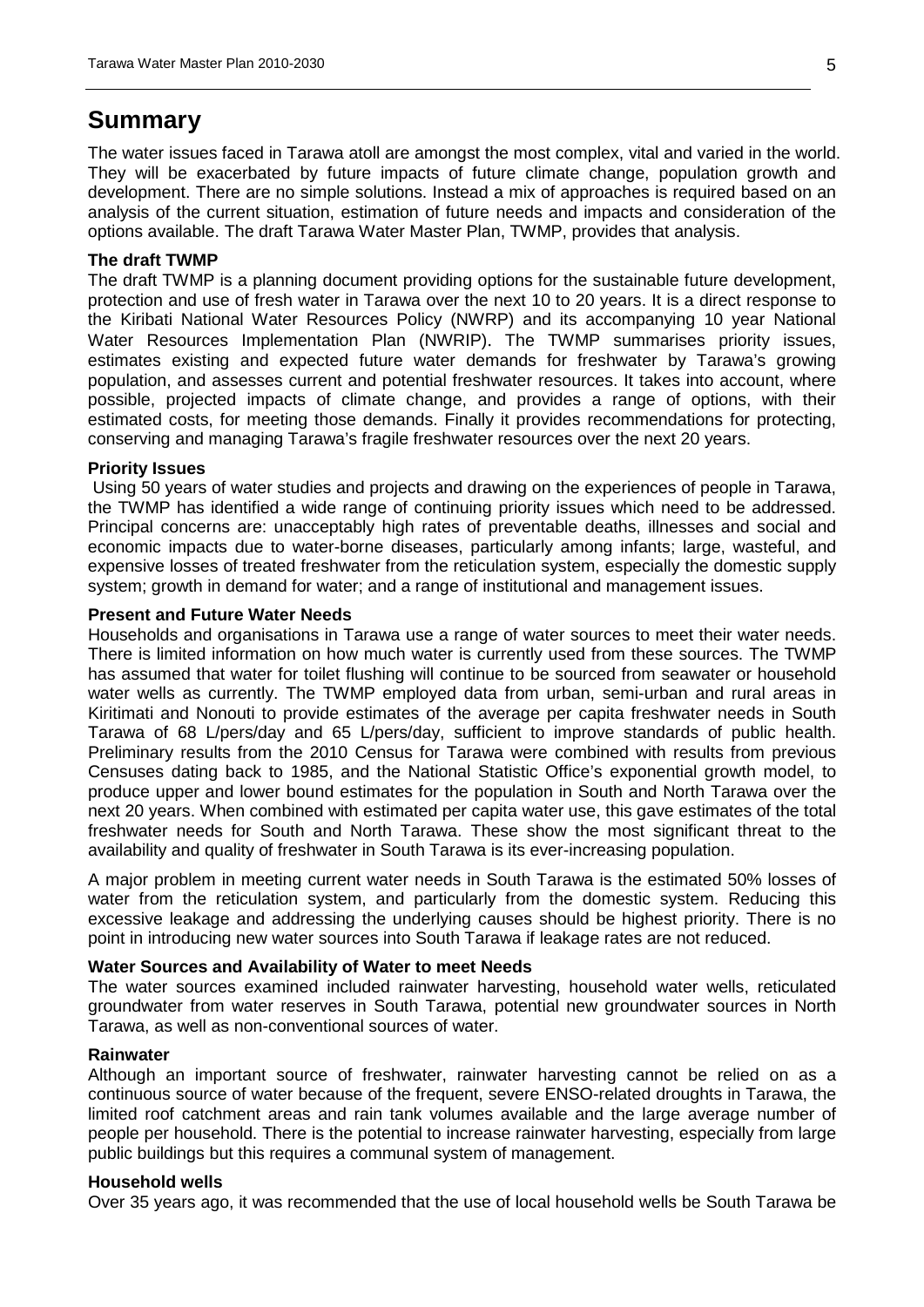# Summary

The water issues faced in Tarawa atoll are amongst the most complex, vital and varied in the world. They will be exacerbated by future impacts of future climate change, population growth and development. There are no simple solutions. Instead a mix of approaches is required based on an analysis of the current situation, estimation of future needs and impacts and consideration of the options available. The draft Tarawa Water Master Plan, TWMP, provides that analysis.

**The draft TWMP**

The draft TWMP is a planning document providing options for the sustainable future development, protection and use of fresh water in Tarawa over the next 10 to 20 years. It is a direct response to the Kiribati National Water Resources Policy (NWRP) and its accompanying 10 year National Water Resources Implementation Plan (NWRIP). The TWMP summarises priority issues, estimates existing and expected future water demands for freshwater by Tarawa's growing population, and assesses current and potential freshwater resources. It takes into account, where possible, projected impacts of climate change, and provides a range of options, with their estimated costs, for meeting those demands. Finally it provides recommendations for protecting, conserving and managing Tarawa's fragile freshwater resources over the next 20 years.

**Priority Issues**

Using 50 years of water studies and projects and drawing on the experiences of people in Tarawa, the TWMP has identified a wide range of continuing priority issues which need to be addressed. Principal concerns are: unacceptably high rates of preventable deaths, illnesses and social and economic impacts due to water-borne diseases, particularly among infants; large, wasteful, and expensive losses of treated freshwater from the reticulation system, especially the domestic supply system; growth in demand for water; and a range of institutional and management issues.

**Present and Future Water Needs**

Households and organisations in Tarawa use a range of water sources to meet their water needs. There is limited information on how much water is currently used from these sources. The TWMP has assumed that water for toilet flushing will continue to be sourced from seawater or household water wells as currently. The TWMP employed data from urban, semi-urban and rural areas in Kiritimati and Nonouti to provide estimates of the average per capita freshwater needs in South Tarawa of 68 L/pers/day and 65 L/pers/day, sufficient to improve standards of public health. Preliminary results from the 2010 Census for Tarawa were combined with results from previous Censuses dating back to 1985, and the National Statistic Office's exponential growth model, to produce upper and lower bound estimates for the population in South and North Tarawa over the next 20 years. When combined with estimated per capita water use, this gave estimates of the total freshwater needs for South and North Tarawa. These show the most significant threat to the availability and quality of freshwater in South Tarawa is its ever-increasing population.

A major problem in meeting current water needs in South Tarawa is the estimated 50% losses of water from the reticulation system, and particularly from the domestic system. Reducing this excessive leakage and addressing the underlying causes should be highest priority. There is no point in introducing new water sources into South Tarawa if leakage rates are not reduced.

**Water Sources and Availability of Water to meet Needs**

The water sources examined included rainwater harvesting, household water wells, reticulated groundwater from water reserves in South Tarawa, potential new groundwater sources in North Tarawa, as well as non-conventional sources of water.

**Rainwater**

Although an important source of freshwater, rainwater harvesting cannot be relied on as a continuous source of water because of the frequent, severe ENSO-related droughts in Tarawa, the limited roof catchment areas and rain tank volumes available and the large average number of people per household. There is the potential to increase rainwater harvesting, especially from large public buildings but this requires a communal system of management.

**Household wells**

Over 35 years ago, it was recommended that the use of local household wells be South Tarawa be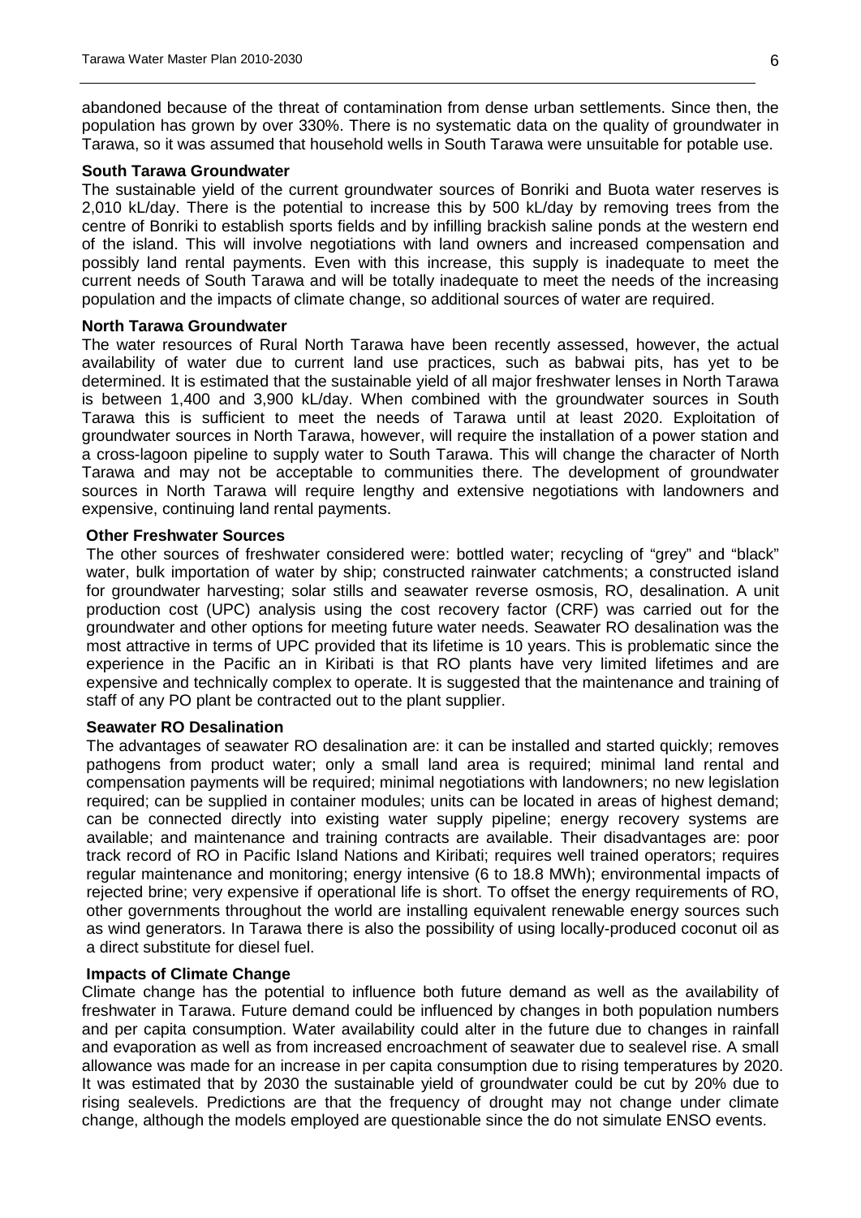abandoned because of the threat of contamination from dense urban settlements. Since then, the population has grown by over 330%. There is no systematic data on the quality of groundwater in Tarawa, so it was assumed that household wells in South Tarawa were unsuitable for potable use.

**South Tarawa Groundwater**

The sustainable yield of the current groundwater sources of Bonriki and Buota water reserves is 2,010 kL/day. There is the potential to increase this by 500 kL/day by removing trees from the centre of Bonriki to establish sports fields and by infilling brackish saline ponds at the western end of the island. This will involve negotiations with land owners and increased compensation and possibly land rental payments. Even with this increase, this supply is inadequate to meet the current needs of South Tarawa and will be totally inadequate to meet the needs of the increasing population and the impacts of climate change, so additional sources of water are required.

**North Tarawa Groundwater**

The water resources of Rural North Tarawa have been recently assessed, however, the actual availability of water due to current land use practices, such as babwai pits, has yet to be determined. It is estimated that the sustainable yield of all major freshwater lenses in North Tarawa is between 1,400 and 3,900 kL/day. When combined with the groundwater sources in South Tarawa this is sufficient to meet the needs of Tarawa until at least 2020. Exploitation of groundwater sources in North Tarawa, however, will require the installation of a power station and a cross-lagoon pipeline to supply water to South Tarawa. This will change the character of North Tarawa and may not be acceptable to communities there. The development of groundwater sources in North Tarawa will require lengthy and extensive negotiations with landowners and expensive, continuing land rental payments.

**Other Freshwater Sources**

The other sources of freshwater considered were: bottled water; recycling of "grey" and "black" water, bulk importation of water by ship; constructed rainwater catchments; a constructed island for groundwater harvesting; solar stills and seawater reverse osmosis, RO, desalination. A unit production cost (UPC) analysis using the cost recovery factor (CRF) was carried out for the groundwater and other options for meeting future water needs. Seawater RO desalination was the most attractive in terms of UPC provided that its lifetime is 10 years. This is problematic since the experience in the Pacific an in Kiribati is that RO plants have very limited lifetimes and are expensive and technically complex to operate. It is suggested that the maintenance and training of staff of any PO plant be contracted out to the plant supplier.

**Seawater RO Desalination**

The advantages of seawater RO desalination are: it can be installed and started quickly; removes pathogens from product water; only a small land area is required; minimal land rental and compensation payments will be required; minimal negotiations with landowners; no new legislation required; can be supplied in container modules; units can be located in areas of highest demand; can be connected directly into existing water supply pipeline; energy recovery systems are available; and maintenance and training contracts are available. Their disadvantages are: poor track record of RO in Pacific Island Nations and Kiribati; requires well trained operators; requires regular maintenance and monitoring; energy intensive (6 to 18.8 MWh); environmental impacts of rejected brine; very expensive if operational life is short. To offset the energy requirements of RO, other governments throughout the world are installing equivalent renewable energy sources such as wind generators. In Tarawa there is also the possibility of using locally-produced coconut oil as a direct substitute for diesel fuel.

**Impacts of Climate Change**

Climate change has the potential to influence both future demand as well as the availability of freshwater in Tarawa. Future demand could be influenced by changes in both population numbers and per capita consumption. Water availability could alter in the future due to changes in rainfall and evaporation as well as from increased encroachment of seawater due to sealevel rise. A small allowance was made for an increase in per capita consumption due to rising temperatures by 2020. It was estimated that by 2030 the sustainable yield of groundwater could be cut by 20% due to rising sealevels. Predictions are that the frequency of drought may not change under climate change, although the models employed are questionable since the do not simulate ENSO events.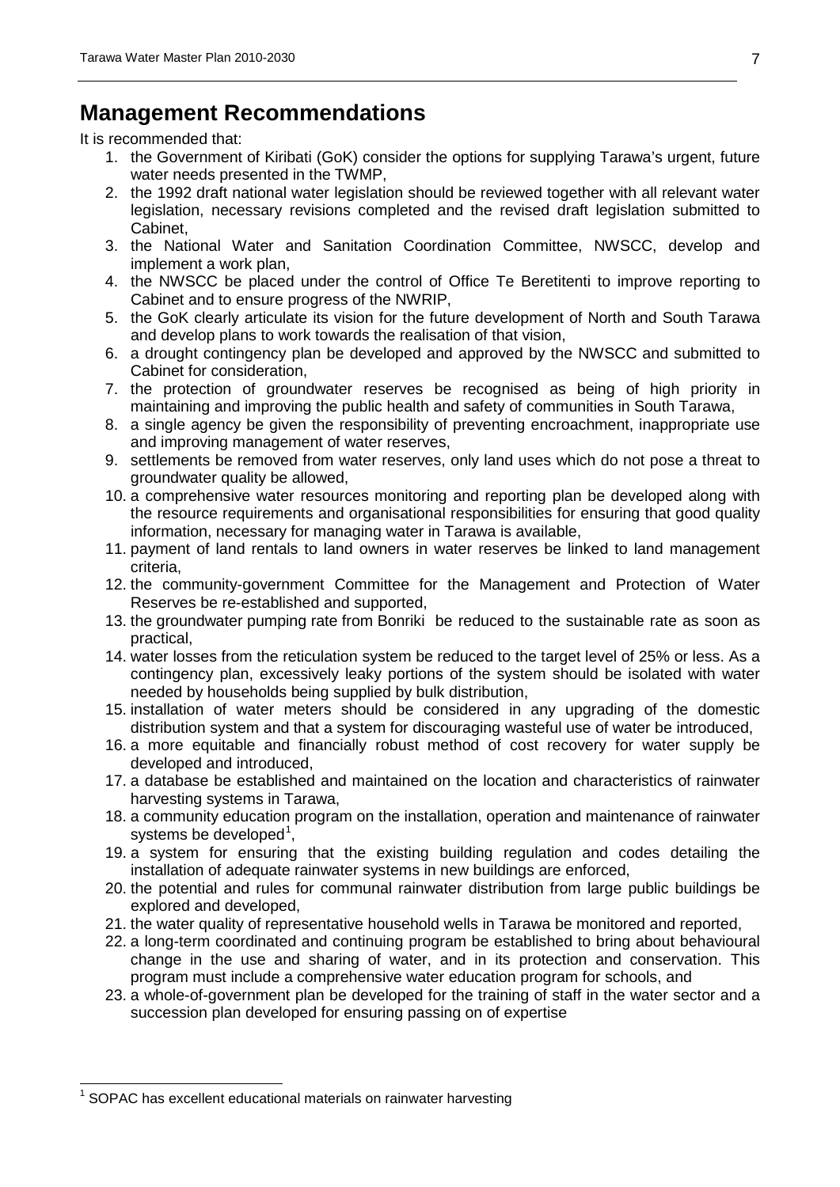## Management Recommendations

It is recommended that:

1. the Government of Kiribati (GoK) consider the options for supplying Tarawa's urgent, future water needs presented in the TWMP,
2. the 1992 draft national water legislation should be reviewed together with all relevant water legislation, necessary revisions completed and the revised draft legislation submitted to Cabinet,
3. the National Water and Sanitation Coordination Committee, NWSCC, develop and implement a work plan,
4. the NWSCC be placed under the control of Office Te Beretitenti to improve reporting to Cabinet and to ensure progress of the NWRIP,
5. the GoK clearly articulate its vision for the future development of North and South Tarawa and develop plans to work towards the realisation of that vision,
6. a drought contingency plan be developed and approved by the NWSCC and submitted to Cabinet for consideration,
7. the protection of groundwater reserves be recognised as being of high priority in maintaining and improving the public health and safety of communities in South Tarawa,
8. a single agency be given the responsibility of preventing encroachment, inappropriate use and improving management of water reserves,
9. settlements be removed from water reserves, only land uses which do not pose a threat to groundwater quality be allowed,
10. a comprehensive water resources monitoring and reporting plan be developed along with the resource requirements and organisational responsibilities for ensuring that good quality information, necessary for managing water in Tarawa is available,
11. payment of land rentals to land owners in water reserves be linked to land management criteria,
12. the community-government Committee for the Management and Protection of Water Reserves be re-established and supported,
13. the groundwater pumping rate from Bonriki be reduced to the sustainable rate as soon as practical,
14. water losses from the reticulation system be reduced to the target level of 25% or less. As a contingency plan, excessively leaky portions of the system should be isolated with water needed by households being supplied by bulk distribution,
15. installation of water meters should be considered in any upgrading of the domestic distribution system and that a system for discouraging wasteful use of water be introduced,
16. a more equitable and financially robust method of cost recovery for water supply be developed and introduced,
17. a database be established and maintained on the location and characteristics of rainwater harvesting systems in Tarawa,
18. a community education program on the installation, operation and maintenance of rainwater systems be developed[1],
19. a system for ensuring that the existing building regulation and codes detailing the installation of adequate rainwater systems in new buildings are enforced,
20. the potential and rules for communal rainwater distribution from large public buildings be explored and developed,
21. the water quality of representative household wells in Tarawa be monitored and reported,
22. a long-term coordinated and continuing program be established to bring about behavioural change in the use and sharing of water, and in its protection and conservation. This program must include a comprehensive water education program for schools, and
23. a whole-of-government plan be developed for the training of staff in the water sector and a succession plan developed for ensuring passing on of expertise

---

[1] SOPAC has excellent educational materials on rainwater harvesting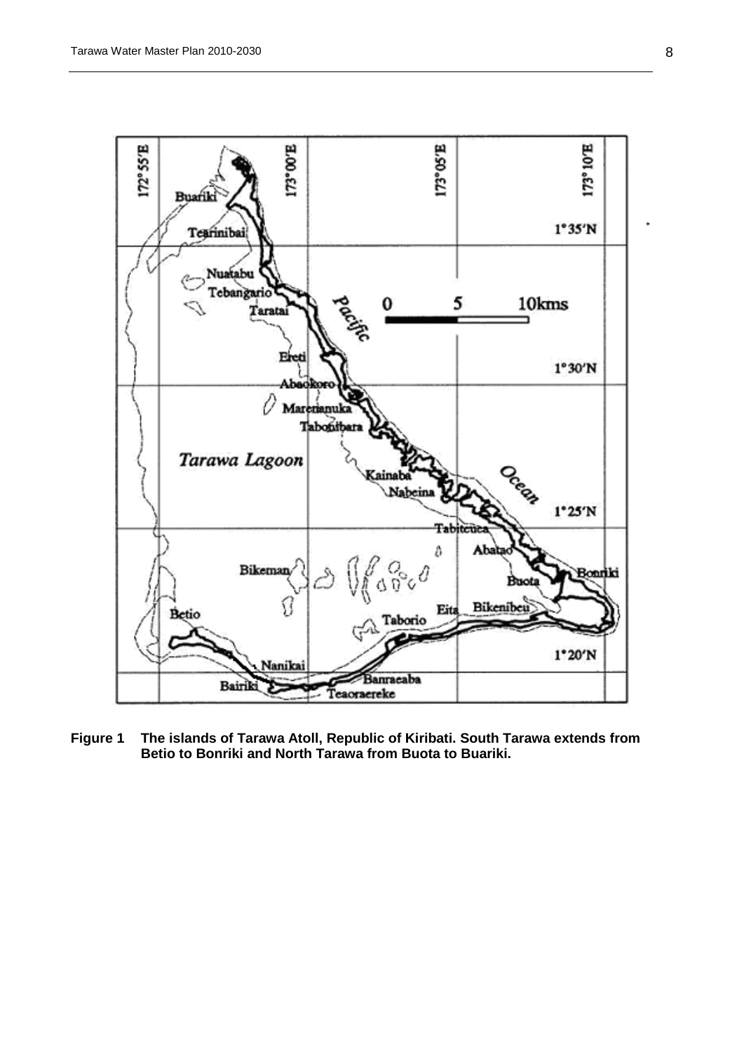**Figure 1 The islands of Tarawa Atoll, Republic of Kiribati. South Tarawa extends from Betio to Bonriki and North Tarawa from Buota to Buariki.**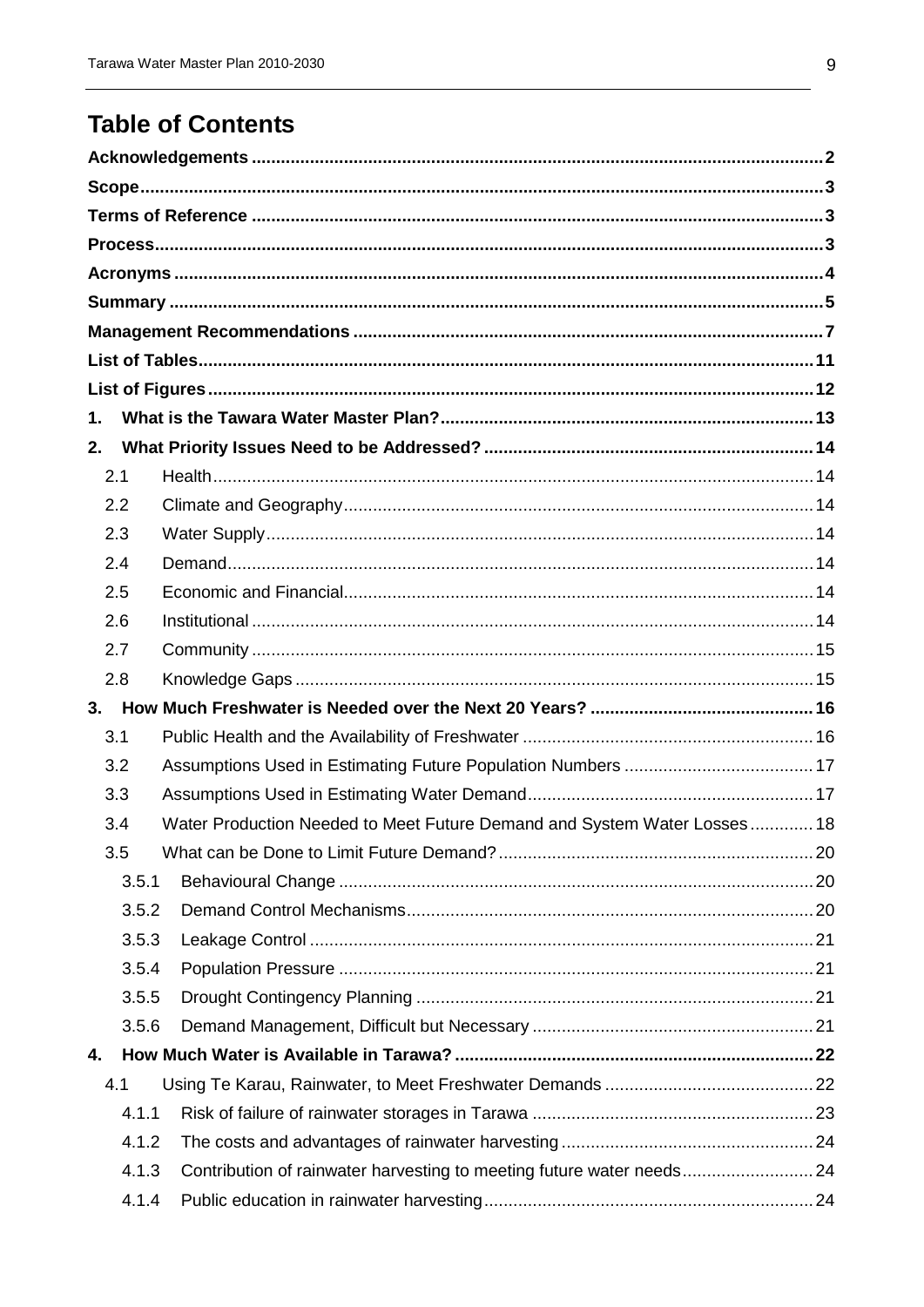# Table of Contents

**Acknowledgements** .......... 2
**Scope** .......... 3
**Terms of Reference** .......... 3
**Process** .......... 3
**Acronyms** .......... 4
**Summary** .......... 5
**Management Recommendations** .......... 7
**List of Tables** .......... 11
**List of Figures** .......... 12
**1. What is the Tawara Water Master Plan?** .......... 13
**2. What Priority Issues Need to be Addressed?** .......... 14
- 2.1 Health .......... 14
- 2.2 Climate and Geography .......... 14
- 2.3 Water Supply .......... 14
- 2.4 Demand .......... 14
- 2.5 Economic and Financial .......... 14
- 2.6 Institutional .......... 14
- 2.7 Community .......... 15
- 2.8 Knowledge Gaps .......... 15

**3. How Much Freshwater is Needed over the Next 20 Years?** .......... 16
- 3.1 Public Health and the Availability of Freshwater .......... 16
- 3.2 Assumptions Used in Estimating Future Population Numbers .......... 17
- 3.3 Assumptions Used in Estimating Water Demand .......... 17
- 3.4 Water Production Needed to Meet Future Demand and System Water Losses .......... 18
- 3.5 What can be Done to Limit Future Demand? .......... 20
  - 3.5.1 Behavioural Change .......... 20
  - 3.5.2 Demand Control Mechanisms .......... 20
  - 3.5.3 Leakage Control .......... 21
  - 3.5.4 Population Pressure .......... 21
  - 3.5.5 Drought Contingency Planning .......... 21
  - 3.5.6 Demand Management, Difficult but Necessary .......... 21

**4. How Much Water is Available in Tarawa?** .......... 22
- 4.1 Using Te Karau, Rainwater, to Meet Freshwater Demands .......... 22
  - 4.1.1 Risk of failure of rainwater storages in Tarawa .......... 23
  - 4.1.2 The costs and advantages of rainwater harvesting .......... 24
  - 4.1.3 Contribution of rainwater harvesting to meeting future water needs .......... 24
  - 4.1.4 Public education in rainwater harvesting .......... 24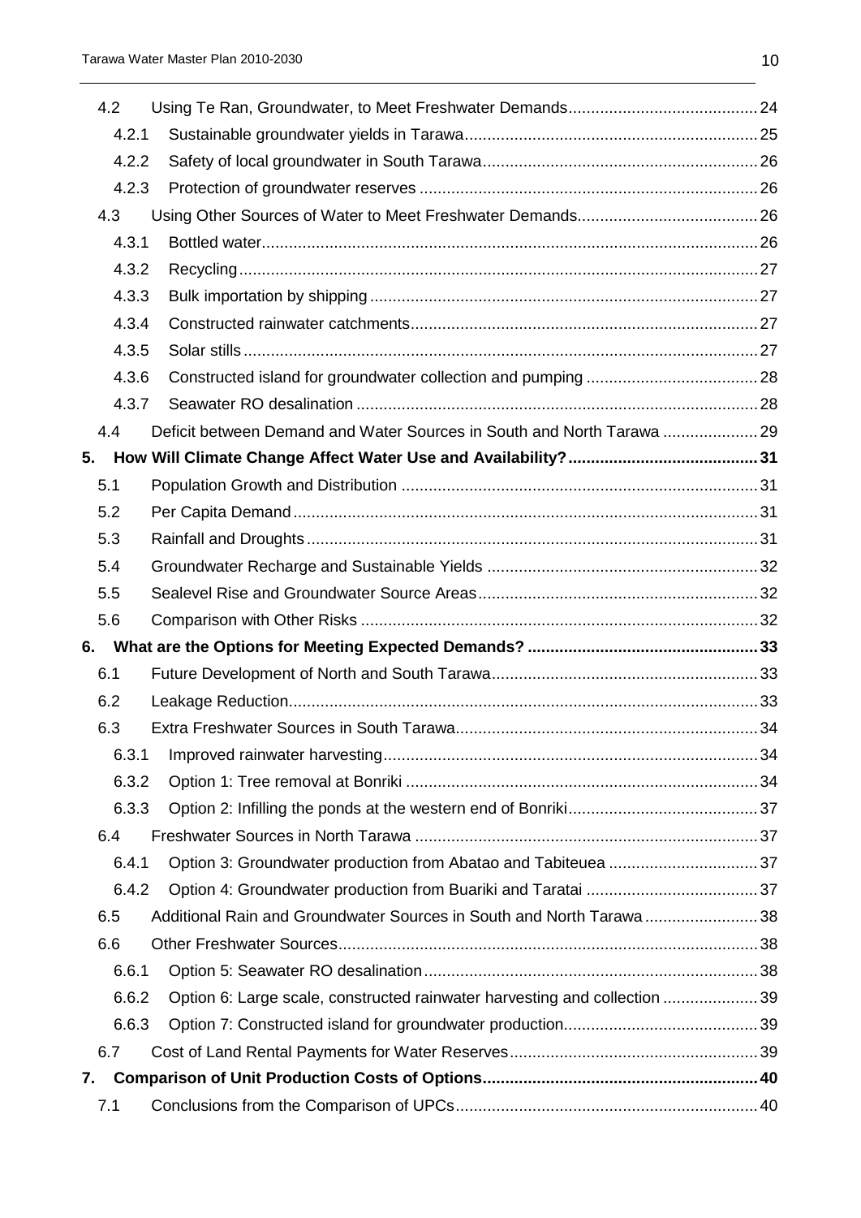| | | |
|---|---|---|
| 4.2 | Using Te Ran, Groundwater, to Meet Freshwater Demands | 24 |
| 4.2.1 | Sustainable groundwater yields in Tarawa | 25 |
| 4.2.2 | Safety of local groundwater in South Tarawa | 26 |
| 4.2.3 | Protection of groundwater reserves | 26 |
| 4.3 | Using Other Sources of Water to Meet Freshwater Demands | 26 |
| 4.3.1 | Bottled water | 26 |
| 4.3.2 | Recycling | 27 |
| 4.3.3 | Bulk importation by shipping | 27 |
| 4.3.4 | Constructed rainwater catchments | 27 |
| 4.3.5 | Solar stills | 27 |
| 4.3.6 | Constructed island for groundwater collection and pumping | 28 |
| 4.3.7 | Seawater RO desalination | 28 |
| 4.4 | Deficit between Demand and Water Sources in South and North Tarawa | 29 |
| **5.** | **How Will Climate Change Affect Water Use and Availability?** | **31** |
| 5.1 | Population Growth and Distribution | 31 |
| 5.2 | Per Capita Demand | 31 |
| 5.3 | Rainfall and Droughts | 31 |
| 5.4 | Groundwater Recharge and Sustainable Yields | 32 |
| 5.5 | Sealevel Rise and Groundwater Source Areas | 32 |
| 5.6 | Comparison with Other Risks | 32 |
| **6.** | **What are the Options for Meeting Expected Demands?** | **33** |
| 6.1 | Future Development of North and South Tarawa | 33 |
| 6.2 | Leakage Reduction | 33 |
| 6.3 | Extra Freshwater Sources in South Tarawa | 34 |
| 6.3.1 | Improved rainwater harvesting | 34 |
| 6.3.2 | Option 1: Tree removal at Bonriki | 34 |
| 6.3.3 | Option 2: Infilling the ponds at the western end of Bonriki | 37 |
| 6.4 | Freshwater Sources in North Tarawa | 37 |
| 6.4.1 | Option 3: Groundwater production from Abatao and Tabiteuea | 37 |
| 6.4.2 | Option 4: Groundwater production from Buariki and Taratai | 37 |
| 6.5 | Additional Rain and Groundwater Sources in South and North Tarawa | 38 |
| 6.6 | Other Freshwater Sources | 38 |
| 6.6.1 | Option 5: Seawater RO desalination | 38 |
| 6.6.2 | Option 6: Large scale, constructed rainwater harvesting and collection | 39 |
| 6.6.3 | Option 7: Constructed island for groundwater production | 39 |
| 6.7 | Cost of Land Rental Payments for Water Reserves | 39 |
| **7.** | **Comparison of Unit Production Costs of Options** | **40** |
| 7.1 | Conclusions from the Comparison of UPCs | 40 |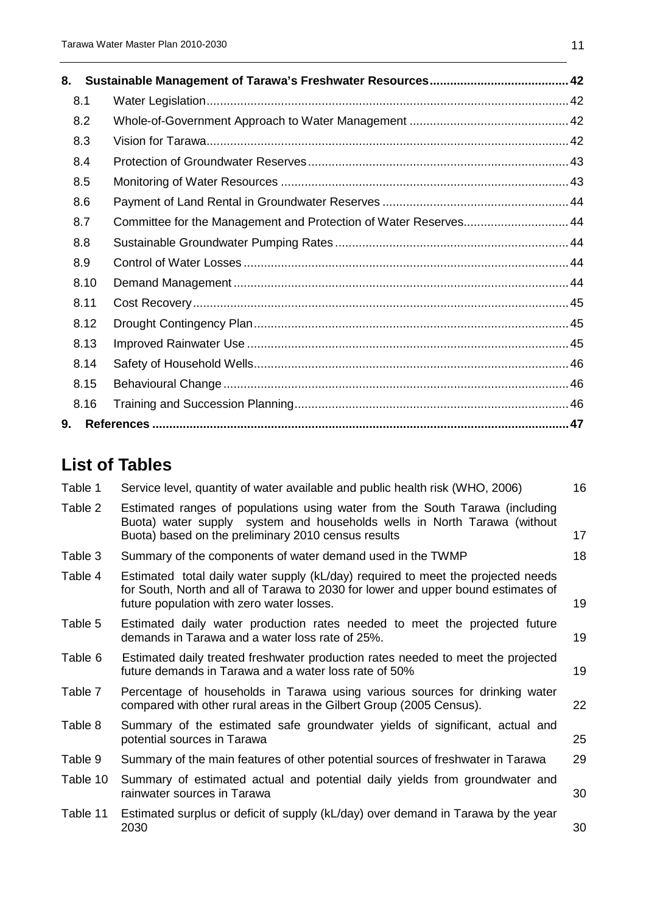| | | |
|---|---|---|
| **8.** | **Sustainable Management of Tarawa's Freshwater Resources** | **42** |
| 8.1 | Water Legislation | 42 |
| 8.2 | Whole-of-Government Approach to Water Management | 42 |
| 8.3 | Vision for Tarawa | 42 |
| 8.4 | Protection of Groundwater Reserves | 43 |
| 8.5 | Monitoring of Water Resources | 43 |
| 8.6 | Payment of Land Rental in Groundwater Reserves | 44 |
| 8.7 | Committee for the Management and Protection of Water Reserves | 44 |
| 8.8 | Sustainable Groundwater Pumping Rates | 44 |
| 8.9 | Control of Water Losses | 44 |
| 8.10 | Demand Management | 44 |
| 8.11 | Cost Recovery | 45 |
| 8.12 | Drought Contingency Plan | 45 |
| 8.13 | Improved Rainwater Use | 45 |
| 8.14 | Safety of Household Wells | 46 |
| 8.15 | Behavioural Change | 46 |
| 8.16 | Training and Succession Planning | 46 |
| **9.** | **References** | **47** |

## List of Tables

| | | |
|---|---|---|
| Table 1 | Service level, quantity of water available and public health risk (WHO, 2006) | 16 |
| Table 2 | Estimated ranges of populations using water from the South Tarawa (including Buota) water supply system and households wells in North Tarawa (without Buota) based on the preliminary 2010 census results | 17 |
| Table 3 | Summary of the components of water demand used in the TWMP | 18 |
| Table 4 | Estimated total daily water supply (kL/day) required to meet the projected needs for South, North and all of Tarawa to 2030 for lower and upper bound estimates of future population with zero water losses. | 19 |
| Table 5 | Estimated daily water production rates needed to meet the projected future demands in Tarawa and a water loss rate of 25%. | 19 |
| Table 6 | Estimated daily treated freshwater production rates needed to meet the projected future demands in Tarawa and a water loss rate of 50% | 19 |
| Table 7 | Percentage of households in Tarawa using various sources for drinking water compared with other rural areas in the Gilbert Group (2005 Census). | 22 |
| Table 8 | Summary of the estimated safe groundwater yields of significant, actual and potential sources in Tarawa | 25 |
| Table 9 | Summary of the main features of other potential sources of freshwater in Tarawa | 29 |
| Table 10 | Summary of estimated actual and potential daily yields from groundwater and rainwater sources in Tarawa | 30 |
| Table 11 | Estimated surplus or deficit of supply (kL/day) over demand in Tarawa by the year 2030 | 30 |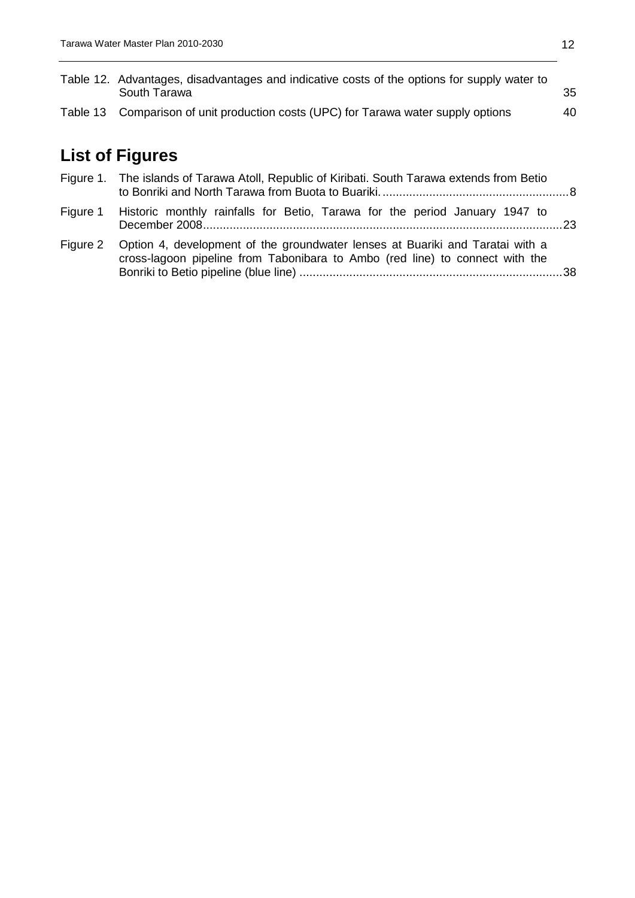Table 12. Advantages, disadvantages and indicative costs of the options for supply water to South Tarawa 35

Table 13 Comparison of unit production costs (UPC) for Tarawa water supply options 40

## List of Figures

Figure 1. The islands of Tarawa Atoll, Republic of Kiribati. South Tarawa extends from Betio to Bonriki and North Tarawa from Buota to Buariki. ........................................................ 8

Figure 1 Historic monthly rainfalls for Betio, Tarawa for the period January 1947 to December 2008 ........................................................................................................... 23

Figure 2 Option 4, development of the groundwater lenses at Buariki and Taratai with a cross-lagoon pipeline from Tabonibara to Ambo (red line) to connect with the Bonriki to Betio pipeline (blue line) ............................................................................... 38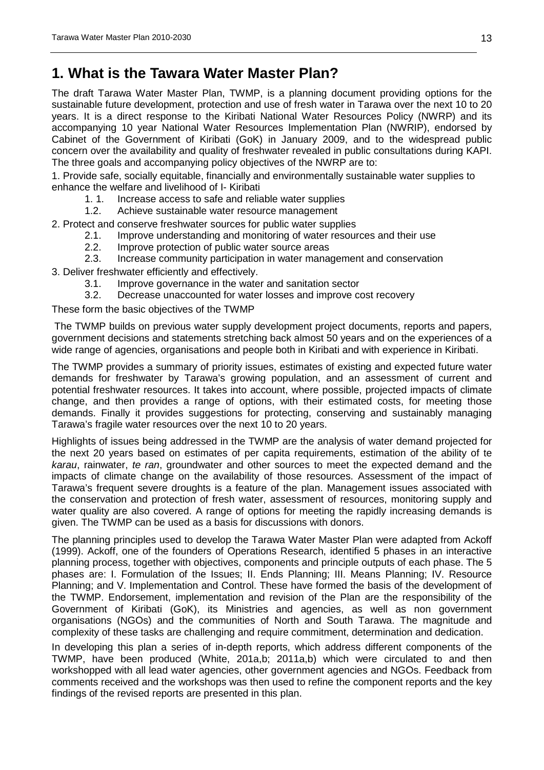# 1. What is the Tawara Water Master Plan?

The draft Tarawa Water Master Plan, TWMP, is a planning document providing options for the sustainable future development, protection and use of fresh water in Tarawa over the next 10 to 20 years. It is a direct response to the Kiribati National Water Resources Policy (NWRP) and its accompanying 10 year National Water Resources Implementation Plan (NWRIP), endorsed by Cabinet of the Government of Kiribati (GoK) in January 2009, and to the widespread public concern over the availability and quality of freshwater revealed in public consultations during KAPI. The three goals and accompanying policy objectives of the NWRP are to:

1. Provide safe, socially equitable, financially and environmentally sustainable water supplies to enhance the welfare and livelihood of I- Kiribati
    - 1. 1. Increase access to safe and reliable water supplies
    - 1.2. Achieve sustainable water resource management
2. Protect and conserve freshwater sources for public water supplies
    - 2.1. Improve understanding and monitoring of water resources and their use
    - 2.2. Improve protection of public water source areas
    - 2.3. Increase community participation in water management and conservation
3. Deliver freshwater efficiently and effectively.
    - 3.1. Improve governance in the water and sanitation sector
    - 3.2. Decrease unaccounted for water losses and improve cost recovery

These form the basic objectives of the TWMP

The TWMP builds on previous water supply development project documents, reports and papers, government decisions and statements stretching back almost 50 years and on the experiences of a wide range of agencies, organisations and people both in Kiribati and with experience in Kiribati.

The TWMP provides a summary of priority issues, estimates of existing and expected future water demands for freshwater by Tarawa's growing population, and an assessment of current and potential freshwater resources. It takes into account, where possible, projected impacts of climate change, and then provides a range of options, with their estimated costs, for meeting those demands. Finally it provides suggestions for protecting, conserving and sustainably managing Tarawa's fragile water resources over the next 10 to 20 years.

Highlights of issues being addressed in the TWMP are the analysis of water demand projected for the next 20 years based on estimates of per capita requirements, estimation of the ability of te *karau*, rainwater, *te ran*, groundwater and other sources to meet the expected demand and the impacts of climate change on the availability of those resources. Assessment of the impact of Tarawa's frequent severe droughts is a feature of the plan. Management issues associated with the conservation and protection of fresh water, assessment of resources, monitoring supply and water quality are also covered. A range of options for meeting the rapidly increasing demands is given. The TWMP can be used as a basis for discussions with donors.

The planning principles used to develop the Tarawa Water Master Plan were adapted from Ackoff (1999). Ackoff, one of the founders of Operations Research, identified 5 phases in an interactive planning process, together with objectives, components and principle outputs of each phase. The 5 phases are: I. Formulation of the Issues; II. Ends Planning; III. Means Planning; IV. Resource Planning; and V. Implementation and Control. These have formed the basis of the development of the TWMP. Endorsement, implementation and revision of the Plan are the responsibility of the Government of Kiribati (GoK), its Ministries and agencies, as well as non government organisations (NGOs) and the communities of North and South Tarawa. The magnitude and complexity of these tasks are challenging and require commitment, determination and dedication.

In developing this plan a series of in-depth reports, which address different components of the TWMP, have been produced (White, 201a,b; 2011a,b) which were circulated to and then workshopped with all lead water agencies, other government agencies and NGOs. Feedback from comments received and the workshops was then used to refine the component reports and the key findings of the revised reports are presented in this plan.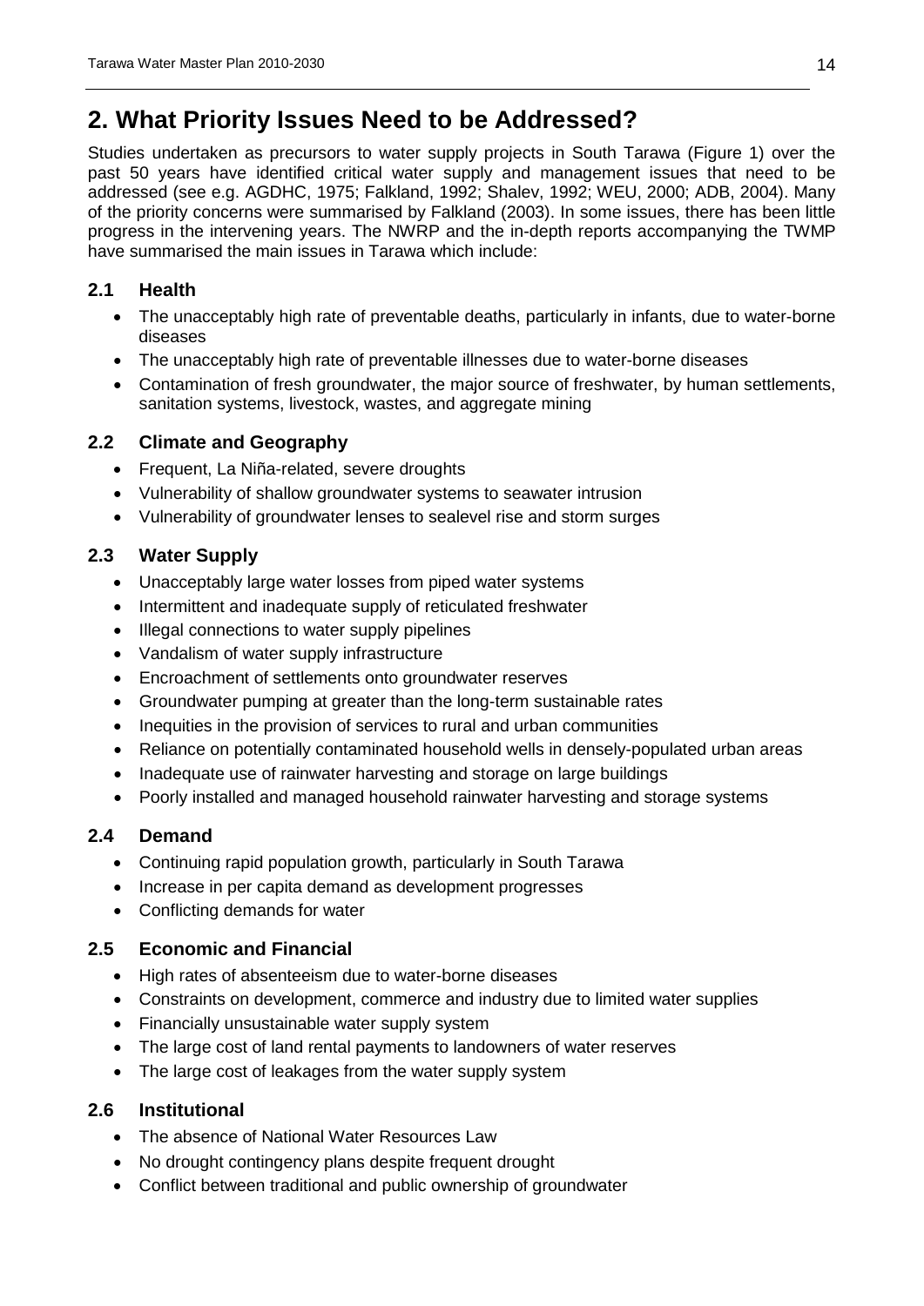# 2. What Priority Issues Need to be Addressed?

Studies undertaken as precursors to water supply projects in South Tarawa (Figure 1) over the past 50 years have identified critical water supply and management issues that need to be addressed (see e.g. AGDHC, 1975; Falkland, 1992; Shalev, 1992; WEU, 2000; ADB, 2004). Many of the priority concerns were summarised by Falkland (2003). In some issues, there has been little progress in the intervening years. The NWRP and the in-depth reports accompanying the TWMP have summarised the main issues in Tarawa which include:

## 2.1 Health

- The unacceptably high rate of preventable deaths, particularly in infants, due to water-borne diseases
- The unacceptably high rate of preventable illnesses due to water-borne diseases
- Contamination of fresh groundwater, the major source of freshwater, by human settlements, sanitation systems, livestock, wastes, and aggregate mining

## 2.2 Climate and Geography

- Frequent, La Niña-related, severe droughts
- Vulnerability of shallow groundwater systems to seawater intrusion
- Vulnerability of groundwater lenses to sealevel rise and storm surges

## 2.3 Water Supply

- Unacceptably large water losses from piped water systems
- Intermittent and inadequate supply of reticulated freshwater
- Illegal connections to water supply pipelines
- Vandalism of water supply infrastructure
- Encroachment of settlements onto groundwater reserves
- Groundwater pumping at greater than the long-term sustainable rates
- Inequities in the provision of services to rural and urban communities
- Reliance on potentially contaminated household wells in densely-populated urban areas
- Inadequate use of rainwater harvesting and storage on large buildings
- Poorly installed and managed household rainwater harvesting and storage systems

## 2.4 Demand

- Continuing rapid population growth, particularly in South Tarawa
- Increase in per capita demand as development progresses
- Conflicting demands for water

## 2.5 Economic and Financial

- High rates of absenteeism due to water-borne diseases
- Constraints on development, commerce and industry due to limited water supplies
- Financially unsustainable water supply system
- The large cost of land rental payments to landowners of water reserves
- The large cost of leakages from the water supply system

## 2.6 Institutional

- The absence of National Water Resources Law
- No drought contingency plans despite frequent drought
- Conflict between traditional and public ownership of groundwater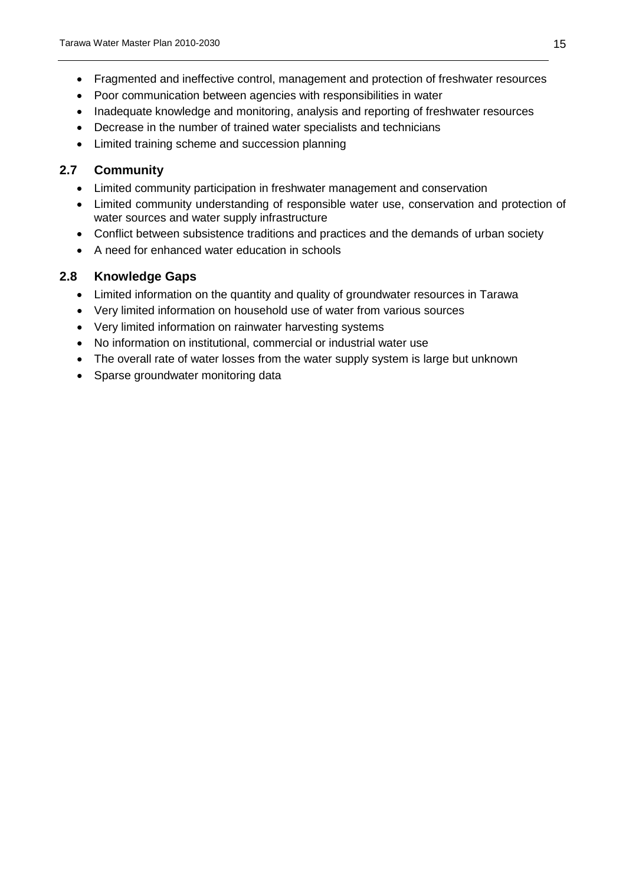- Fragmented and ineffective control, management and protection of freshwater resources
- Poor communication between agencies with responsibilities in water
- Inadequate knowledge and monitoring, analysis and reporting of freshwater resources
- Decrease in the number of trained water specialists and technicians
- Limited training scheme and succession planning

## 2.7 Community

- Limited community participation in freshwater management and conservation
- Limited community understanding of responsible water use, conservation and protection of water sources and water supply infrastructure
- Conflict between subsistence traditions and practices and the demands of urban society
- A need for enhanced water education in schools

## 2.8 Knowledge Gaps

- Limited information on the quantity and quality of groundwater resources in Tarawa
- Very limited information on household use of water from various sources
- Very limited information on rainwater harvesting systems
- No information on institutional, commercial or industrial water use
- The overall rate of water losses from the water supply system is large but unknown
- Sparse groundwater monitoring data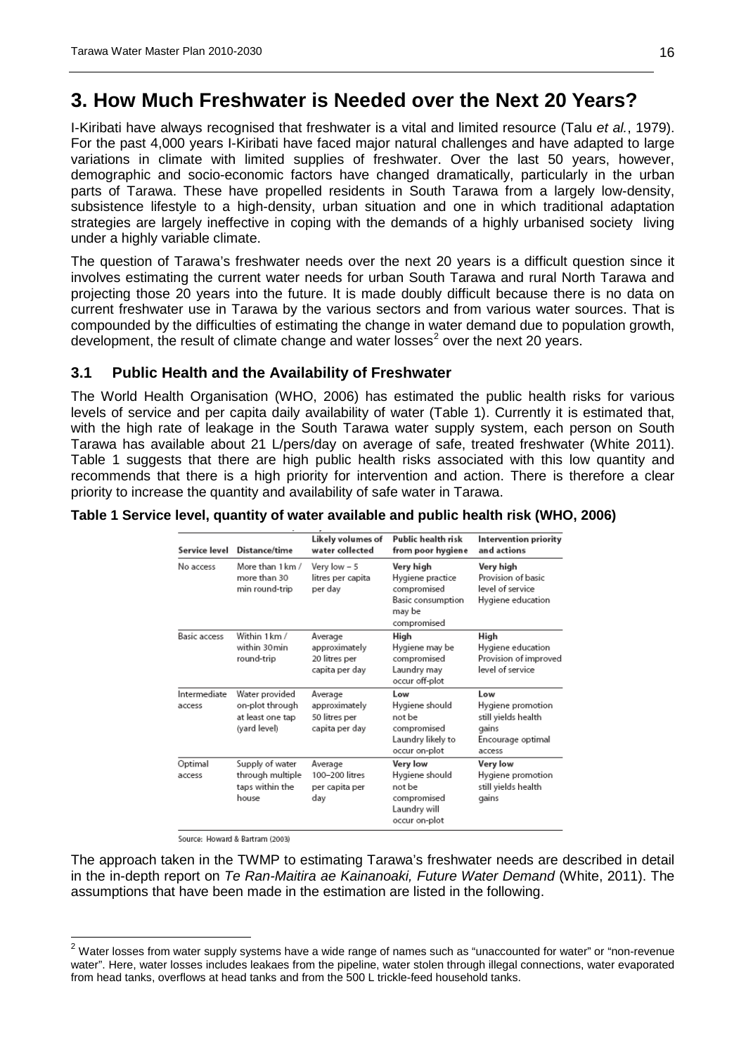# 3. How Much Freshwater is Needed over the Next 20 Years?

I-Kiribati have always recognised that freshwater is a vital and limited resource (Talu *et al.*, 1979). For the past 4,000 years I-Kiribati have faced major natural challenges and have adapted to large variations in climate with limited supplies of freshwater. Over the last 50 years, however, demographic and socio-economic factors have changed dramatically, particularly in the urban parts of Tarawa. These have propelled residents in South Tarawa from a largely low-density, subsistence lifestyle to a high-density, urban situation and one in which traditional adaptation strategies are largely ineffective in coping with the demands of a highly urbanised society living under a highly variable climate.

The question of Tarawa's freshwater needs over the next 20 years is a difficult question since it involves estimating the current water needs for urban South Tarawa and rural North Tarawa and projecting those 20 years into the future. It is made doubly difficult because there is no data on current freshwater use in Tarawa by the various sectors and from various water sources. That is compounded by the difficulties of estimating the change in water demand due to population growth, development, the result of climate change and water losses[2] over the next 20 years.

## 3.1 Public Health and the Availability of Freshwater

The World Health Organisation (WHO, 2006) has estimated the public health risks for various levels of service and per capita daily availability of water (Table 1). Currently it is estimated that, with the high rate of leakage in the South Tarawa water supply system, each person on South Tarawa has available about 21 L/pers/day on average of safe, treated freshwater (White 2011). Table 1 suggests that there are high public health risks associated with this low quantity and recommends that there is a high priority for intervention and action. There is therefore a clear priority to increase the quantity and availability of safe water in Tarawa.

**Table 1 Service level, quantity of water available and public health risk (WHO, 2006)**

| Service level | Distance/time | Likely volumes of water collected | Public health risk from poor hygiene | Intervention priority and actions |
|---|---|---|---|---|
| No access | More than 1 km / more than 30 min round-trip | Very low – 5 litres per capita per day | **Very high** Hygiene practice compromised Basic consumption may be compromised | **Very high** Provision of basic level of service Hygiene education |
| Basic access | Within 1 km / within 30 min round-trip | Average approximately 20 litres per capita per day | **High** Hygiene may be compromised Laundry may occur off-plot | **High** Hygiene education Provision of improved level of service |
| Intermediate access | Water provided on-plot through at least one tap (yard level) | Average approximately 50 litres per capita per day | **Low** Hygiene should not be compromised Laundry likely to occur on-plot | **Low** Hygiene promotion still yields health gains Encourage optimal access |
| Optimal access | Supply of water through multiple taps within the house | Average 100–200 litres per capita per day | **Very low** Hygiene should not be compromised Laundry will occur on-plot | **Very low** Hygiene promotion still yields health gains |

Source: Howard & Bartram (2003)

The approach taken in the TWMP to estimating Tarawa's freshwater needs are described in detail in the in-depth report on *Te Ran-Maitira ae Kainanoaki, Future Water Demand* (White, 2011). The assumptions that have been made in the estimation are listed in the following.

[2] Water losses from water supply systems have a wide range of names such as "unaccounted for water" or "non-revenue water". Here, water losses includes leakaes from the pipeline, water stolen through illegal connections, water evaporated from head tanks, overflows at head tanks and from the 500 L trickle-feed household tanks.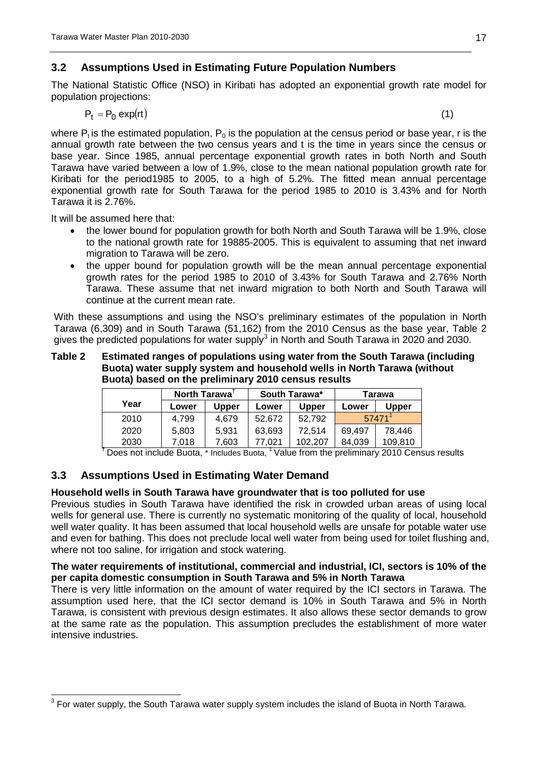## 3.2 Assumptions Used in Estimating Future Population Numbers

The National Statistic Office (NSO) in Kiribati has adopted an exponential growth rate model for population projections:

$$P_t = P_0 \exp(rt) \quad (1)$$

where $P_t$ is the estimated population, $P_0$ is the population at the census period or base year, r is the annual growth rate between the two census years and t is the time in years since the census or base year. Since 1985, annual percentage exponential growth rates in both North and South Tarawa have varied between a low of 1.9%, close to the mean national population growth rate for Kiribati for the period1985 to 2005, to a high of 5.2%. The fitted mean annual percentage exponential growth rate for South Tarawa for the period 1985 to 2010 is 3.43% and for North Tarawa it is 2.76%.

It will be assumed here that:

- the lower bound for population growth for both North and South Tarawa will be 1.9%, close to the national growth rate for 19885-2005. This is equivalent to assuming that net inward migration to Tarawa will be zero.
- the upper bound for population growth will be the mean annual percentage exponential growth rates for the period 1985 to 2010 of 3.43% for South Tarawa and 2.76% North Tarawa. These assume that net inward migration to both North and South Tarawa will continue at the current mean rate.

With these assumptions and using the NSO's preliminary estimates of the population in North Tarawa (6,309) and in South Tarawa (51,162) from the 2010 Census as the base year, Table 2 gives the predicted populations for water supply[3] in North and South Tarawa in 2020 and 2030.

**Table 2 Estimated ranges of populations using water from the South Tarawa (including Buota) water supply system and household wells in North Tarawa (without Buota) based on the preliminary 2010 census results**

| Year | North Tarawa† | | South Tarawa* | | Tarawa | |
|---|---|---|---|---|---|---|
| | Lower | Upper | Lower | Upper | Lower | Upper |
| 2010 | 4,799 | 4,679 | 52,672 | 52,792 | 57471‡ | |
| 2020 | 5,803 | 5,931 | 63,693 | 72,514 | 69,497 | 78,446 |
| 2030 | 7,018 | 7,603 | 77,021 | 102,207 | 84,039 | 109,810 |

† Does not include Buota, * Includes Buota, ‡ Value from the preliminary 2010 Census results

## 3.3 Assumptions Used in Estimating Water Demand

**Household wells in South Tarawa have groundwater that is too polluted for use**

Previous studies in South Tarawa have identified the risk in crowded urban areas of using local wells for general use. There is currently no systematic monitoring of the quality of local, household well water quality. It has been assumed that local household wells are unsafe for potable water use and even for bathing. This does not preclude local well water from being used for toilet flushing and, where not too saline, for irrigation and stock watering.

**The water requirements of institutional, commercial and industrial, ICI, sectors is 10% of the per capita domestic consumption in South Tarawa and 5% in North Tarawa**

There is very little information on the amount of water required by the ICI sectors in Tarawa. The assumption used here, that the ICI sector demand is 10% in South Tarawa and 5% in North Tarawa, is consistent with previous design estimates. It also allows these sector demands to grow at the same rate as the population. This assumption precludes the establishment of more water intensive industries.

---

[3] For water supply, the South Tarawa water supply system includes the island of Buota in North Tarawa.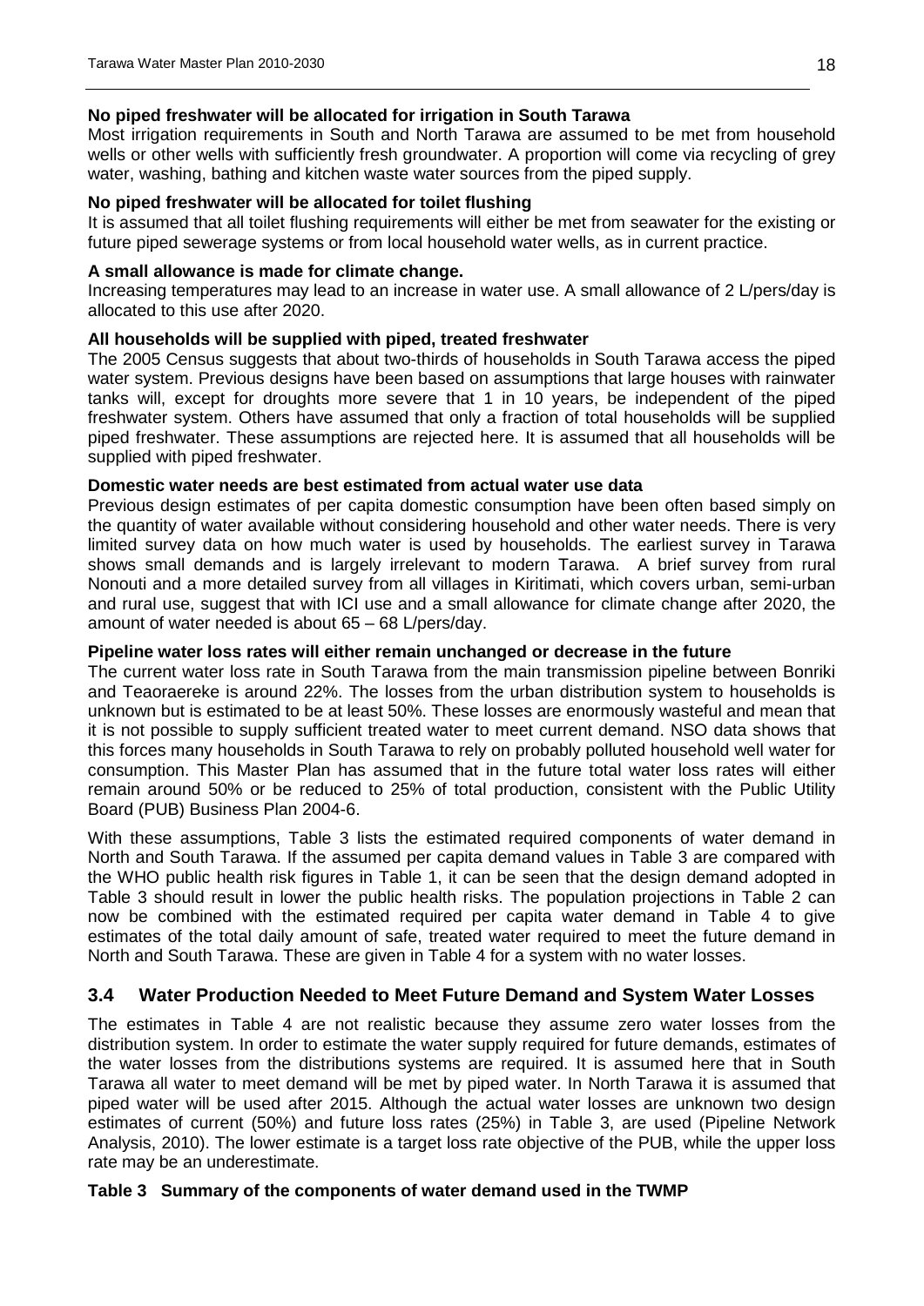**No piped freshwater will be allocated for irrigation in South Tarawa**

Most irrigation requirements in South and North Tarawa are assumed to be met from household wells or other wells with sufficiently fresh groundwater. A proportion will come via recycling of grey water, washing, bathing and kitchen waste water sources from the piped supply.

**No piped freshwater will be allocated for toilet flushing**

It is assumed that all toilet flushing requirements will either be met from seawater for the existing or future piped sewerage systems or from local household water wells, as in current practice.

**A small allowance is made for climate change.**

Increasing temperatures may lead to an increase in water use. A small allowance of 2 L/pers/day is allocated to this use after 2020.

**All households will be supplied with piped, treated freshwater**

The 2005 Census suggests that about two-thirds of households in South Tarawa access the piped water system. Previous designs have been based on assumptions that large houses with rainwater tanks will, except for droughts more severe that 1 in 10 years, be independent of the piped freshwater system. Others have assumed that only a fraction of total households will be supplied piped freshwater. These assumptions are rejected here. It is assumed that all households will be supplied with piped freshwater.

**Domestic water needs are best estimated from actual water use data**

Previous design estimates of per capita domestic consumption have been often based simply on the quantity of water available without considering household and other water needs. There is very limited survey data on how much water is used by households. The earliest survey in Tarawa shows small demands and is largely irrelevant to modern Tarawa. A brief survey from rural Nonouti and a more detailed survey from all villages in Kiritimati, which covers urban, semi-urban and rural use, suggest that with ICI use and a small allowance for climate change after 2020, the amount of water needed is about 65 – 68 L/pers/day.

**Pipeline water loss rates will either remain unchanged or decrease in the future**

The current water loss rate in South Tarawa from the main transmission pipeline between Bonriki and Teaoraereke is around 22%. The losses from the urban distribution system to households is unknown but is estimated to be at least 50%. These losses are enormously wasteful and mean that it is not possible to supply sufficient treated water to meet current demand. NSO data shows that this forces many households in South Tarawa to rely on probably polluted household well water for consumption. This Master Plan has assumed that in the future total water loss rates will either remain around 50% or be reduced to 25% of total production, consistent with the Public Utility Board (PUB) Business Plan 2004-6.

With these assumptions, Table 3 lists the estimated required components of water demand in North and South Tarawa. If the assumed per capita demand values in Table 3 are compared with the WHO public health risk figures in Table 1, it can be seen that the design demand adopted in Table 3 should result in lower the public health risks. The population projections in Table 2 can now be combined with the estimated required per capita water demand in Table 4 to give estimates of the total daily amount of safe, treated water required to meet the future demand in North and South Tarawa. These are given in Table 4 for a system with no water losses.

## 3.4 Water Production Needed to Meet Future Demand and System Water Losses

The estimates in Table 4 are not realistic because they assume zero water losses from the distribution system. In order to estimate the water supply required for future demands, estimates of the water losses from the distributions systems are required. It is assumed here that in South Tarawa all water to meet demand will be met by piped water. In North Tarawa it is assumed that piped water will be used after 2015. Although the actual water losses are unknown two design estimates of current (50%) and future loss rates (25%) in Table 3, are used (Pipeline Network Analysis, 2010). The lower estimate is a target loss rate objective of the PUB, while the upper loss rate may be an underestimate.

**Table 3 Summary of the components of water demand used in the TWMP**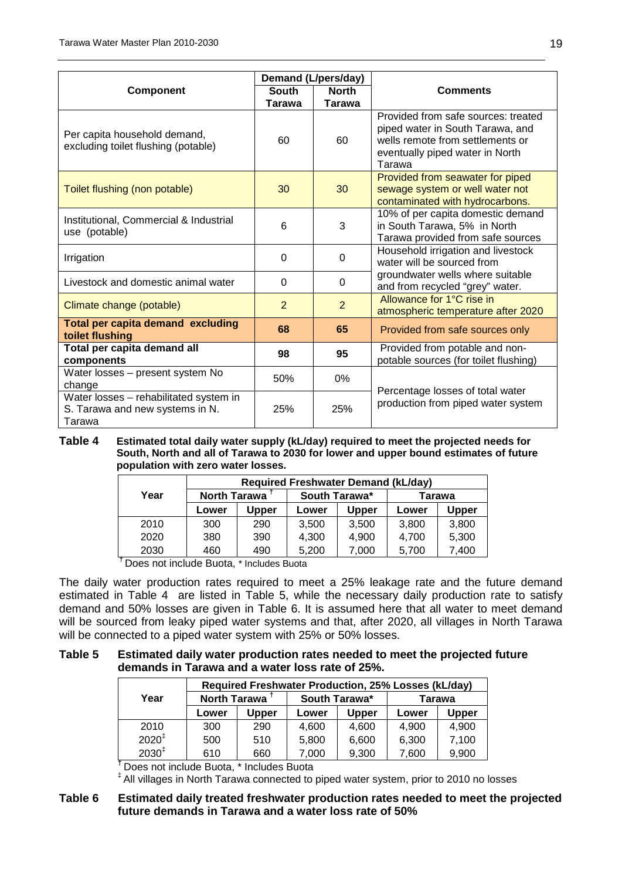| Component | Demand (L/pers/day) | | Comments |
|---|---|---|---|
| | South Tarawa | North Tarawa | |
| Per capita household demand, excluding toilet flushing (potable) | 60 | 60 | Provided from safe sources: treated piped water in South Tarawa, and wells remote from settlements or eventually piped water in North Tarawa |
| Toilet flushing (non potable) | 30 | 30 | Provided from seawater for piped sewage system or well water not contaminated with hydrocarbons. |
| Institutional, Commercial & Industrial use (potable) | 6 | 3 | 10% of per capita domestic demand in South Tarawa, 5% in North Tarawa provided from safe sources |
| Irrigation | 0 | 0 | Household irrigation and livestock water will be sourced from groundwater wells where suitable and from recycled "grey" water. |
| Livestock and domestic animal water | 0 | 0 | |
| Climate change (potable) | 2 | 2 | Allowance for 1°C rise in atmospheric temperature after 2020 |
| **Total per capita demand excluding toilet flushing** | **68** | **65** | Provided from safe sources only |
| **Total per capita demand all components** | **98** | **95** | Provided from potable and non-potable sources (for toilet flushing) |
| Water losses – present system No change | 50% | 0% | Percentage losses of total water production from piped water system |
| Water losses – rehabilitated system in S. Tarawa and new systems in N. Tarawa | 25% | 25% | |

**Table 4 Estimated total daily water supply (kL/day) required to meet the projected needs for South, North and all of Tarawa to 2030 for lower and upper bound estimates of future population with zero water losses.**

| Year | Required Freshwater Demand (kL/day) | | | | | |
|---|---|---|---|---|---|---|
| | North Tarawa [†] | | South Tarawa* | | Tarawa | |
| | Lower | Upper | Lower | Upper | Lower | Upper |
| 2010 | 300 | 290 | 3,500 | 3,500 | 3,800 | 3,800 |
| 2020 | 380 | 390 | 4,300 | 4,900 | 4,700 | 5,300 |
| 2030 | 460 | 490 | 5,200 | 7,000 | 5,700 | 7,400 |

[†] Does not include Buota, * Includes Buota

The daily water production rates required to meet a 25% leakage rate and the future demand estimated in Table 4 are listed in Table 5, while the necessary daily production rate to satisfy demand and 50% losses are given in Table 6. It is assumed here that all water to meet demand will be sourced from leaky piped water systems and that, after 2020, all villages in North Tarawa will be connected to a piped water system with 25% or 50% losses.

**Table 5 Estimated daily water production rates needed to meet the projected future demands in Tarawa and a water loss rate of 25%.**

| Year | Required Freshwater Production, 25% Losses (kL/day) | | | | | |
|---|---|---|---|---|---|---|
| | North Tarawa [†] | | South Tarawa* | | Tarawa | |
| | Lower | Upper | Lower | Upper | Lower | Upper |
| 2010 | 300 | 290 | 4,600 | 4,600 | 4,900 | 4,900 |
| 2020[‡] | 500 | 510 | 5,800 | 6,600 | 6,300 | 7,100 |
| 2030[‡] | 610 | 660 | 7,000 | 9,300 | 7,600 | 9,900 |

[†] Does not include Buota, * Includes Buota

[‡] All villages in North Tarawa connected to piped water system, prior to 2010 no losses

**Table 6 Estimated daily treated freshwater production rates needed to meet the projected future demands in Tarawa and a water loss rate of 50%**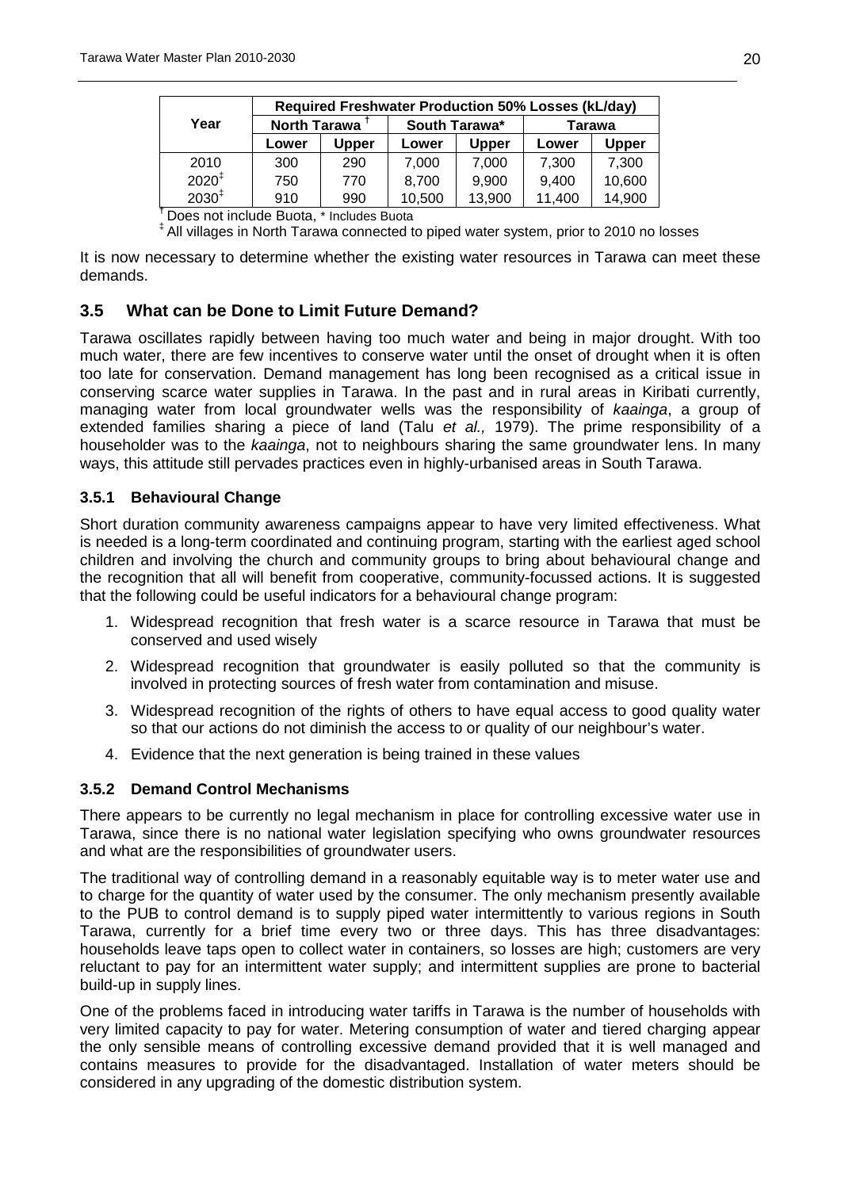| Year | Required Freshwater Production 50% Losses (kL/day) | | | | | |
|---|---|---|---|---|---|---|
| | North Tarawa [†] | | South Tarawa* | | Tarawa | |
| | Lower | Upper | Lower | Upper | Lower | Upper |
| 2010 | 300 | 290 | 7,000 | 7,000 | 7,300 | 7,300 |
| 2020[‡] | 750 | 770 | 8,700 | 9,900 | 9,400 | 10,600 |
| 2030[‡] | 910 | 990 | 10,500 | 13,900 | 11,400 | 14,900 |

[†] Does not include Buota, * Includes Buota

[‡] All villages in North Tarawa connected to piped water system, prior to 2010 no losses

It is now necessary to determine whether the existing water resources in Tarawa can meet these demands.

## 3.5 What can be Done to Limit Future Demand?

Tarawa oscillates rapidly between having too much water and being in major drought. With too much water, there are few incentives to conserve water until the onset of drought when it is often too late for conservation. Demand management has long been recognised as a critical issue in conserving scarce water supplies in Tarawa. In the past and in rural areas in Kiribati currently, managing water from local groundwater wells was the responsibility of *kaainga*, a group of extended families sharing a piece of land (Talu *et al.,* 1979). The prime responsibility of a householder was to the *kaainga*, not to neighbours sharing the same groundwater lens. In many ways, this attitude still pervades practices even in highly-urbanised areas in South Tarawa.

### 3.5.1 Behavioural Change

Short duration community awareness campaigns appear to have very limited effectiveness. What is needed is a long-term coordinated and continuing program, starting with the earliest aged school children and involving the church and community groups to bring about behavioural change and the recognition that all will benefit from cooperative, community-focussed actions. It is suggested that the following could be useful indicators for a behavioural change program:

1. Widespread recognition that fresh water is a scarce resource in Tarawa that must be conserved and used wisely
2. Widespread recognition that groundwater is easily polluted so that the community is involved in protecting sources of fresh water from contamination and misuse.
3. Widespread recognition of the rights of others to have equal access to good quality water so that our actions do not diminish the access to or quality of our neighbour's water.
4. Evidence that the next generation is being trained in these values

### 3.5.2 Demand Control Mechanisms

There appears to be currently no legal mechanism in place for controlling excessive water use in Tarawa, since there is no national water legislation specifying who owns groundwater resources and what are the responsibilities of groundwater users.

The traditional way of controlling demand in a reasonably equitable way is to meter water use and to charge for the quantity of water used by the consumer. The only mechanism presently available to the PUB to control demand is to supply piped water intermittently to various regions in South Tarawa, currently for a brief time every two or three days. This has three disadvantages: households leave taps open to collect water in containers, so losses are high; customers are very reluctant to pay for an intermittent water supply; and intermittent supplies are prone to bacterial build-up in supply lines.

One of the problems faced in introducing water tariffs in Tarawa is the number of households with very limited capacity to pay for water. Metering consumption of water and tiered charging appear the only sensible means of controlling excessive demand provided that it is well managed and contains measures to provide for the disadvantaged. Installation of water meters should be considered in any upgrading of the domestic distribution system.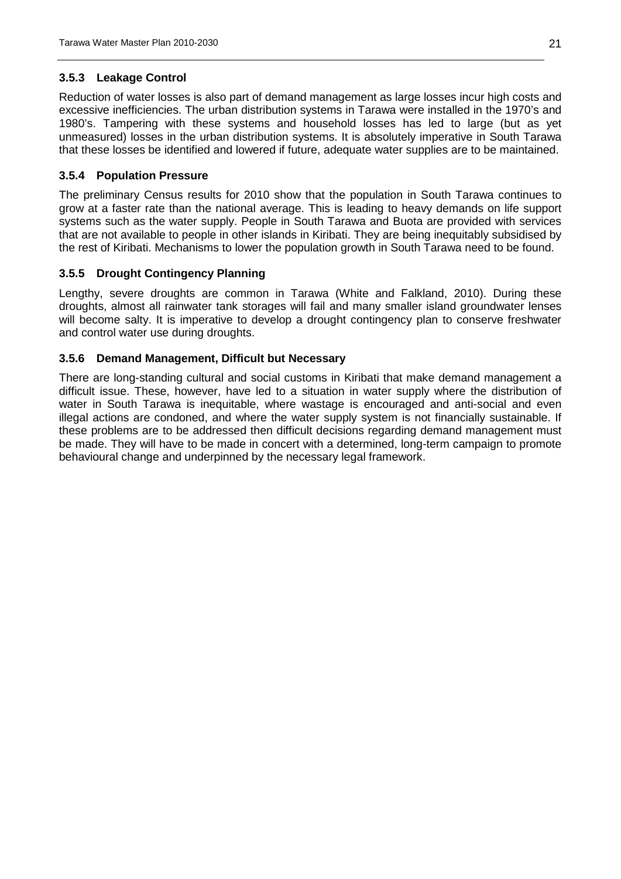### 3.5.3 Leakage Control

Reduction of water losses is also part of demand management as large losses incur high costs and excessive inefficiencies. The urban distribution systems in Tarawa were installed in the 1970's and 1980's. Tampering with these systems and household losses has led to large (but as yet unmeasured) losses in the urban distribution systems. It is absolutely imperative in South Tarawa that these losses be identified and lowered if future, adequate water supplies are to be maintained.

### 3.5.4 Population Pressure

The preliminary Census results for 2010 show that the population in South Tarawa continues to grow at a faster rate than the national average. This is leading to heavy demands on life support systems such as the water supply. People in South Tarawa and Buota are provided with services that are not available to people in other islands in Kiribati. They are being inequitably subsidised by the rest of Kiribati. Mechanisms to lower the population growth in South Tarawa need to be found.

### 3.5.5 Drought Contingency Planning

Lengthy, severe droughts are common in Tarawa (White and Falkland, 2010). During these droughts, almost all rainwater tank storages will fail and many smaller island groundwater lenses will become salty. It is imperative to develop a drought contingency plan to conserve freshwater and control water use during droughts.

### 3.5.6 Demand Management, Difficult but Necessary

There are long-standing cultural and social customs in Kiribati that make demand management a difficult issue. These, however, have led to a situation in water supply where the distribution of water in South Tarawa is inequitable, where wastage is encouraged and anti-social and even illegal actions are condoned, and where the water supply system is not financially sustainable. If these problems are to be addressed then difficult decisions regarding demand management must be made. They will have to be made in concert with a determined, long-term campaign to promote behavioural change and underpinned by the necessary legal framework.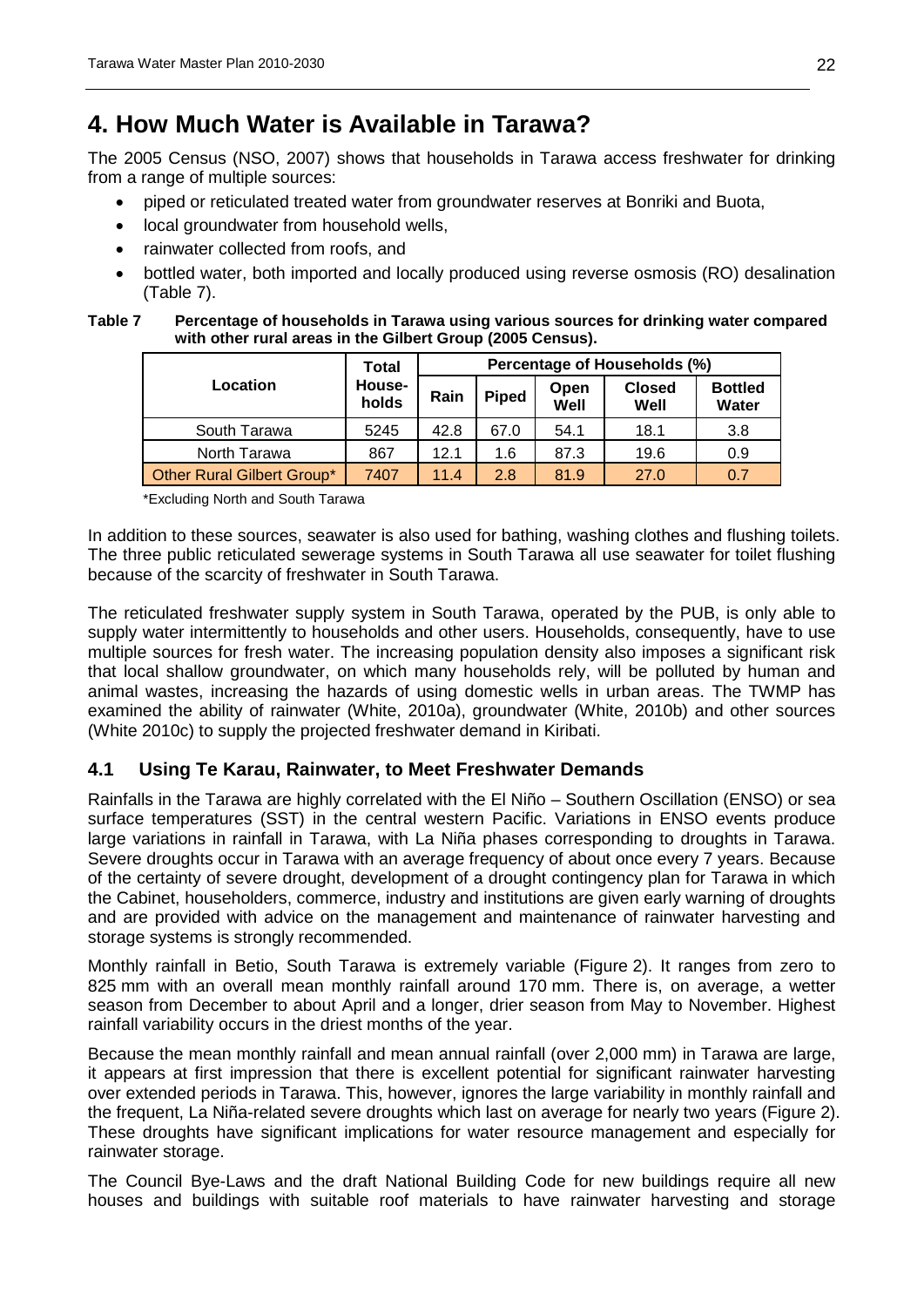# 4. How Much Water is Available in Tarawa?

The 2005 Census (NSO, 2007) shows that households in Tarawa access freshwater for drinking from a range of multiple sources:

- piped or reticulated treated water from groundwater reserves at Bonriki and Buota,
- local groundwater from household wells,
- rainwater collected from roofs, and
- bottled water, both imported and locally produced using reverse osmosis (RO) desalination (Table 7).

**Table 7 Percentage of households in Tarawa using various sources for drinking water compared with other rural areas in the Gilbert Group (2005 Census).**

| Location | Total House-holds | Percentage of Households (%) | | | | |
|---|---|---|---|---|---|---|
| | | Rain | Piped | Open Well | Closed Well | Bottled Water |
| South Tarawa | 5245 | 42.8 | 67.0 | 54.1 | 18.1 | 3.8 |
| North Tarawa | 867 | 12.1 | 1.6 | 87.3 | 19.6 | 0.9 |
| Other Rural Gilbert Group* | 7407 | 11.4 | 2.8 | 81.9 | 27.0 | 0.7 |

*Excluding North and South Tarawa

In addition to these sources, seawater is also used for bathing, washing clothes and flushing toilets. The three public reticulated sewerage systems in South Tarawa all use seawater for toilet flushing because of the scarcity of freshwater in South Tarawa.

The reticulated freshwater supply system in South Tarawa, operated by the PUB, is only able to supply water intermittently to households and other users. Households, consequently, have to use multiple sources for fresh water. The increasing population density also imposes a significant risk that local shallow groundwater, on which many households rely, will be polluted by human and animal wastes, increasing the hazards of using domestic wells in urban areas. The TWMP has examined the ability of rainwater (White, 2010a), groundwater (White, 2010b) and other sources (White 2010c) to supply the projected freshwater demand in Kiribati.

## 4.1 Using Te Karau, Rainwater, to Meet Freshwater Demands

Rainfalls in the Tarawa are highly correlated with the El Niño – Southern Oscillation (ENSO) or sea surface temperatures (SST) in the central western Pacific. Variations in ENSO events produce large variations in rainfall in Tarawa, with La Niña phases corresponding to droughts in Tarawa. Severe droughts occur in Tarawa with an average frequency of about once every 7 years. Because of the certainty of severe drought, development of a drought contingency plan for Tarawa in which the Cabinet, householders, commerce, industry and institutions are given early warning of droughts and are provided with advice on the management and maintenance of rainwater harvesting and storage systems is strongly recommended.

Monthly rainfall in Betio, South Tarawa is extremely variable (Figure 2). It ranges from zero to 825 mm with an overall mean monthly rainfall around 170 mm. There is, on average, a wetter season from December to about April and a longer, drier season from May to November. Highest rainfall variability occurs in the driest months of the year.

Because the mean monthly rainfall and mean annual rainfall (over 2,000 mm) in Tarawa are large, it appears at first impression that there is excellent potential for significant rainwater harvesting over extended periods in Tarawa. This, however, ignores the large variability in monthly rainfall and the frequent, La Niña-related severe droughts which last on average for nearly two years (Figure 2). These droughts have significant implications for water resource management and especially for rainwater storage.

The Council Bye-Laws and the draft National Building Code for new buildings require all new houses and buildings with suitable roof materials to have rainwater harvesting and storage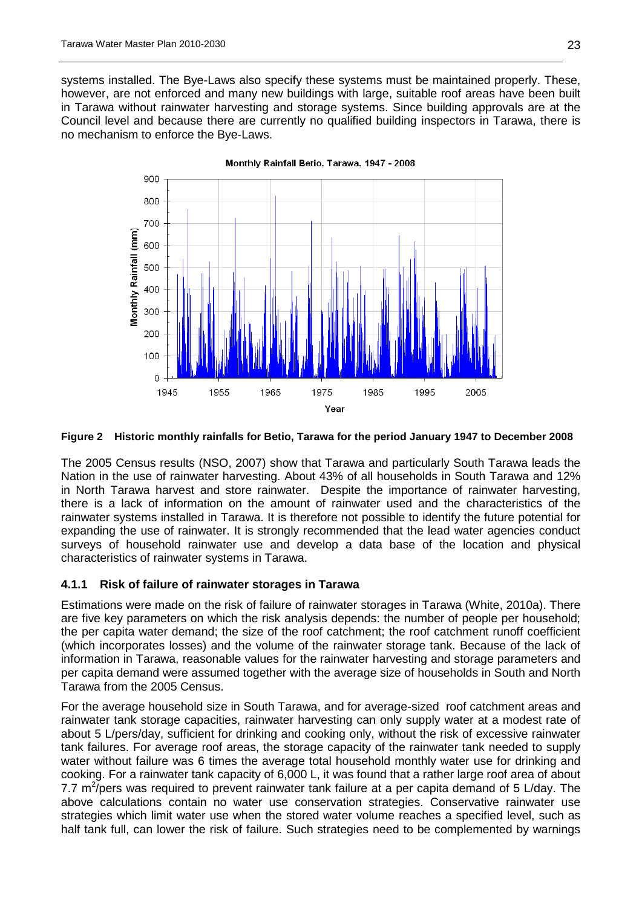systems installed. The Bye-Laws also specify these systems must be maintained properly. These, however, are not enforced and many new buildings with large, suitable roof areas have been built in Tarawa without rainwater harvesting and storage systems. Since building approvals are at the Council level and because there are currently no qualified building inspectors in Tarawa, there is no mechanism to enforce the Bye-Laws.

**Figure 2 Historic monthly rainfalls for Betio, Tarawa for the period January 1947 to December 2008**

The 2005 Census results (NSO, 2007) show that Tarawa and particularly South Tarawa leads the Nation in the use of rainwater harvesting. About 43% of all households in South Tarawa and 12% in North Tarawa harvest and store rainwater. Despite the importance of rainwater harvesting, there is a lack of information on the amount of rainwater used and the characteristics of the rainwater systems installed in Tarawa. It is therefore not possible to identify the future potential for expanding the use of rainwater. It is strongly recommended that the lead water agencies conduct surveys of household rainwater use and develop a data base of the location and physical characteristics of rainwater systems in Tarawa.

### 4.1.1 Risk of failure of rainwater storages in Tarawa

Estimations were made on the risk of failure of rainwater storages in Tarawa (White, 2010a). There are five key parameters on which the risk analysis depends: the number of people per household; the per capita water demand; the size of the roof catchment; the roof catchment runoff coefficient (which incorporates losses) and the volume of the rainwater storage tank. Because of the lack of information in Tarawa, reasonable values for the rainwater harvesting and storage parameters and per capita demand were assumed together with the average size of households in South and North Tarawa from the 2005 Census.

For the average household size in South Tarawa, and for average-sized roof catchment areas and rainwater tank storage capacities, rainwater harvesting can only supply water at a modest rate of about 5 L/pers/day, sufficient for drinking and cooking only, without the risk of excessive rainwater tank failures. For average roof areas, the storage capacity of the rainwater tank needed to supply water without failure was 6 times the average total household monthly water use for drinking and cooking. For a rainwater tank capacity of 6,000 L, it was found that a rather large roof area of about 7.7 $m^2$/pers was required to prevent rainwater tank failure at a per capita demand of 5 L/day. The above calculations contain no water use conservation strategies. Conservative rainwater use strategies which limit water use when the stored water volume reaches a specified level, such as half tank full, can lower the risk of failure. Such strategies need to be complemented by warnings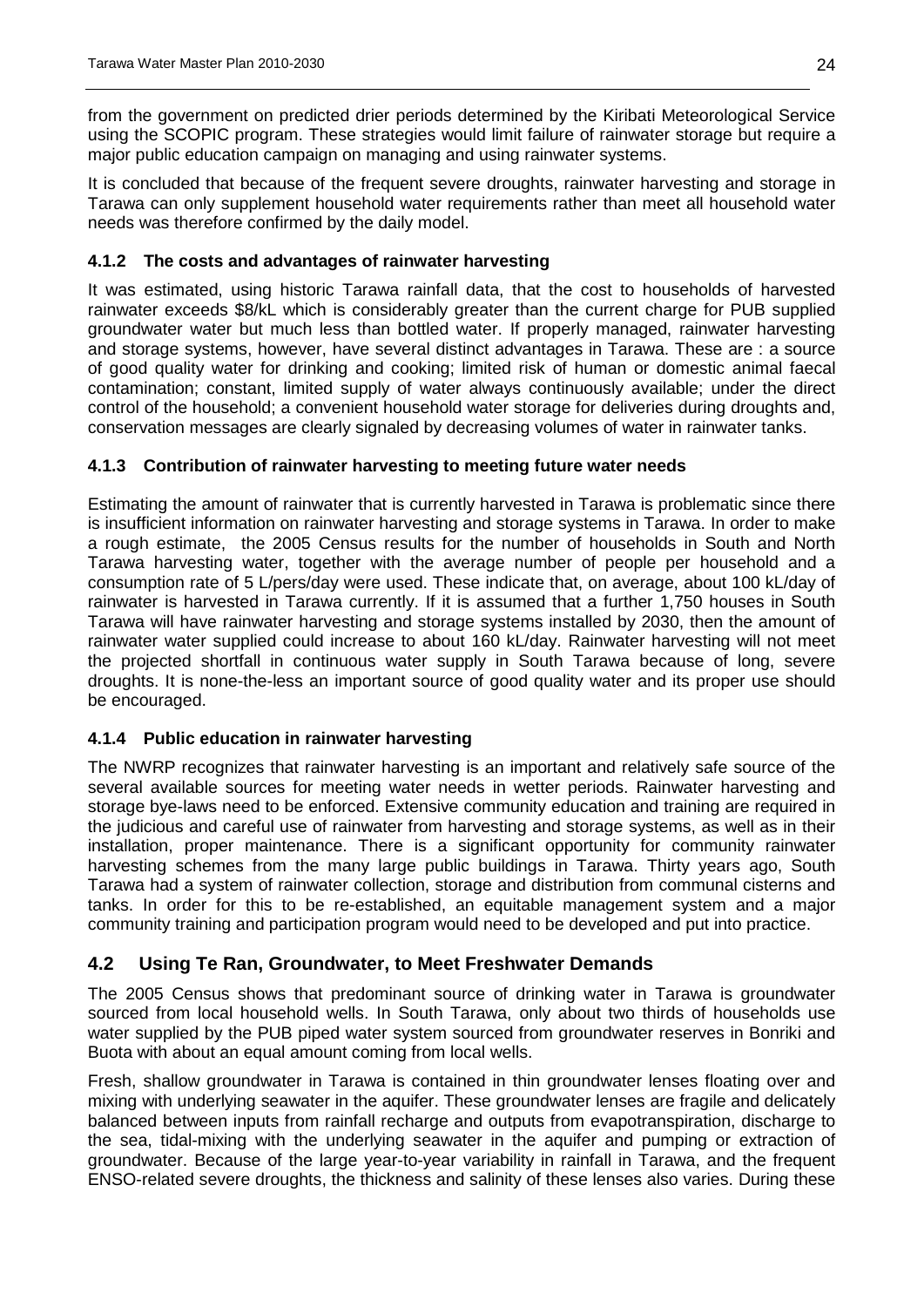from the government on predicted drier periods determined by the Kiribati Meteorological Service using the SCOPIC program. These strategies would limit failure of rainwater storage but require a major public education campaign on managing and using rainwater systems.

It is concluded that because of the frequent severe droughts, rainwater harvesting and storage in Tarawa can only supplement household water requirements rather than meet all household water needs was therefore confirmed by the daily model.

### 4.1.2 The costs and advantages of rainwater harvesting

It was estimated, using historic Tarawa rainfall data, that the cost to households of harvested rainwater exceeds \$8/kL which is considerably greater than the current charge for PUB supplied groundwater water but much less than bottled water. If properly managed, rainwater harvesting and storage systems, however, have several distinct advantages in Tarawa. These are : a source of good quality water for drinking and cooking; limited risk of human or domestic animal faecal contamination; constant, limited supply of water always continuously available; under the direct control of the household; a convenient household water storage for deliveries during droughts and, conservation messages are clearly signaled by decreasing volumes of water in rainwater tanks.

### 4.1.3 Contribution of rainwater harvesting to meeting future water needs

Estimating the amount of rainwater that is currently harvested in Tarawa is problematic since there is insufficient information on rainwater harvesting and storage systems in Tarawa. In order to make a rough estimate, the 2005 Census results for the number of households in South and North Tarawa harvesting water, together with the average number of people per household and a consumption rate of 5 L/pers/day were used. These indicate that, on average, about 100 kL/day of rainwater is harvested in Tarawa currently. If it is assumed that a further 1,750 houses in South Tarawa will have rainwater harvesting and storage systems installed by 2030, then the amount of rainwater water supplied could increase to about 160 kL/day. Rainwater harvesting will not meet the projected shortfall in continuous water supply in South Tarawa because of long, severe droughts. It is none-the-less an important source of good quality water and its proper use should be encouraged.

### 4.1.4 Public education in rainwater harvesting

The NWRP recognizes that rainwater harvesting is an important and relatively safe source of the several available sources for meeting water needs in wetter periods. Rainwater harvesting and storage bye-laws need to be enforced. Extensive community education and training are required in the judicious and careful use of rainwater from harvesting and storage systems, as well as in their installation, proper maintenance. There is a significant opportunity for community rainwater harvesting schemes from the many large public buildings in Tarawa. Thirty years ago, South Tarawa had a system of rainwater collection, storage and distribution from communal cisterns and tanks. In order for this to be re-established, an equitable management system and a major community training and participation program would need to be developed and put into practice.

## 4.2 Using Te Ran, Groundwater, to Meet Freshwater Demands

The 2005 Census shows that predominant source of drinking water in Tarawa is groundwater sourced from local household wells. In South Tarawa, only about two thirds of households use water supplied by the PUB piped water system sourced from groundwater reserves in Bonriki and Buota with about an equal amount coming from local wells.

Fresh, shallow groundwater in Tarawa is contained in thin groundwater lenses floating over and mixing with underlying seawater in the aquifer. These groundwater lenses are fragile and delicately balanced between inputs from rainfall recharge and outputs from evapotranspiration, discharge to the sea, tidal-mixing with the underlying seawater in the aquifer and pumping or extraction of groundwater. Because of the large year-to-year variability in rainfall in Tarawa, and the frequent ENSO-related severe droughts, the thickness and salinity of these lenses also varies. During these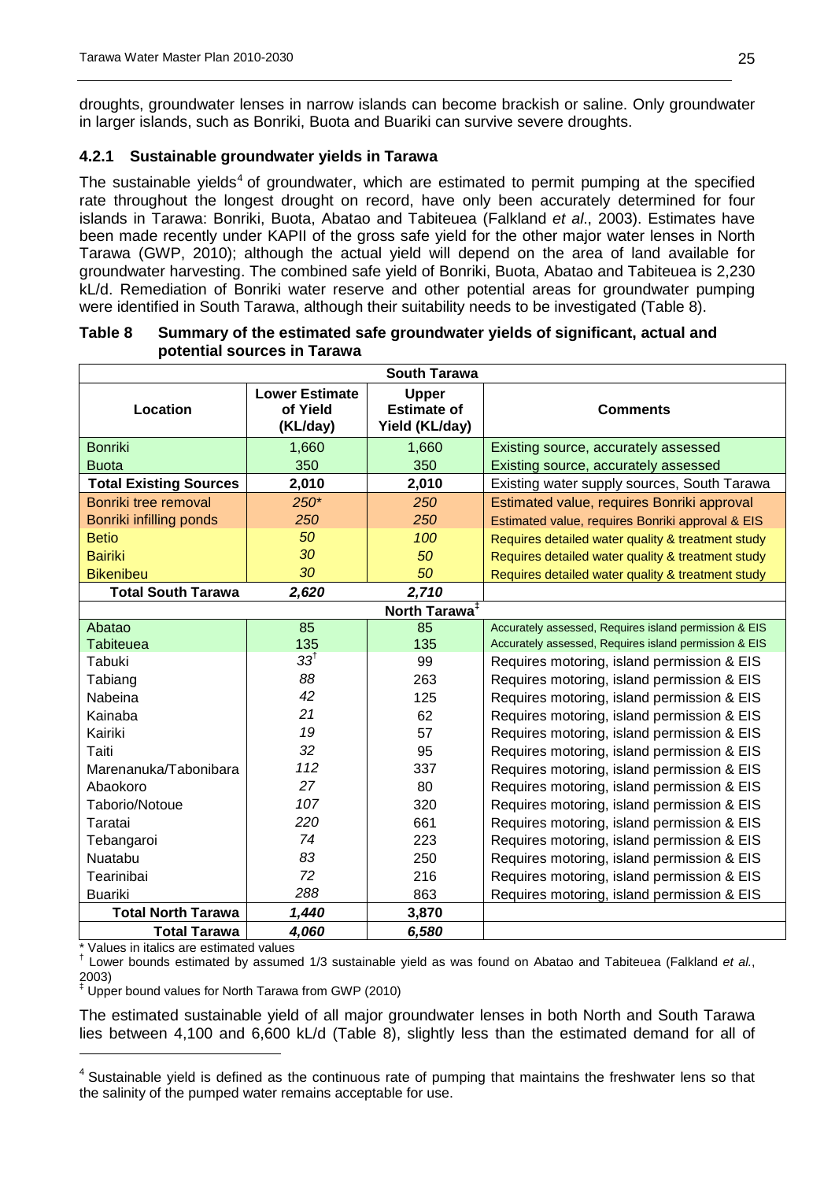droughts, groundwater lenses in narrow islands can become brackish or saline. Only groundwater in larger islands, such as Bonriki, Buota and Buariki can survive severe droughts.

### 4.2.1 Sustainable groundwater yields in Tarawa

The sustainable yields[4] of groundwater, which are estimated to permit pumping at the specified rate throughout the longest drought on record, have only been accurately determined for four islands in Tarawa: Bonriki, Buota, Abatao and Tabiteuea (Falkland *et al*., 2003). Estimates have been made recently under KAPII of the gross safe yield for the other major water lenses in North Tarawa (GWP, 2010); although the actual yield will depend on the area of land available for groundwater harvesting. The combined safe yield of Bonriki, Buota, Abatao and Tabiteuea is 2,230 kL/d. Remediation of Bonriki water reserve and other potential areas for groundwater pumping were identified in South Tarawa, although their suitability needs to be investigated (Table 8).

**Table 8 Summary of the estimated safe groundwater yields of significant, actual and potential sources in Tarawa**

| **South Tarawa** | | | |
|---|---|---|---|
| **Location** | **Lower Estimate of Yield (KL/day)** | **Upper Estimate of Yield (KL/day)** | **Comments** |
| Bonriki | 1,660 | 1,660 | Existing source, accurately assessed |
| Buota | 350 | 350 | Existing source, accurately assessed |
| **Total Existing Sources** | **2,010** | **2,010** | Existing water supply sources, South Tarawa |
| Bonriki tree removal | *250\** | *250* | Estimated value, requires Bonriki approval |
| Bonriki infilling ponds | *250* | *250* | Estimated value, requires Bonriki approval & EIS |
| Betio | *50* | *100* | Requires detailed water quality & treatment study |
| Bairiki | *30* | *50* | Requires detailed water quality & treatment study |
| Bikenibeu | *30* | *50* | Requires detailed water quality & treatment study |
| **Total South Tarawa** | ***2,620*** | ***2,710*** | |
| **North Tarawa‡** | | | |
| Abatao | 85 | 85 | Accurately assessed, Requires island permission & EIS |
| Tabiteuea | 135 | 135 | Accurately assessed, Requires island permission & EIS |
| Tabuki | *33†* | 99 | Requires motoring, island permission & EIS |
| Tabiang | *88* | 263 | Requires motoring, island permission & EIS |
| Nabeina | *42* | 125 | Requires motoring, island permission & EIS |
| Kainaba | *21* | 62 | Requires motoring, island permission & EIS |
| Kairiki | *19* | 57 | Requires motoring, island permission & EIS |
| Taiti | *32* | 95 | Requires motoring, island permission & EIS |
| Marenanuka/Tabonibara | *112* | 337 | Requires motoring, island permission & EIS |
| Abaokoro | *27* | 80 | Requires motoring, island permission & EIS |
| Taborio/Notoue | *107* | 320 | Requires motoring, island permission & EIS |
| Taratai | *220* | 661 | Requires motoring, island permission & EIS |
| Tebangaroi | *74* | 223 | Requires motoring, island permission & EIS |
| Nuatabu | *83* | 250 | Requires motoring, island permission & EIS |
| Tearinibai | *72* | 216 | Requires motoring, island permission & EIS |
| Buariki | *288* | 863 | Requires motoring, island permission & EIS |
| **Total North Tarawa** | ***1,440*** | **3,870** | |
| **Total Tarawa** | ***4,060*** | ***6,580*** | |

\* Values in italics are estimated values
† Lower bounds estimated by assumed 1/3 sustainable yield as was found on Abatao and Tabiteuea (Falkland *et al.*, 2003)
‡ Upper bound values for North Tarawa from GWP (2010)

The estimated sustainable yield of all major groundwater lenses in both North and South Tarawa lies between 4,100 and 6,600 kL/d (Table 8), slightly less than the estimated demand for all of

[4] Sustainable yield is defined as the continuous rate of pumping that maintains the freshwater lens so that the salinity of the pumped water remains acceptable for use.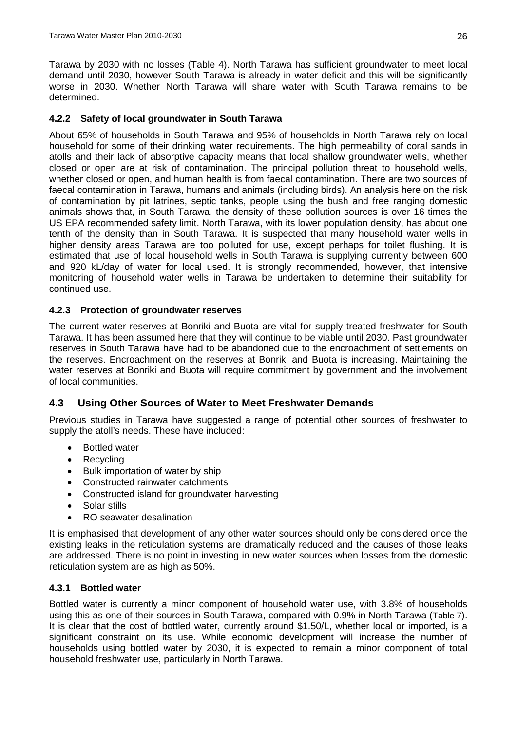Tarawa by 2030 with no losses (Table 4). North Tarawa has sufficient groundwater to meet local demand until 2030, however South Tarawa is already in water deficit and this will be significantly worse in 2030. Whether North Tarawa will share water with South Tarawa remains to be determined.

### 4.2.2 Safety of local groundwater in South Tarawa

About 65% of households in South Tarawa and 95% of households in North Tarawa rely on local household for some of their drinking water requirements. The high permeability of coral sands in atolls and their lack of absorptive capacity means that local shallow groundwater wells, whether closed or open are at risk of contamination. The principal pollution threat to household wells, whether closed or open, and human health is from faecal contamination. There are two sources of faecal contamination in Tarawa, humans and animals (including birds). An analysis here on the risk of contamination by pit latrines, septic tanks, people using the bush and free ranging domestic animals shows that, in South Tarawa, the density of these pollution sources is over 16 times the US EPA recommended safety limit. North Tarawa, with its lower population density, has about one tenth of the density than in South Tarawa. It is suspected that many household water wells in higher density areas Tarawa are too polluted for use, except perhaps for toilet flushing. It is estimated that use of local household wells in South Tarawa is supplying currently between 600 and 920 kL/day of water for local used. It is strongly recommended, however, that intensive monitoring of household water wells in Tarawa be undertaken to determine their suitability for continued use.

### 4.2.3 Protection of groundwater reserves

The current water reserves at Bonriki and Buota are vital for supply treated freshwater for South Tarawa. It has been assumed here that they will continue to be viable until 2030. Past groundwater reserves in South Tarawa have had to be abandoned due to the encroachment of settlements on the reserves. Encroachment on the reserves at Bonriki and Buota is increasing. Maintaining the water reserves at Bonriki and Buota will require commitment by government and the involvement of local communities.

## 4.3 Using Other Sources of Water to Meet Freshwater Demands

Previous studies in Tarawa have suggested a range of potential other sources of freshwater to supply the atoll's needs. These have included:

- Bottled water
- Recycling
- Bulk importation of water by ship
- Constructed rainwater catchments
- Constructed island for groundwater harvesting
- Solar stills
- RO seawater desalination

It is emphasised that development of any other water sources should only be considered once the existing leaks in the reticulation systems are dramatically reduced and the causes of those leaks are addressed. There is no point in investing in new water sources when losses from the domestic reticulation system are as high as 50%.

### 4.3.1 Bottled water

Bottled water is currently a minor component of household water use, with 3.8% of households using this as one of their sources in South Tarawa, compared with 0.9% in North Tarawa (Table 7). It is clear that the cost of bottled water, currently around $1.50/L, whether local or imported, is a significant constraint on its use. While economic development will increase the number of households using bottled water by 2030, it is expected to remain a minor component of total household freshwater use, particularly in North Tarawa.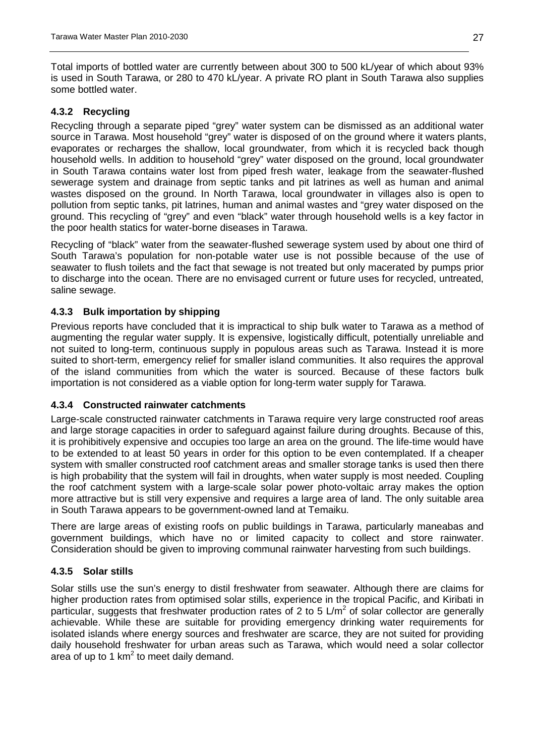Total imports of bottled water are currently between about 300 to 500 kL/year of which about 93% is used in South Tarawa, or 280 to 470 kL/year. A private RO plant in South Tarawa also supplies some bottled water.

### 4.3.2 Recycling

Recycling through a separate piped "grey" water system can be dismissed as an additional water source in Tarawa. Most household "grey" water is disposed of on the ground where it waters plants, evaporates or recharges the shallow, local groundwater, from which it is recycled back though household wells. In addition to household "grey" water disposed on the ground, local groundwater in South Tarawa contains water lost from piped fresh water, leakage from the seawater-flushed sewerage system and drainage from septic tanks and pit latrines as well as human and animal wastes disposed on the ground. In North Tarawa, local groundwater in villages also is open to pollution from septic tanks, pit latrines, human and animal wastes and "grey water disposed on the ground. This recycling of "grey" and even "black" water through household wells is a key factor in the poor health statics for water-borne diseases in Tarawa.

Recycling of "black" water from the seawater-flushed sewerage system used by about one third of South Tarawa's population for non-potable water use is not possible because of the use of seawater to flush toilets and the fact that sewage is not treated but only macerated by pumps prior to discharge into the ocean. There are no envisaged current or future uses for recycled, untreated, saline sewage.

### 4.3.3 Bulk importation by shipping

Previous reports have concluded that it is impractical to ship bulk water to Tarawa as a method of augmenting the regular water supply. It is expensive, logistically difficult, potentially unreliable and not suited to long-term, continuous supply in populous areas such as Tarawa. Instead it is more suited to short-term, emergency relief for smaller island communities. It also requires the approval of the island communities from which the water is sourced. Because of these factors bulk importation is not considered as a viable option for long-term water supply for Tarawa.

### 4.3.4 Constructed rainwater catchments

Large-scale constructed rainwater catchments in Tarawa require very large constructed roof areas and large storage capacities in order to safeguard against failure during droughts. Because of this, it is prohibitively expensive and occupies too large an area on the ground. The life-time would have to be extended to at least 50 years in order for this option to be even contemplated. If a cheaper system with smaller constructed roof catchment areas and smaller storage tanks is used then there is high probability that the system will fail in droughts, when water supply is most needed. Coupling the roof catchment system with a large-scale solar power photo-voltaic array makes the option more attractive but is still very expensive and requires a large area of land. The only suitable area in South Tarawa appears to be government-owned land at Temaiku.

There are large areas of existing roofs on public buildings in Tarawa, particularly maneabas and government buildings, which have no or limited capacity to collect and store rainwater. Consideration should be given to improving communal rainwater harvesting from such buildings.

### 4.3.5 Solar stills

Solar stills use the sun's energy to distil freshwater from seawater. Although there are claims for higher production rates from optimised solar stills, experience in the tropical Pacific, and Kiribati in particular, suggests that freshwater production rates of 2 to 5 L/m$^2$ of solar collector are generally achievable. While these are suitable for providing emergency drinking water requirements for isolated islands where energy sources and freshwater are scarce, they are not suited for providing daily household freshwater for urban areas such as Tarawa, which would need a solar collector area of up to 1 km$^2$ to meet daily demand.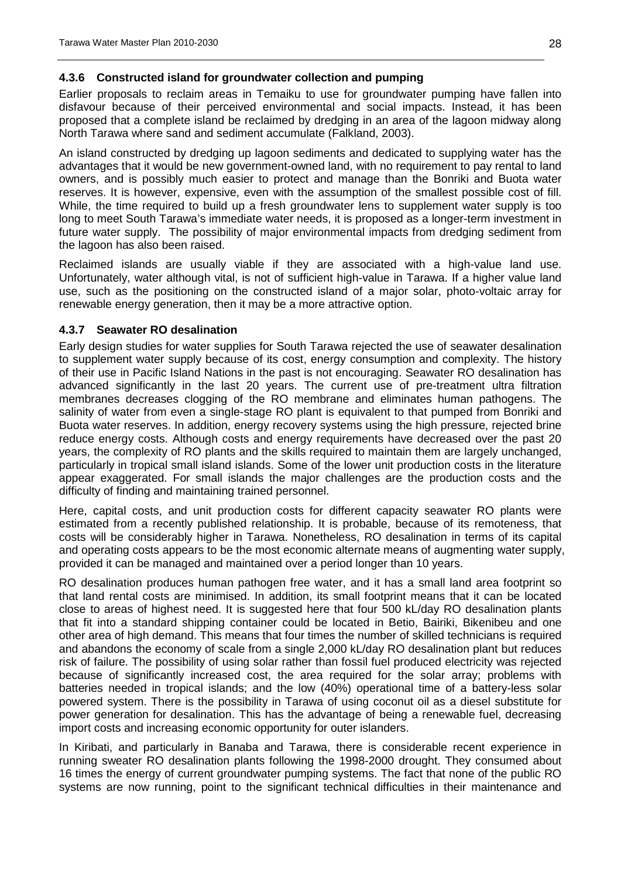### 4.3.6 Constructed island for groundwater collection and pumping

Earlier proposals to reclaim areas in Temaiku to use for groundwater pumping have fallen into disfavour because of their perceived environmental and social impacts. Instead, it has been proposed that a complete island be reclaimed by dredging in an area of the lagoon midway along North Tarawa where sand and sediment accumulate (Falkland, 2003).

An island constructed by dredging up lagoon sediments and dedicated to supplying water has the advantages that it would be new government-owned land, with no requirement to pay rental to land owners, and is possibly much easier to protect and manage than the Bonriki and Buota water reserves. It is however, expensive, even with the assumption of the smallest possible cost of fill. While, the time required to build up a fresh groundwater lens to supplement water supply is too long to meet South Tarawa's immediate water needs, it is proposed as a longer-term investment in future water supply. The possibility of major environmental impacts from dredging sediment from the lagoon has also been raised.

Reclaimed islands are usually viable if they are associated with a high-value land use. Unfortunately, water although vital, is not of sufficient high-value in Tarawa. If a higher value land use, such as the positioning on the constructed island of a major solar, photo-voltaic array for renewable energy generation, then it may be a more attractive option.

### 4.3.7 Seawater RO desalination

Early design studies for water supplies for South Tarawa rejected the use of seawater desalination to supplement water supply because of its cost, energy consumption and complexity. The history of their use in Pacific Island Nations in the past is not encouraging. Seawater RO desalination has advanced significantly in the last 20 years. The current use of pre-treatment ultra filtration membranes decreases clogging of the RO membrane and eliminates human pathogens. The salinity of water from even a single-stage RO plant is equivalent to that pumped from Bonriki and Buota water reserves. In addition, energy recovery systems using the high pressure, rejected brine reduce energy costs. Although costs and energy requirements have decreased over the past 20 years, the complexity of RO plants and the skills required to maintain them are largely unchanged, particularly in tropical small island islands. Some of the lower unit production costs in the literature appear exaggerated. For small islands the major challenges are the production costs and the difficulty of finding and maintaining trained personnel.

Here, capital costs, and unit production costs for different capacity seawater RO plants were estimated from a recently published relationship. It is probable, because of its remoteness, that costs will be considerably higher in Tarawa. Nonetheless, RO desalination in terms of its capital and operating costs appears to be the most economic alternate means of augmenting water supply, provided it can be managed and maintained over a period longer than 10 years.

RO desalination produces human pathogen free water, and it has a small land area footprint so that land rental costs are minimised. In addition, its small footprint means that it can be located close to areas of highest need. It is suggested here that four 500 kL/day RO desalination plants that fit into a standard shipping container could be located in Betio, Bairiki, Bikenibeu and one other area of high demand. This means that four times the number of skilled technicians is required and abandons the economy of scale from a single 2,000 kL/day RO desalination plant but reduces risk of failure. The possibility of using solar rather than fossil fuel produced electricity was rejected because of significantly increased cost, the area required for the solar array; problems with batteries needed in tropical islands; and the low (40%) operational time of a battery-less solar powered system. There is the possibility in Tarawa of using coconut oil as a diesel substitute for power generation for desalination. This has the advantage of being a renewable fuel, decreasing import costs and increasing economic opportunity for outer islanders.

In Kiribati, and particularly in Banaba and Tarawa, there is considerable recent experience in running sweater RO desalination plants following the 1998-2000 drought. They consumed about 16 times the energy of current groundwater pumping systems. The fact that none of the public RO systems are now running, point to the significant technical difficulties in their maintenance and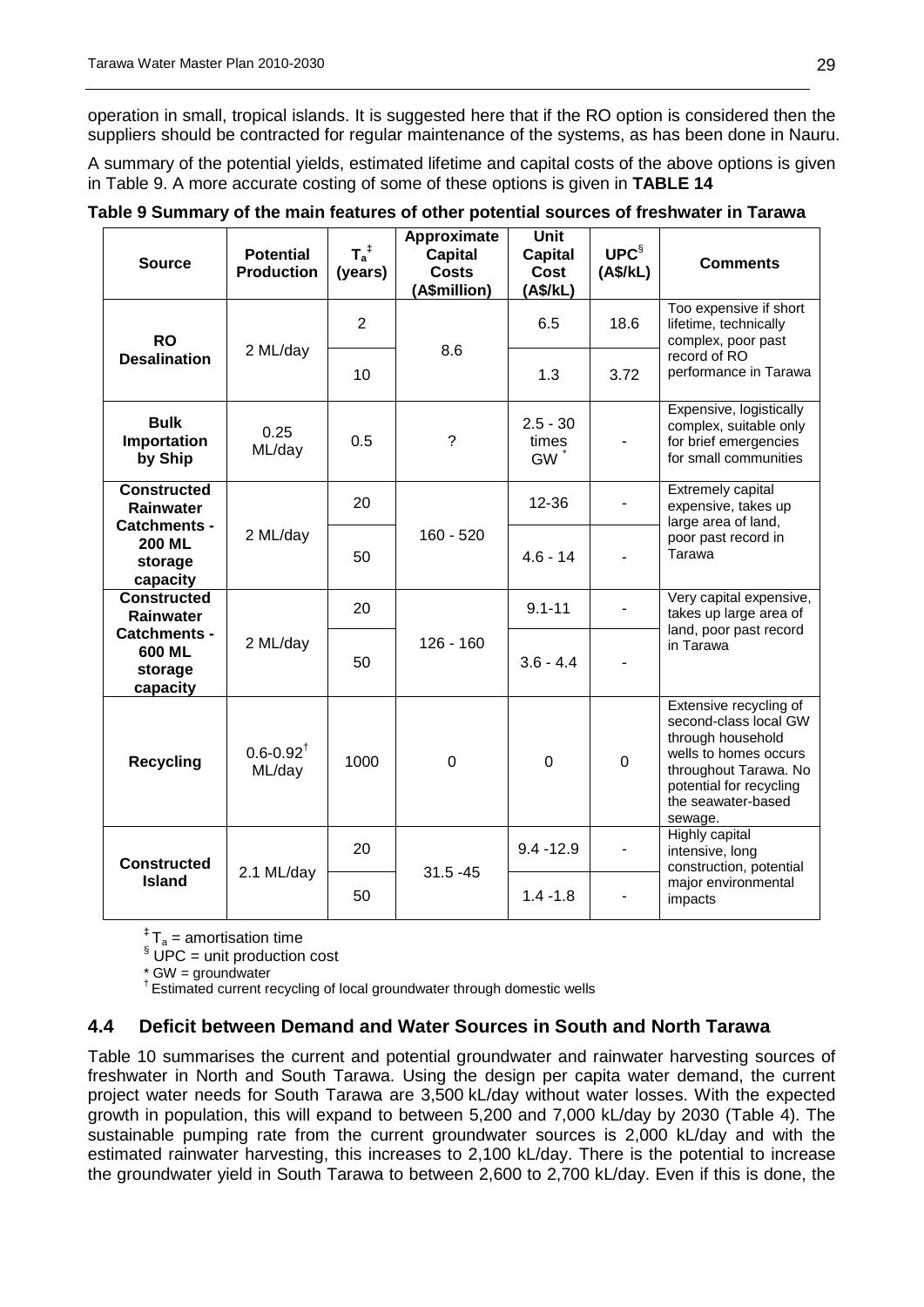operation in small, tropical islands. It is suggested here that if the RO option is considered then the suppliers should be contracted for regular maintenance of the systems, as has been done in Nauru.

A summary of the potential yields, estimated lifetime and capital costs of the above options is given in Table 9. A more accurate costing of some of these options is given in **TABLE 14**

**Table 9 Summary of the main features of other potential sources of freshwater in Tarawa**

| Source | Potential Production | $T_a$ [‡] (years) | Approximate Capital Costs (A$million) | Unit Capital Cost (A$/kL) | UPC[§] (A$/kL) | Comments |
|---|---|---|---|---|---|---|
| **RO Desalination** | 2 ML/day | 2 | 8.6 | 6.5 | 18.6 | Too expensive if short lifetime, technically complex, poor past record of RO performance in Tarawa |
| | | 10 | | 1.3 | 3.72 | |
| **Bulk Importation by Ship** | 0.25 ML/day | 0.5 | ? | 2.5 - 30 times GW [*] | - | Expensive, logistically complex, suitable only for brief emergencies for small communities |
| **Constructed Rainwater Catchments - 200 ML storage capacity** | 2 ML/day | 20 | 160 - 520 | 12-36 | - | Extremely capital expensive, takes up large area of land, poor past record in Tarawa |
| | | 50 | | 4.6 - 14 | - | |
| **Constructed Rainwater Catchments - 600 ML storage capacity** | 2 ML/day | 20 | 126 - 160 | 9.1-11 | - | Very capital expensive, takes up large area of land, poor past record in Tarawa |
| | | 50 | | 3.6 - 4.4 | - | |
| **Recycling** | 0.6-0.92[†] ML/day | 1000 | 0 | 0 | 0 | Extensive recycling of second-class local GW through household wells to homes occurs throughout Tarawa. No potential for recycling the seawater-based sewage. |
| **Constructed Island** | 2.1 ML/day | 20 | 31.5 -45 | 9.4 -12.9 | - | Highly capital intensive, long construction, potential major environmental impacts |
| | | 50 | | 1.4 -1.8 | - | |

[‡] $T_a$ = amortisation time
[§] UPC = unit production cost
[*] GW = groundwater
[†] Estimated current recycling of local groundwater through domestic wells

## 4.4 Deficit between Demand and Water Sources in South and North Tarawa

Table 10 summarises the current and potential groundwater and rainwater harvesting sources of freshwater in North and South Tarawa. Using the design per capita water demand, the current project water needs for South Tarawa are 3,500 kL/day without water losses. With the expected growth in population, this will expand to between 5,200 and 7,000 kL/day by 2030 (Table 4). The sustainable pumping rate from the current groundwater sources is 2,000 kL/day and with the estimated rainwater harvesting, this increases to 2,100 kL/day. There is the potential to increase the groundwater yield in South Tarawa to between 2,600 to 2,700 kL/day. Even if this is done, the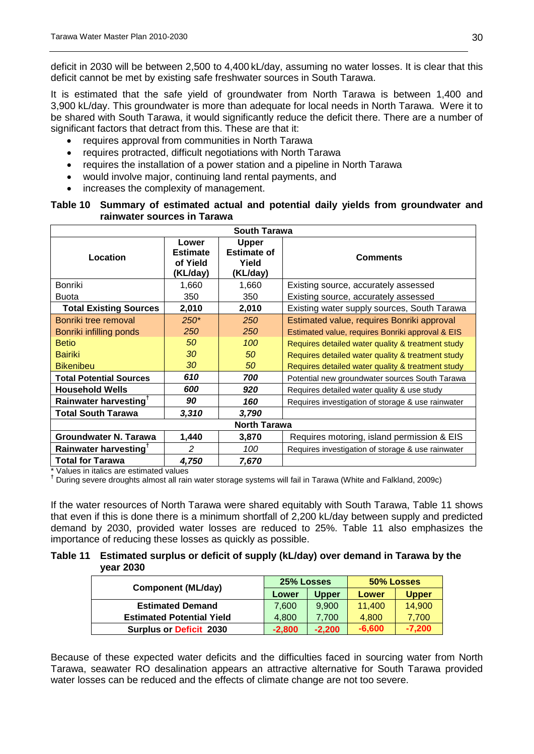deficit in 2030 will be between 2,500 to 4,400 kL/day, assuming no water losses. It is clear that this deficit cannot be met by existing safe freshwater sources in South Tarawa.

It is estimated that the safe yield of groundwater from North Tarawa is between 1,400 and 3,900 kL/day. This groundwater is more than adequate for local needs in North Tarawa. Were it to be shared with South Tarawa, it would significantly reduce the deficit there. There are a number of significant factors that detract from this. These are that it:

- requires approval from communities in North Tarawa
- requires protracted, difficult negotiations with North Tarawa
- requires the installation of a power station and a pipeline in North Tarawa
- would involve major, continuing land rental payments, and
- increases the complexity of management.

**Table 10 Summary of estimated actual and potential daily yields from groundwater and rainwater sources in Tarawa**

| Location | Lower Estimate of Yield (KL/day) | Upper Estimate of Yield (KL/day) | Comments |
|---|---|---|---|
| **South Tarawa** | | | |
| Bonriki | 1,660 | 1,660 | Existing source, accurately assessed |
| Buota | 350 | 350 | Existing source, accurately assessed |
| **Total Existing Sources** | **2,010** | **2,010** | Existing water supply sources, South Tarawa |
| Bonriki tree removal | *250** | *250* | Estimated value, requires Bonriki approval |
| Bonriki infilling ponds | *250* | *250* | Estimated value, requires Bonriki approval & EIS |
| Betio | *50* | *100* | Requires detailed water quality & treatment study |
| Bairiki | *30* | *50* | Requires detailed water quality & treatment study |
| Bikenibeu | *30* | *50* | Requires detailed water quality & treatment study |
| **Total Potential Sources** | ***610*** | ***700*** | Potential new groundwater sources South Tarawa |
| **Household Wells** | ***600*** | ***920*** | Requires detailed water quality & use study |
| **Rainwater harvesting**[†] | ***90*** | ***160*** | Requires investigation of storage & use rainwater |
| **Total South Tarawa** | ***3,310*** | ***3,790*** | |
| **North Tarawa** | | | |
| **Groundwater N. Tarawa** | **1,440** | **3,870** | Requires motoring, island permission & EIS |
| **Rainwater harvesting**[†] | *2* | *100* | Requires investigation of storage & use rainwater |
| **Total for Tarawa** | ***4,750*** | ***7,670*** | |

\* Values in italics are estimated values

[†] During severe droughts almost all rain water storage systems will fail in Tarawa (White and Falkland, 2009c)

If the water resources of North Tarawa were shared equitably with South Tarawa, Table 11 shows that even if this is done there is a minimum shortfall of 2,200 kL/day between supply and predicted demand by 2030, provided water losses are reduced to 25%. Table 11 also emphasizes the importance of reducing these losses as quickly as possible.

**Table 11 Estimated surplus or deficit of supply (kL/day) over demand in Tarawa by the year 2030**

| Component (ML/day) | 25% Losses | | 50% Losses | |
|---|---|---|---|---|
| | Lower | Upper | Lower | Upper |
| **Estimated Demand** | 7,600 | 9,900 | 11,400 | 14,900 |
| **Estimated Potential Yield** | 4,800 | 7,700 | 4,800 | 7,700 |
| **Surplus or Deficit 2030** | **-2,800** | **-2,200** | **-6,600** | **-7,200** |

Because of these expected water deficits and the difficulties faced in sourcing water from North Tarawa, seawater RO desalination appears an attractive alternative for South Tarawa provided water losses can be reduced and the effects of climate change are not too severe.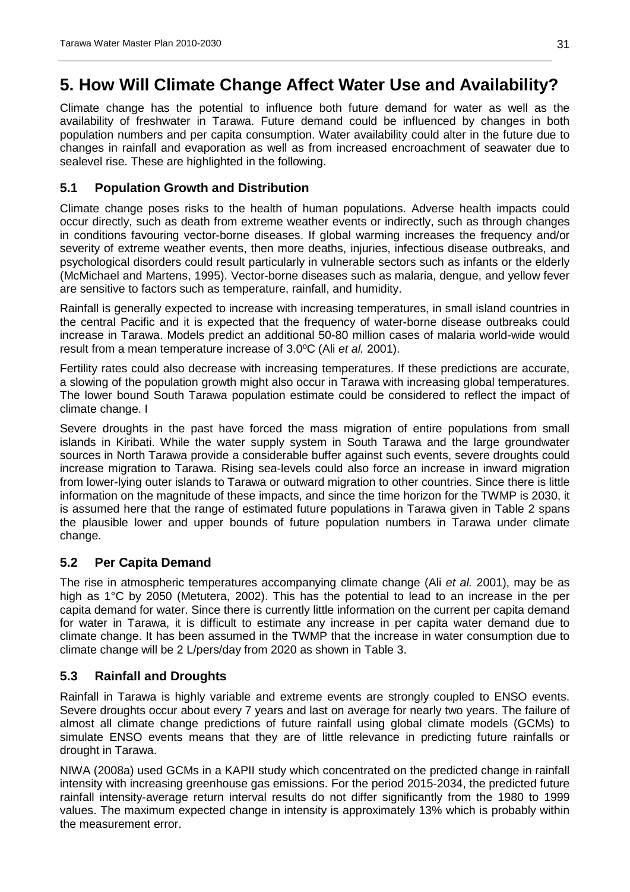# 5. How Will Climate Change Affect Water Use and Availability?

Climate change has the potential to influence both future demand for water as well as the availability of freshwater in Tarawa. Future demand could be influenced by changes in both population numbers and per capita consumption. Water availability could alter in the future due to changes in rainfall and evaporation as well as from increased encroachment of seawater due to sealevel rise. These are highlighted in the following.

## 5.1 Population Growth and Distribution

Climate change poses risks to the health of human populations. Adverse health impacts could occur directly, such as death from extreme weather events or indirectly, such as through changes in conditions favouring vector-borne diseases. If global warming increases the frequency and/or severity of extreme weather events, then more deaths, injuries, infectious disease outbreaks, and psychological disorders could result particularly in vulnerable sectors such as infants or the elderly (McMichael and Martens, 1995). Vector-borne diseases such as malaria, dengue, and yellow fever are sensitive to factors such as temperature, rainfall, and humidity.

Rainfall is generally expected to increase with increasing temperatures, in small island countries in the central Pacific and it is expected that the frequency of water-borne disease outbreaks could increase in Tarawa. Models predict an additional 50-80 million cases of malaria world-wide would result from a mean temperature increase of 3.0ºC (Ali *et al.* 2001).

Fertility rates could also decrease with increasing temperatures. If these predictions are accurate, a slowing of the population growth might also occur in Tarawa with increasing global temperatures. The lower bound South Tarawa population estimate could be considered to reflect the impact of climate change. I

Severe droughts in the past have forced the mass migration of entire populations from small islands in Kiribati. While the water supply system in South Tarawa and the large groundwater sources in North Tarawa provide a considerable buffer against such events, severe droughts could increase migration to Tarawa. Rising sea-levels could also force an increase in inward migration from lower-lying outer islands to Tarawa or outward migration to other countries. Since there is little information on the magnitude of these impacts, and since the time horizon for the TWMP is 2030, it is assumed here that the range of estimated future populations in Tarawa given in Table 2 spans the plausible lower and upper bounds of future population numbers in Tarawa under climate change.

## 5.2 Per Capita Demand

The rise in atmospheric temperatures accompanying climate change (Ali *et al.* 2001), may be as high as 1°C by 2050 (Metutera, 2002). This has the potential to lead to an increase in the per capita demand for water. Since there is currently little information on the current per capita demand for water in Tarawa, it is difficult to estimate any increase in per capita water demand due to climate change. It has been assumed in the TWMP that the increase in water consumption due to climate change will be 2 L/pers/day from 2020 as shown in Table 3.

## 5.3 Rainfall and Droughts

Rainfall in Tarawa is highly variable and extreme events are strongly coupled to ENSO events. Severe droughts occur about every 7 years and last on average for nearly two years. The failure of almost all climate change predictions of future rainfall using global climate models (GCMs) to simulate ENSO events means that they are of little relevance in predicting future rainfalls or drought in Tarawa.

NIWA (2008a) used GCMs in a KAPII study which concentrated on the predicted change in rainfall intensity with increasing greenhouse gas emissions. For the period 2015-2034, the predicted future rainfall intensity-average return interval results do not differ significantly from the 1980 to 1999 values. The maximum expected change in intensity is approximately 13% which is probably within the measurement error.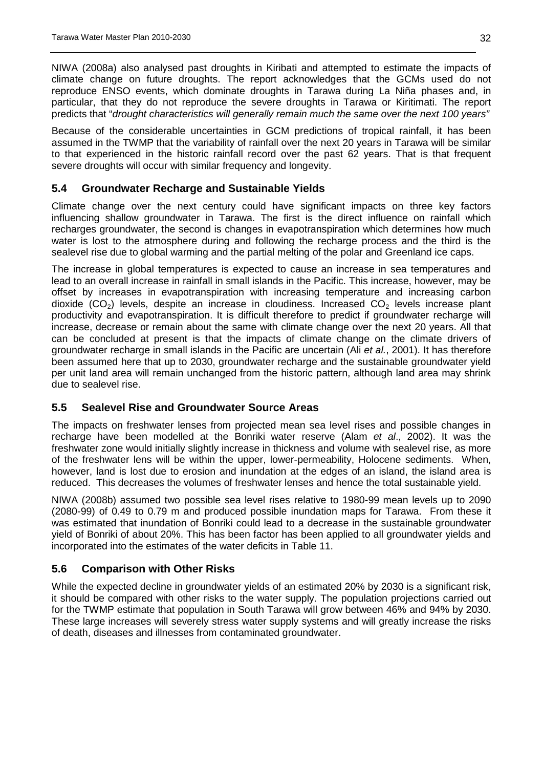NIWA (2008a) also analysed past droughts in Kiribati and attempted to estimate the impacts of climate change on future droughts. The report acknowledges that the GCMs used do not reproduce ENSO events, which dominate droughts in Tarawa during La Niña phases and, in particular, that they do not reproduce the severe droughts in Tarawa or Kiritimati. The report predicts that "*drought characteristics will generally remain much the same over the next 100 years"*

Because of the considerable uncertainties in GCM predictions of tropical rainfall, it has been assumed in the TWMP that the variability of rainfall over the next 20 years in Tarawa will be similar to that experienced in the historic rainfall record over the past 62 years. That is that frequent severe droughts will occur with similar frequency and longevity.

## 5.4 Groundwater Recharge and Sustainable Yields

Climate change over the next century could have significant impacts on three key factors influencing shallow groundwater in Tarawa. The first is the direct influence on rainfall which recharges groundwater, the second is changes in evapotranspiration which determines how much water is lost to the atmosphere during and following the recharge process and the third is the sealevel rise due to global warming and the partial melting of the polar and Greenland ice caps.

The increase in global temperatures is expected to cause an increase in sea temperatures and lead to an overall increase in rainfall in small islands in the Pacific. This increase, however, may be offset by increases in evapotranspiration with increasing temperature and increasing carbon dioxide ($CO_2$) levels, despite an increase in cloudiness. Increased $CO_2$ levels increase plant productivity and evapotranspiration. It is difficult therefore to predict if groundwater recharge will increase, decrease or remain about the same with climate change over the next 20 years. All that can be concluded at present is that the impacts of climate change on the climate drivers of groundwater recharge in small islands in the Pacific are uncertain (Ali *et al.*, 2001). It has therefore been assumed here that up to 2030, groundwater recharge and the sustainable groundwater yield per unit land area will remain unchanged from the historic pattern, although land area may shrink due to sealevel rise.

## 5.5 Sealevel Rise and Groundwater Source Areas

The impacts on freshwater lenses from projected mean sea level rises and possible changes in recharge have been modelled at the Bonriki water reserve (Alam *et al*., 2002). It was the freshwater zone would initially slightly increase in thickness and volume with sealevel rise, as more of the freshwater lens will be within the upper, lower-permeability, Holocene sediments. When, however, land is lost due to erosion and inundation at the edges of an island, the island area is reduced. This decreases the volumes of freshwater lenses and hence the total sustainable yield.

NIWA (2008b) assumed two possible sea level rises relative to 1980-99 mean levels up to 2090 (2080-99) of 0.49 to 0.79 m and produced possible inundation maps for Tarawa. From these it was estimated that inundation of Bonriki could lead to a decrease in the sustainable groundwater yield of Bonriki of about 20%. This has been factor has been applied to all groundwater yields and incorporated into the estimates of the water deficits in Table 11.

## 5.6 Comparison with Other Risks

While the expected decline in groundwater yields of an estimated 20% by 2030 is a significant risk, it should be compared with other risks to the water supply. The population projections carried out for the TWMP estimate that population in South Tarawa will grow between 46% and 94% by 2030. These large increases will severely stress water supply systems and will greatly increase the risks of death, diseases and illnesses from contaminated groundwater.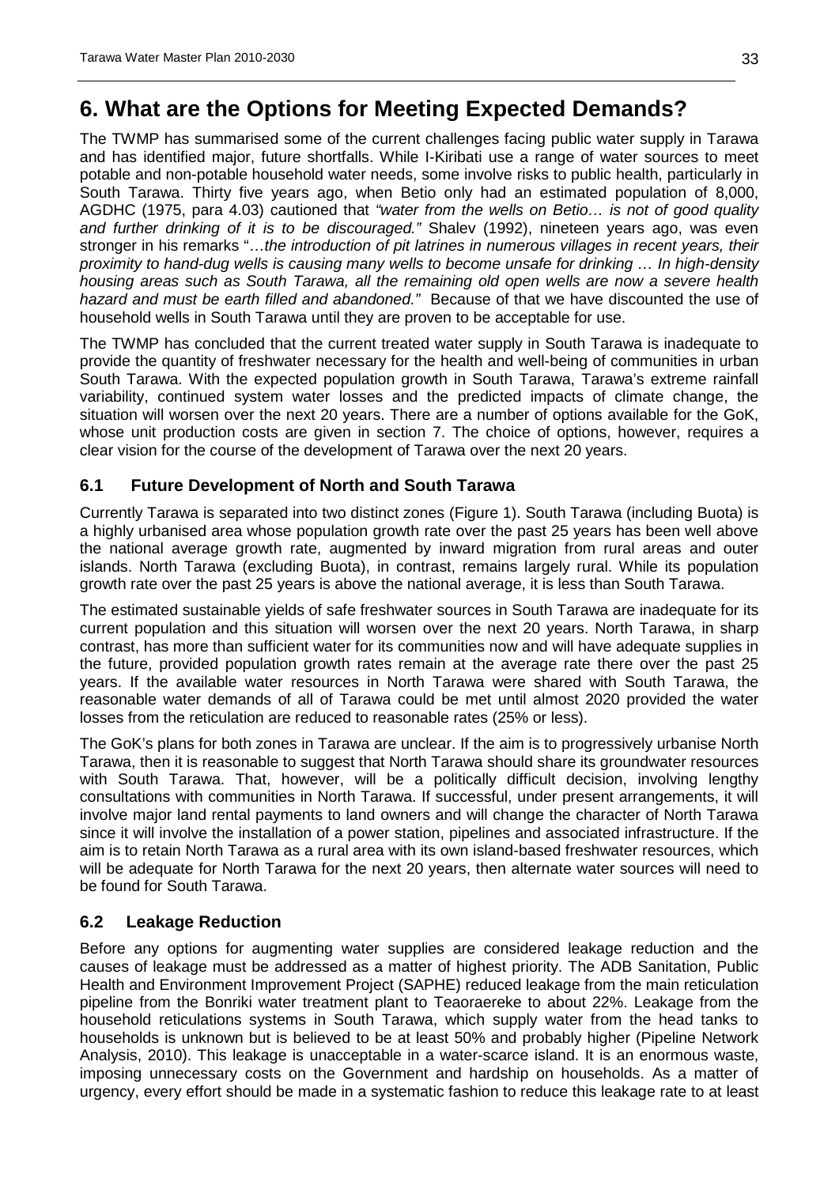# 6. What are the Options for Meeting Expected Demands?

The TWMP has summarised some of the current challenges facing public water supply in Tarawa and has identified major, future shortfalls. While I-Kiribati use a range of water sources to meet potable and non-potable household water needs, some involve risks to public health, particularly in South Tarawa. Thirty five years ago, when Betio only had an estimated population of 8,000, AGDHC (1975, para 4.03) cautioned that *"water from the wells on Betio… is not of good quality and further drinking of it is to be discouraged."* Shalev (1992), nineteen years ago, was even stronger in his remarks "…*the introduction of pit latrines in numerous villages in recent years, their proximity to hand-dug wells is causing many wells to become unsafe for drinking … In high-density housing areas such as South Tarawa, all the remaining old open wells are now a severe health hazard and must be earth filled and abandoned."* Because of that we have discounted the use of household wells in South Tarawa until they are proven to be acceptable for use.

The TWMP has concluded that the current treated water supply in South Tarawa is inadequate to provide the quantity of freshwater necessary for the health and well-being of communities in urban South Tarawa. With the expected population growth in South Tarawa, Tarawa's extreme rainfall variability, continued system water losses and the predicted impacts of climate change, the situation will worsen over the next 20 years. There are a number of options available for the GoK, whose unit production costs are given in section 7. The choice of options, however, requires a clear vision for the course of the development of Tarawa over the next 20 years.

## 6.1 Future Development of North and South Tarawa

Currently Tarawa is separated into two distinct zones (Figure 1). South Tarawa (including Buota) is a highly urbanised area whose population growth rate over the past 25 years has been well above the national average growth rate, augmented by inward migration from rural areas and outer islands. North Tarawa (excluding Buota), in contrast, remains largely rural. While its population growth rate over the past 25 years is above the national average, it is less than South Tarawa.

The estimated sustainable yields of safe freshwater sources in South Tarawa are inadequate for its current population and this situation will worsen over the next 20 years. North Tarawa, in sharp contrast, has more than sufficient water for its communities now and will have adequate supplies in the future, provided population growth rates remain at the average rate there over the past 25 years. If the available water resources in North Tarawa were shared with South Tarawa, the reasonable water demands of all of Tarawa could be met until almost 2020 provided the water losses from the reticulation are reduced to reasonable rates (25% or less).

The GoK's plans for both zones in Tarawa are unclear. If the aim is to progressively urbanise North Tarawa, then it is reasonable to suggest that North Tarawa should share its groundwater resources with South Tarawa. That, however, will be a politically difficult decision, involving lengthy consultations with communities in North Tarawa. If successful, under present arrangements, it will involve major land rental payments to land owners and will change the character of North Tarawa since it will involve the installation of a power station, pipelines and associated infrastructure. If the aim is to retain North Tarawa as a rural area with its own island-based freshwater resources, which will be adequate for North Tarawa for the next 20 years, then alternate water sources will need to be found for South Tarawa.

## 6.2 Leakage Reduction

Before any options for augmenting water supplies are considered leakage reduction and the causes of leakage must be addressed as a matter of highest priority. The ADB Sanitation, Public Health and Environment Improvement Project (SAPHE) reduced leakage from the main reticulation pipeline from the Bonriki water treatment plant to Teaoraereke to about 22%. Leakage from the household reticulations systems in South Tarawa, which supply water from the head tanks to households is unknown but is believed to be at least 50% and probably higher (Pipeline Network Analysis, 2010). This leakage is unacceptable in a water-scarce island. It is an enormous waste, imposing unnecessary costs on the Government and hardship on households. As a matter of urgency, every effort should be made in a systematic fashion to reduce this leakage rate to at least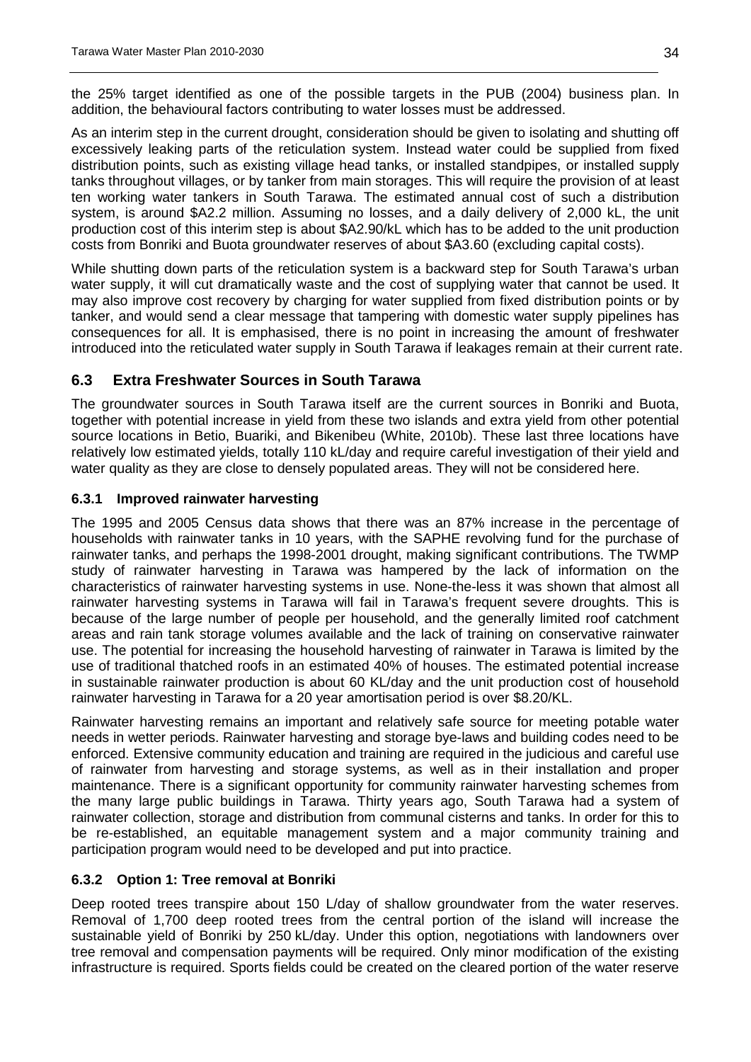the 25% target identified as one of the possible targets in the PUB (2004) business plan. In addition, the behavioural factors contributing to water losses must be addressed.

As an interim step in the current drought, consideration should be given to isolating and shutting off excessively leaking parts of the reticulation system. Instead water could be supplied from fixed distribution points, such as existing village head tanks, or installed standpipes, or installed supply tanks throughout villages, or by tanker from main storages. This will require the provision of at least ten working water tankers in South Tarawa. The estimated annual cost of such a distribution system, is around \$A2.2 million. Assuming no losses, and a daily delivery of 2,000 kL, the unit production cost of this interim step is about \$A2.90/kL which has to be added to the unit production costs from Bonriki and Buota groundwater reserves of about \$A3.60 (excluding capital costs).

While shutting down parts of the reticulation system is a backward step for South Tarawa's urban water supply, it will cut dramatically waste and the cost of supplying water that cannot be used. It may also improve cost recovery by charging for water supplied from fixed distribution points or by tanker, and would send a clear message that tampering with domestic water supply pipelines has consequences for all. It is emphasised, there is no point in increasing the amount of freshwater introduced into the reticulated water supply in South Tarawa if leakages remain at their current rate.

## 6.3 Extra Freshwater Sources in South Tarawa

The groundwater sources in South Tarawa itself are the current sources in Bonriki and Buota, together with potential increase in yield from these two islands and extra yield from other potential source locations in Betio, Buariki, and Bikenibeu (White, 2010b). These last three locations have relatively low estimated yields, totally 110 kL/day and require careful investigation of their yield and water quality as they are close to densely populated areas. They will not be considered here.

### 6.3.1 Improved rainwater harvesting

The 1995 and 2005 Census data shows that there was an 87% increase in the percentage of households with rainwater tanks in 10 years, with the SAPHE revolving fund for the purchase of rainwater tanks, and perhaps the 1998-2001 drought, making significant contributions. The TWMP study of rainwater harvesting in Tarawa was hampered by the lack of information on the characteristics of rainwater harvesting systems in use. None-the-less it was shown that almost all rainwater harvesting systems in Tarawa will fail in Tarawa's frequent severe droughts. This is because of the large number of people per household, and the generally limited roof catchment areas and rain tank storage volumes available and the lack of training on conservative rainwater use. The potential for increasing the household harvesting of rainwater in Tarawa is limited by the use of traditional thatched roofs in an estimated 40% of houses. The estimated potential increase in sustainable rainwater production is about 60 KL/day and the unit production cost of household rainwater harvesting in Tarawa for a 20 year amortisation period is over \$8.20/KL.

Rainwater harvesting remains an important and relatively safe source for meeting potable water needs in wetter periods. Rainwater harvesting and storage bye-laws and building codes need to be enforced. Extensive community education and training are required in the judicious and careful use of rainwater from harvesting and storage systems, as well as in their installation and proper maintenance. There is a significant opportunity for community rainwater harvesting schemes from the many large public buildings in Tarawa. Thirty years ago, South Tarawa had a system of rainwater collection, storage and distribution from communal cisterns and tanks. In order for this to be re-established, an equitable management system and a major community training and participation program would need to be developed and put into practice.

### 6.3.2 Option 1: Tree removal at Bonriki

Deep rooted trees transpire about 150 L/day of shallow groundwater from the water reserves. Removal of 1,700 deep rooted trees from the central portion of the island will increase the sustainable yield of Bonriki by 250 kL/day. Under this option, negotiations with landowners over tree removal and compensation payments will be required. Only minor modification of the existing infrastructure is required. Sports fields could be created on the cleared portion of the water reserve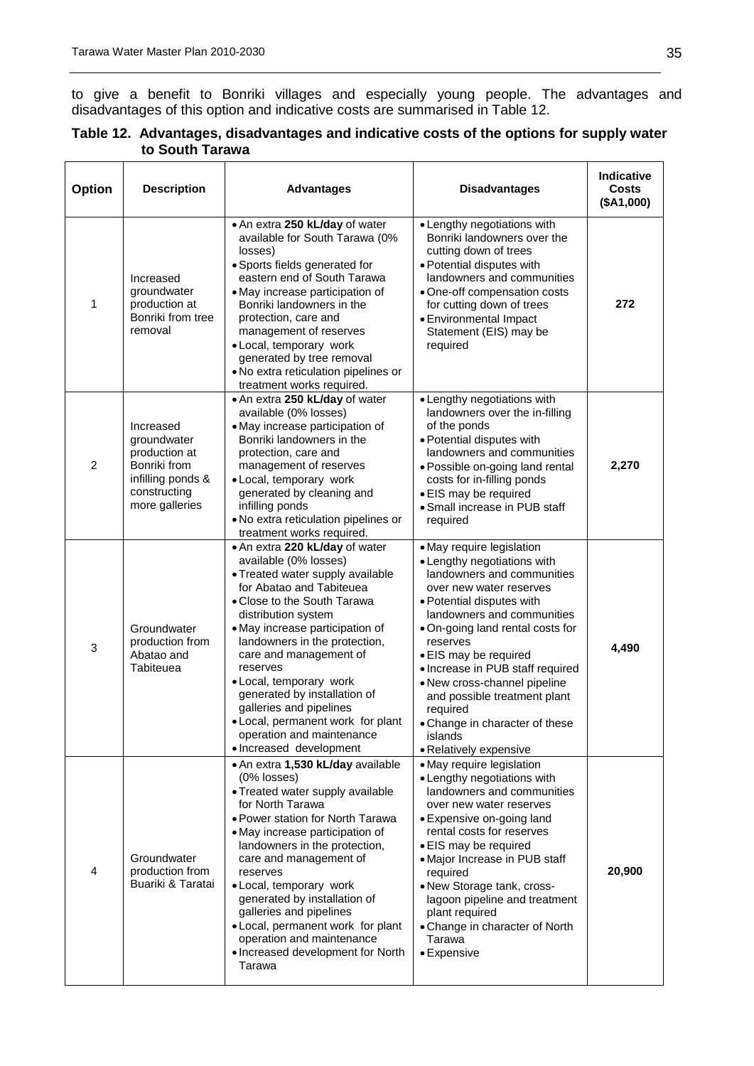to give a benefit to Bonriki villages and especially young people. The advantages and disadvantages of this option and indicative costs are summarised in Table 12.

**Table 12. Advantages, disadvantages and indicative costs of the options for supply water to South Tarawa**

| Option | Description | Advantages | Disadvantages | Indicative Costs ($A1,000) |
|---|---|---|---|---|
| 1 | Increased groundwater production at Bonriki from tree removal | • An extra **250 kL/day** of water available for South Tarawa (0% losses)<br>• Sports fields generated for eastern end of South Tarawa<br>• May increase participation of Bonriki landowners in the protection, care and management of reserves<br>• Local, temporary work generated by tree removal<br>• No extra reticulation pipelines or treatment works required. | • Lengthy negotiations with Bonriki landowners over the cutting down of trees<br>• Potential disputes with landowners and communities<br>• One-off compensation costs for cutting down of trees<br>• Environmental Impact Statement (EIS) may be required | **272** |
| 2 | Increased groundwater production at Bonriki from infilling ponds & constructing more galleries | • An extra **250 kL/day** of water available (0% losses)<br>• May increase participation of Bonriki landowners in the protection, care and management of reserves<br>• Local, temporary work generated by cleaning and infilling ponds<br>• No extra reticulation pipelines or treatment works required. | • Lengthy negotiations with landowners over the in-filling of the ponds<br>• Potential disputes with landowners and communities<br>• Possible on-going land rental costs for in-filling ponds<br>• EIS may be required<br>• Small increase in PUB staff required | **2,270** |
| 3 | Groundwater production from Abatao and Tabiteuea | • An extra **220 kL/day** of water available (0% losses)<br>• Treated water supply available for Abatao and Tabiteuea<br>• Close to the South Tarawa distribution system<br>• May increase participation of landowners in the protection, care and management of reserves<br>• Local, temporary work generated by installation of galleries and pipelines<br>• Local, permanent work for plant operation and maintenance<br>• Increased development | • May require legislation<br>• Lengthy negotiations with landowners and communities over new water reserves<br>• Potential disputes with landowners and communities<br>• On-going land rental costs for reserves<br>• EIS may be required<br>• Increase in PUB staff required<br>• New cross-channel pipeline and possible treatment plant required<br>• Change in character of these islands<br>• Relatively expensive | **4,490** |
| 4 | Groundwater production from Buariki & Taratai | • An extra **1,530 kL/day** available (0% losses)<br>• Treated water supply available for North Tarawa<br>• Power station for North Tarawa<br>• May increase participation of landowners in the protection, care and management of reserves<br>• Local, temporary work generated by installation of galleries and pipelines<br>• Local, permanent work for plant operation and maintenance<br>• Increased development for North Tarawa | • May require legislation<br>• Lengthy negotiations with landowners and communities over new water reserves<br>• Expensive on-going land rental costs for reserves<br>• EIS may be required<br>• Major Increase in PUB staff required<br>• New Storage tank, cross-lagoon pipeline and treatment plant required<br>• Change in character of North Tarawa<br>• Expensive | **20,900** |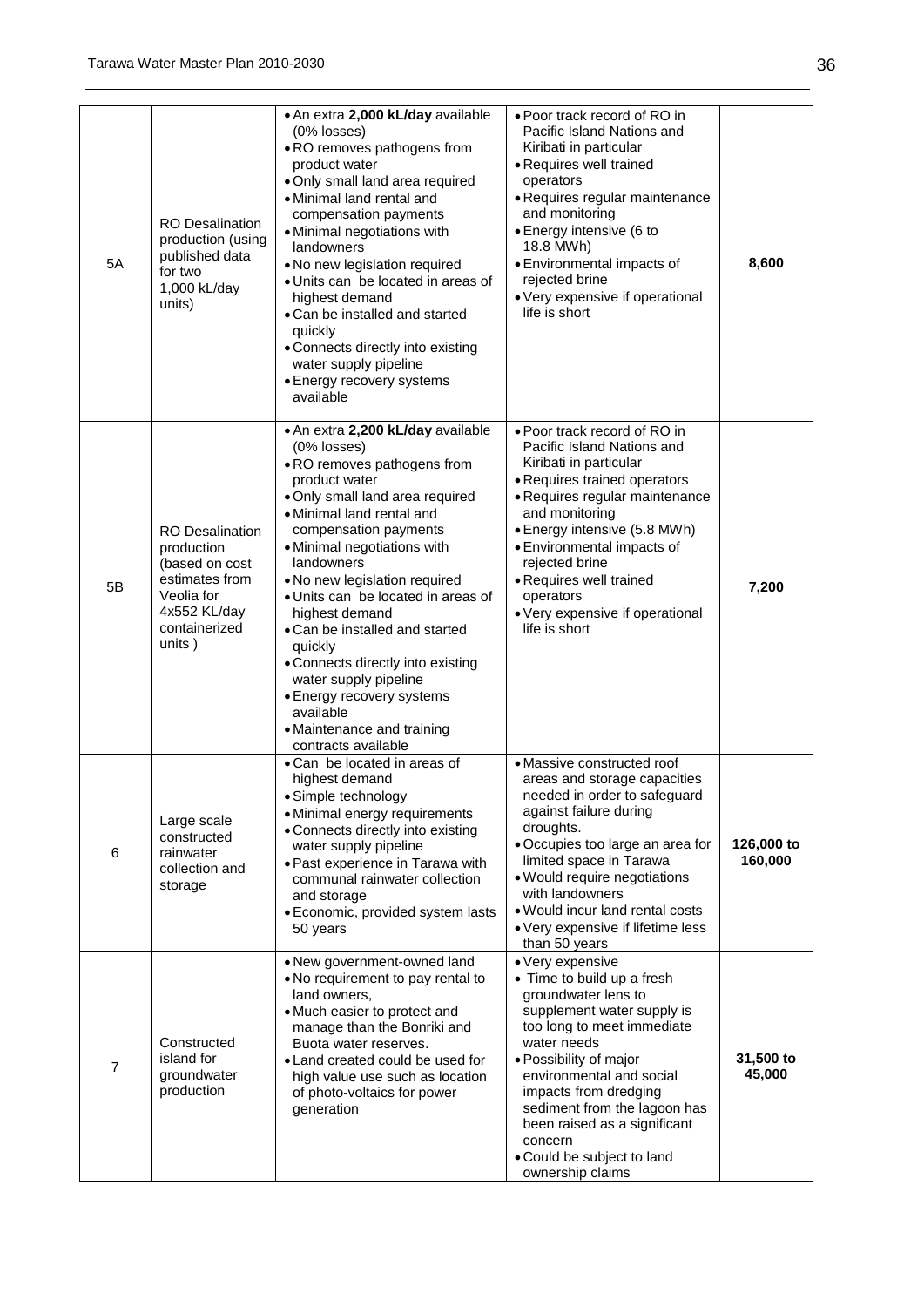| 5A | RO Desalination production (using published data for two 1,000 kL/day units) | • An extra **2,000 kL/day** available (0% losses)<br>• RO removes pathogens from product water<br>• Only small land area required<br>• Minimal land rental and compensation payments<br>• Minimal negotiations with landowners<br>• No new legislation required<br>• Units can be located in areas of highest demand<br>• Can be installed and started quickly<br>• Connects directly into existing water supply pipeline<br>• Energy recovery systems available | • Poor track record of RO in Pacific Island Nations and Kiribati in particular<br>• Requires well trained operators<br>• Requires regular maintenance and monitoring<br>• Energy intensive (6 to 18.8 MWh)<br>• Environmental impacts of rejected brine<br>• Very expensive if operational life is short | **8,600** |
|---|---|---|---|---|
| 5B | RO Desalination production (based on cost estimates from Veolia for 4x552 KL/day containerized units ) | • An extra **2,200 kL/day** available (0% losses)<br>• RO removes pathogens from product water<br>• Only small land area required<br>• Minimal land rental and compensation payments<br>• Minimal negotiations with landowners<br>• No new legislation required<br>• Units can be located in areas of highest demand<br>• Can be installed and started quickly<br>• Connects directly into existing water supply pipeline<br>• Energy recovery systems available<br>• Maintenance and training contracts available | • Poor track record of RO in Pacific Island Nations and Kiribati in particular<br>• Requires trained operators<br>• Requires regular maintenance and monitoring<br>• Energy intensive (5.8 MWh)<br>• Environmental impacts of rejected brine<br>• Requires well trained operators<br>• Very expensive if operational life is short | **7,200** |
| 6 | Large scale constructed rainwater collection and storage | • Can be located in areas of highest demand<br>• Simple technology<br>• Minimal energy requirements<br>• Connects directly into existing water supply pipeline<br>• Past experience in Tarawa with communal rainwater collection and storage<br>• Economic, provided system lasts 50 years | • Massive constructed roof areas and storage capacities needed in order to safeguard against failure during droughts.<br>• Occupies too large an area for limited space in Tarawa<br>• Would require negotiations with landowners<br>• Would incur land rental costs<br>• Very expensive if lifetime less than 50 years | **126,000 to 160,000** |
| 7 | Constructed island for groundwater production | • New government-owned land<br>• No requirement to pay rental to land owners,<br>• Much easier to protect and manage than the Bonriki and Buota water reserves.<br>• Land created could be used for high value use such as location of photo-voltaics for power generation | • Very expensive<br>• Time to build up a fresh groundwater lens to supplement water supply is too long to meet immediate water needs<br>• Possibility of major environmental and social impacts from dredging sediment from the lagoon has been raised as a significant concern<br>• Could be subject to land ownership claims | **31,500 to 45,000** |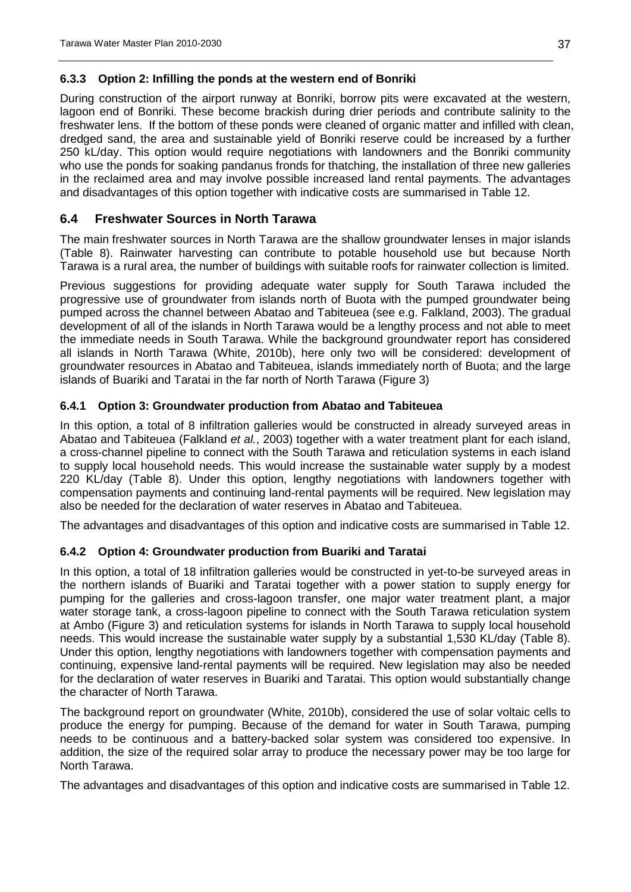### 6.3.3 Option 2: Infilling the ponds at the western end of Bonriki

During construction of the airport runway at Bonriki, borrow pits were excavated at the western, lagoon end of Bonriki. These become brackish during drier periods and contribute salinity to the freshwater lens. If the bottom of these ponds were cleaned of organic matter and infilled with clean, dredged sand, the area and sustainable yield of Bonriki reserve could be increased by a further 250 kL/day. This option would require negotiations with landowners and the Bonriki community who use the ponds for soaking pandanus fronds for thatching, the installation of three new galleries in the reclaimed area and may involve possible increased land rental payments. The advantages and disadvantages of this option together with indicative costs are summarised in Table 12.

## 6.4 Freshwater Sources in North Tarawa

The main freshwater sources in North Tarawa are the shallow groundwater lenses in major islands (Table 8). Rainwater harvesting can contribute to potable household use but because North Tarawa is a rural area, the number of buildings with suitable roofs for rainwater collection is limited.

Previous suggestions for providing adequate water supply for South Tarawa included the progressive use of groundwater from islands north of Buota with the pumped groundwater being pumped across the channel between Abatao and Tabiteuea (see e.g. Falkland, 2003). The gradual development of all of the islands in North Tarawa would be a lengthy process and not able to meet the immediate needs in South Tarawa. While the background groundwater report has considered all islands in North Tarawa (White, 2010b), here only two will be considered: development of groundwater resources in Abatao and Tabiteuea, islands immediately north of Buota; and the large islands of Buariki and Taratai in the far north of North Tarawa (Figure 3)

### 6.4.1 Option 3: Groundwater production from Abatao and Tabiteuea

In this option, a total of 8 infiltration galleries would be constructed in already surveyed areas in Abatao and Tabiteuea (Falkland *et al.*, 2003) together with a water treatment plant for each island, a cross-channel pipeline to connect with the South Tarawa and reticulation systems in each island to supply local household needs. This would increase the sustainable water supply by a modest 220 KL/day (Table 8). Under this option, lengthy negotiations with landowners together with compensation payments and continuing land-rental payments will be required. New legislation may also be needed for the declaration of water reserves in Abatao and Tabiteuea.

The advantages and disadvantages of this option and indicative costs are summarised in Table 12.

### 6.4.2 Option 4: Groundwater production from Buariki and Taratai

In this option, a total of 18 infiltration galleries would be constructed in yet-to-be surveyed areas in the northern islands of Buariki and Taratai together with a power station to supply energy for pumping for the galleries and cross-lagoon transfer, one major water treatment plant, a major water storage tank, a cross-lagoon pipeline to connect with the South Tarawa reticulation system at Ambo (Figure 3) and reticulation systems for islands in North Tarawa to supply local household needs. This would increase the sustainable water supply by a substantial 1,530 KL/day (Table 8). Under this option, lengthy negotiations with landowners together with compensation payments and continuing, expensive land-rental payments will be required. New legislation may also be needed for the declaration of water reserves in Buariki and Taratai. This option would substantially change the character of North Tarawa.

The background report on groundwater (White, 2010b), considered the use of solar voltaic cells to produce the energy for pumping. Because of the demand for water in South Tarawa, pumping needs to be continuous and a battery-backed solar system was considered too expensive. In addition, the size of the required solar array to produce the necessary power may be too large for North Tarawa.

The advantages and disadvantages of this option and indicative costs are summarised in Table 12.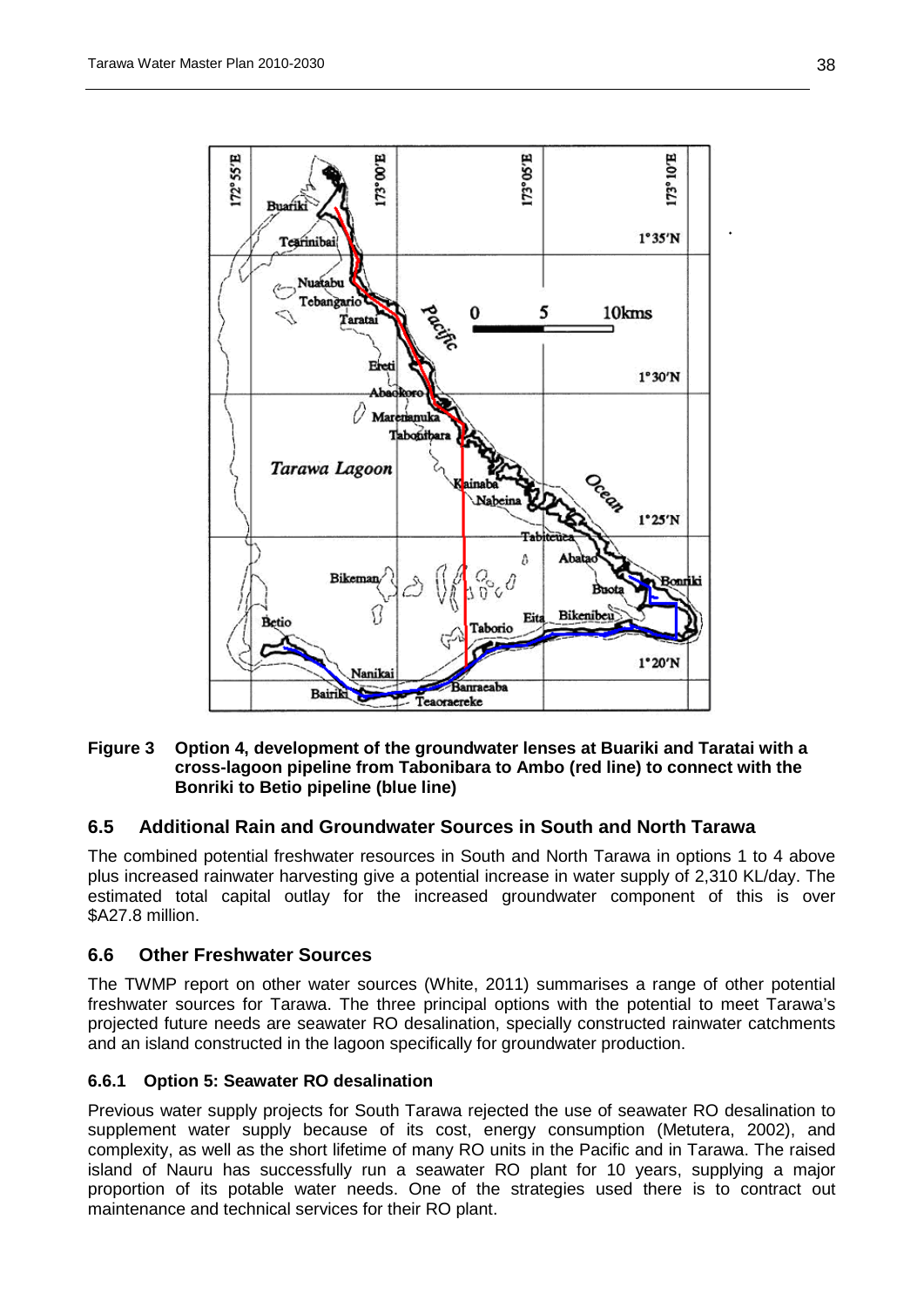**Figure 3 Option 4, development of the groundwater lenses at Buariki and Taratai with a cross-lagoon pipeline from Tabonibara to Ambo (red line) to connect with the Bonriki to Betio pipeline (blue line)**

## 6.5 Additional Rain and Groundwater Sources in South and North Tarawa

The combined potential freshwater resources in South and North Tarawa in options 1 to 4 above plus increased rainwater harvesting give a potential increase in water supply of 2,310 KL/day. The estimated total capital outlay for the increased groundwater component of this is over $A27.8 million.

## 6.6 Other Freshwater Sources

The TWMP report on other water sources (White, 2011) summarises a range of other potential freshwater sources for Tarawa. The three principal options with the potential to meet Tarawa's projected future needs are seawater RO desalination, specially constructed rainwater catchments and an island constructed in the lagoon specifically for groundwater production.

### 6.6.1 Option 5: Seawater RO desalination

Previous water supply projects for South Tarawa rejected the use of seawater RO desalination to supplement water supply because of its cost, energy consumption (Metutera, 2002), and complexity, as well as the short lifetime of many RO units in the Pacific and in Tarawa. The raised island of Nauru has successfully run a seawater RO plant for 10 years, supplying a major proportion of its potable water needs. One of the strategies used there is to contract out maintenance and technical services for their RO plant.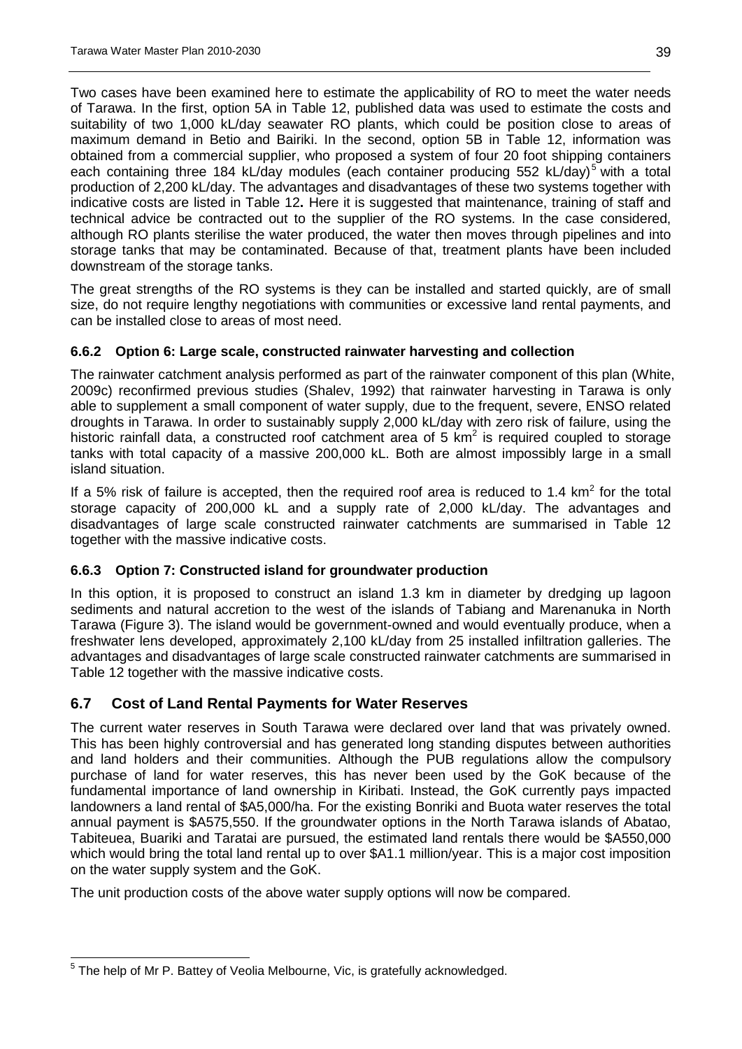Two cases have been examined here to estimate the applicability of RO to meet the water needs of Tarawa. In the first, option 5A in Table 12, published data was used to estimate the costs and suitability of two 1,000 kL/day seawater RO plants, which could be position close to areas of maximum demand in Betio and Bairiki. In the second, option 5B in Table 12, information was obtained from a commercial supplier, who proposed a system of four 20 foot shipping containers each containing three 184 kL/day modules (each container producing 552 kL/day)[5] with a total production of 2,200 kL/day. The advantages and disadvantages of these two systems together with indicative costs are listed in Table 12**.** Here it is suggested that maintenance, training of staff and technical advice be contracted out to the supplier of the RO systems. In the case considered, although RO plants sterilise the water produced, the water then moves through pipelines and into storage tanks that may be contaminated. Because of that, treatment plants have been included downstream of the storage tanks.

The great strengths of the RO systems is they can be installed and started quickly, are of small size, do not require lengthy negotiations with communities or excessive land rental payments, and can be installed close to areas of most need.

### 6.6.2 Option 6: Large scale, constructed rainwater harvesting and collection

The rainwater catchment analysis performed as part of the rainwater component of this plan (White, 2009c) reconfirmed previous studies (Shalev, 1992) that rainwater harvesting in Tarawa is only able to supplement a small component of water supply, due to the frequent, severe, ENSO related droughts in Tarawa. In order to sustainably supply 2,000 kL/day with zero risk of failure, using the historic rainfall data, a constructed roof catchment area of 5 km$^2$ is required coupled to storage tanks with total capacity of a massive 200,000 kL. Both are almost impossibly large in a small island situation.

If a 5% risk of failure is accepted, then the required roof area is reduced to 1.4 km$^2$ for the total storage capacity of 200,000 kL and a supply rate of 2,000 kL/day. The advantages and disadvantages of large scale constructed rainwater catchments are summarised in Table 12 together with the massive indicative costs.

### 6.6.3 Option 7: Constructed island for groundwater production

In this option, it is proposed to construct an island 1.3 km in diameter by dredging up lagoon sediments and natural accretion to the west of the islands of Tabiang and Marenanuka in North Tarawa (Figure 3). The island would be government-owned and would eventually produce, when a freshwater lens developed, approximately 2,100 kL/day from 25 installed infiltration galleries. The advantages and disadvantages of large scale constructed rainwater catchments are summarised in Table 12 together with the massive indicative costs.

## 6.7 Cost of Land Rental Payments for Water Reserves

The current water reserves in South Tarawa were declared over land that was privately owned. This has been highly controversial and has generated long standing disputes between authorities and land holders and their communities. Although the PUB regulations allow the compulsory purchase of land for water reserves, this has never been used by the GoK because of the fundamental importance of land ownership in Kiribati. Instead, the GoK currently pays impacted landowners a land rental of \$A5,000/ha. For the existing Bonriki and Buota water reserves the total annual payment is \$A575,550. If the groundwater options in the North Tarawa islands of Abatao, Tabiteuea, Buariki and Taratai are pursued, the estimated land rentals there would be \$A550,000 which would bring the total land rental up to over \$A1.1 million/year. This is a major cost imposition on the water supply system and the GoK.

The unit production costs of the above water supply options will now be compared.

---

[5] The help of Mr P. Battey of Veolia Melbourne, Vic, is gratefully acknowledged.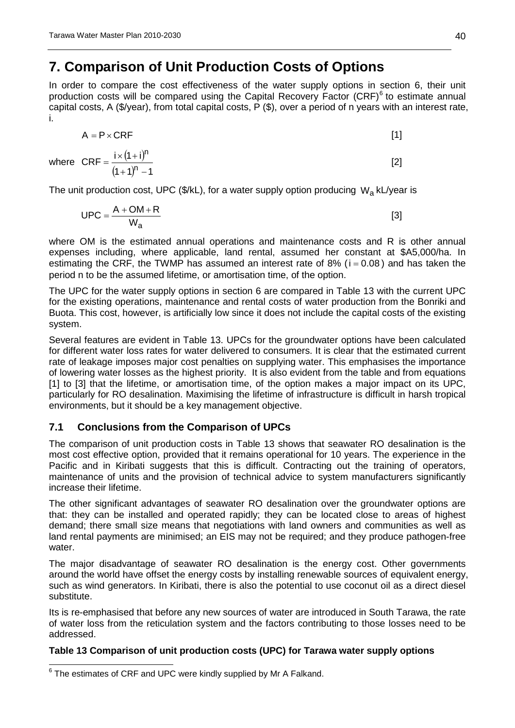# 7. Comparison of Unit Production Costs of Options

In order to compare the cost effectiveness of the water supply options in section 6, their unit production costs will be compared using the Capital Recovery Factor (CRF)[6] to estimate annual capital costs, A ($/year), from total capital costs, P ($), over a period of n years with an interest rate, i.

$$A = P \times CRF \qquad [1]$$

where $$CRF = \frac{i \times (1+i)^n}{(1+1)^n - 1} \qquad [2]$$

The unit production cost, UPC ($/kL), for a water supply option producing $W_a$ kL/year is

$$UPC = \frac{A + OM + R}{W_a} \qquad [3]$$

where OM is the estimated annual operations and maintenance costs and R is other annual expenses including, where applicable, land rental, assumed her constant at $A5,000/ha. In estimating the CRF, the TWMP has assumed an interest rate of 8% ($i = 0.08$) and has taken the period n to be the assumed lifetime, or amortisation time, of the option.

The UPC for the water supply options in section 6 are compared in Table 13 with the current UPC for the existing operations, maintenance and rental costs of water production from the Bonriki and Buota. This cost, however, is artificially low since it does not include the capital costs of the existing system.

Several features are evident in Table 13. UPCs for the groundwater options have been calculated for different water loss rates for water delivered to consumers. It is clear that the estimated current rate of leakage imposes major cost penalties on supplying water. This emphasises the importance of lowering water losses as the highest priority. It is also evident from the table and from equations [1] to [3] that the lifetime, or amortisation time, of the option makes a major impact on its UPC, particularly for RO desalination. Maximising the lifetime of infrastructure is difficult in harsh tropical environments, but it should be a key management objective.

## 7.1 Conclusions from the Comparison of UPCs

The comparison of unit production costs in Table 13 shows that seawater RO desalination is the most cost effective option, provided that it remains operational for 10 years. The experience in the Pacific and in Kiribati suggests that this is difficult. Contracting out the training of operators, maintenance of units and the provision of technical advice to system manufacturers significantly increase their lifetime.

The other significant advantages of seawater RO desalination over the groundwater options are that: they can be installed and operated rapidly; they can be located close to areas of highest demand; there small size means that negotiations with land owners and communities as well as land rental payments are minimised; an EIS may not be required; and they produce pathogen-free water.

The major disadvantage of seawater RO desalination is the energy cost. Other governments around the world have offset the energy costs by installing renewable sources of equivalent energy, such as wind generators. In Kiribati, there is also the potential to use coconut oil as a direct diesel substitute.

Its is re-emphasised that before any new sources of water are introduced in South Tarawa, the rate of water loss from the reticulation system and the factors contributing to those losses need to be addressed.

**Table 13 Comparison of unit production costs (UPC) for Tarawa water supply options**

[6] The estimates of CRF and UPC were kindly supplied by Mr A Falkand.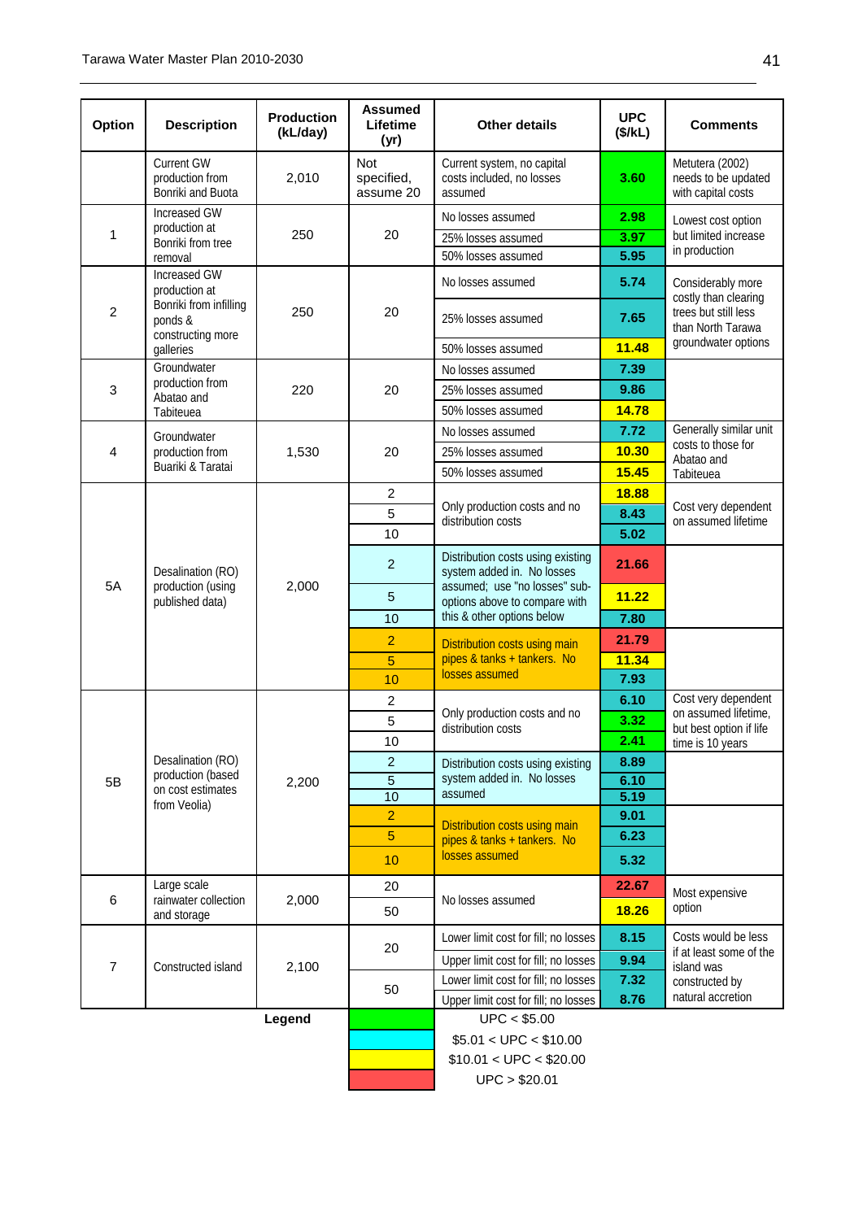| Option | Description | Production (kL/day) | Assumed Lifetime (yr) | Other details | UPC ($/kL) | Comments |
|---|---|---|---|---|---|---|
| | Current GW production from Bonriki and Buota | 2,010 | Not specified, assume 20 | Current system, no capital costs included, no losses assumed | 3.60 | Metutera (2002) needs to be updated with capital costs |
| 1 | Increased GW production at Bonriki from tree removal | 250 | 20 | No losses assumed | 2.98 | Lowest cost option but limited increase in production |
| | | | | 25% losses assumed | 3.97 | |
| | | | | 50% losses assumed | 5.95 | |
| 2 | Increased GW production at Bonriki from infilling ponds & constructing more galleries | 250 | 20 | No losses assumed | 5.74 | Considerably more costly than clearing trees but still less than North Tarawa groundwater options |
| | | | | 25% losses assumed | 7.65 | |
| | | | | 50% losses assumed | 11.48 | |
| 3 | Groundwater production from Abatao and Tabiteuea | 220 | 20 | No losses assumed | 7.39 | |
| | | | | 25% losses assumed | 9.86 | |
| | | | | 50% losses assumed | 14.78 | |
| 4 | Groundwater production from Buariki & Taratai | 1,530 | 20 | No losses assumed | 7.72 | Generally similar unit costs to those for Abatao and Tabiteuea |
| | | | | 25% losses assumed | 10.30 | |
| | | | | 50% losses assumed | 15.45 | |
| 5A | Desalination (RO) production (using published data) | 2,000 | 2 | Only production costs and no distribution costs | 18.88 | Cost very dependent on assumed lifetime |
| | | | 5 | | 8.43 | |
| | | | 10 | | 5.02 | |
| | | | 2 | Distribution costs using existing system added in. No losses assumed; use "no losses" sub-options above to compare with this & other options below | 21.66 | |
| | | | 5 | | 11.22 | |
| | | | 10 | | 7.80 | |
| | | | 2 | Distribution costs using main pipes & tanks + tankers. No losses assumed | 21.79 | |
| | | | 5 | | 11.34 | |
| | | | 10 | | 7.93 | |
| 5B | Desalination (RO) production (based on cost estimates from Veolia) | 2,200 | 2 | Only production costs and no distribution costs | 6.10 | Cost very dependent on assumed lifetime, but best option if life time is 10 years |
| | | | 5 | | 3.32 | |
| | | | 10 | | 2.41 | |
| | | | 2 | Distribution costs using existing system added in. No losses assumed | 8.89 | |
| | | | 5 | | 6.10 | |
| | | | 10 | | 5.19 | |
| | | | 2 | Distribution costs using main pipes & tanks + tankers. No losses assumed | 9.01 | |
| | | | 5 | | 6.23 | |
| | | | 10 | | 5.32 | |
| 6 | Large scale rainwater collection and storage | 2,000 | 20 | No losses assumed | 22.67 | Most expensive option |
| | | | 50 | | 18.26 | |
| 7 | Constructed island | 2,100 | 20 | Lower limit cost for fill; no losses | 8.15 | Costs would be less if at least some of the island was constructed by natural accretion |
| | | | | Upper limit cost for fill; no losses | 9.94 | |
| | | | 50 | Lower limit cost for fill; no losses | 7.32 | |
| | | | | Upper limit cost for fill; no losses | 8.76 | |

**Legend**

| Colour | Range |
|---|---|
| Green | UPC < $5.00 |
| Cyan | $5.01 < UPC < $10.00 |
| Yellow | $10.01 < UPC < $20.00 |
| Red | UPC > $20.01 |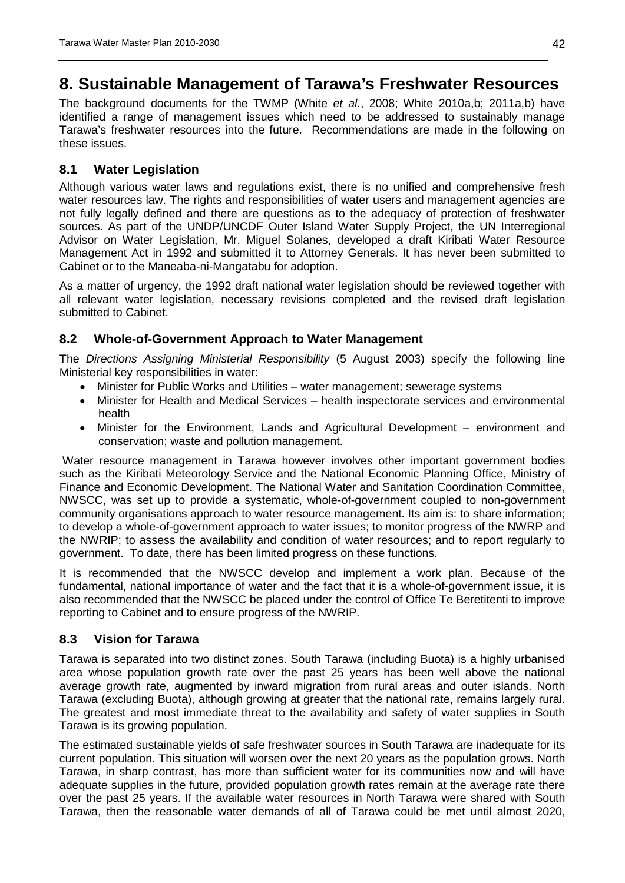# 8. Sustainable Management of Tarawa's Freshwater Resources

The background documents for the TWMP (White *et al.*, 2008; White 2010a,b; 2011a,b) have identified a range of management issues which need to be addressed to sustainably manage Tarawa's freshwater resources into the future. Recommendations are made in the following on these issues.

## 8.1 Water Legislation

Although various water laws and regulations exist, there is no unified and comprehensive fresh water resources law. The rights and responsibilities of water users and management agencies are not fully legally defined and there are questions as to the adequacy of protection of freshwater sources. As part of the UNDP/UNCDF Outer Island Water Supply Project, the UN Interregional Advisor on Water Legislation, Mr. Miguel Solanes, developed a draft Kiribati Water Resource Management Act in 1992 and submitted it to Attorney Generals. It has never been submitted to Cabinet or to the Maneaba-ni-Mangatabu for adoption.

As a matter of urgency, the 1992 draft national water legislation should be reviewed together with all relevant water legislation, necessary revisions completed and the revised draft legislation submitted to Cabinet.

## 8.2 Whole-of-Government Approach to Water Management

The *Directions Assigning Ministerial Responsibility* (5 August 2003) specify the following line Ministerial key responsibilities in water:

- Minister for Public Works and Utilities – water management; sewerage systems
- Minister for Health and Medical Services – health inspectorate services and environmental health
- Minister for the Environment, Lands and Agricultural Development – environment and conservation; waste and pollution management.

Water resource management in Tarawa however involves other important government bodies such as the Kiribati Meteorology Service and the National Economic Planning Office, Ministry of Finance and Economic Development. The National Water and Sanitation Coordination Committee, NWSCC, was set up to provide a systematic, whole-of-government coupled to non-government community organisations approach to water resource management. Its aim is: to share information; to develop a whole-of-government approach to water issues; to monitor progress of the NWRP and the NWRIP; to assess the availability and condition of water resources; and to report regularly to government. To date, there has been limited progress on these functions.

It is recommended that the NWSCC develop and implement a work plan. Because of the fundamental, national importance of water and the fact that it is a whole-of-government issue, it is also recommended that the NWSCC be placed under the control of Office Te Beretitenti to improve reporting to Cabinet and to ensure progress of the NWRIP.

## 8.3 Vision for Tarawa

Tarawa is separated into two distinct zones. South Tarawa (including Buota) is a highly urbanised area whose population growth rate over the past 25 years has been well above the national average growth rate, augmented by inward migration from rural areas and outer islands. North Tarawa (excluding Buota), although growing at greater that the national rate, remains largely rural. The greatest and most immediate threat to the availability and safety of water supplies in South Tarawa is its growing population.

The estimated sustainable yields of safe freshwater sources in South Tarawa are inadequate for its current population. This situation will worsen over the next 20 years as the population grows. North Tarawa, in sharp contrast, has more than sufficient water for its communities now and will have adequate supplies in the future, provided population growth rates remain at the average rate there over the past 25 years. If the available water resources in North Tarawa were shared with South Tarawa, then the reasonable water demands of all of Tarawa could be met until almost 2020,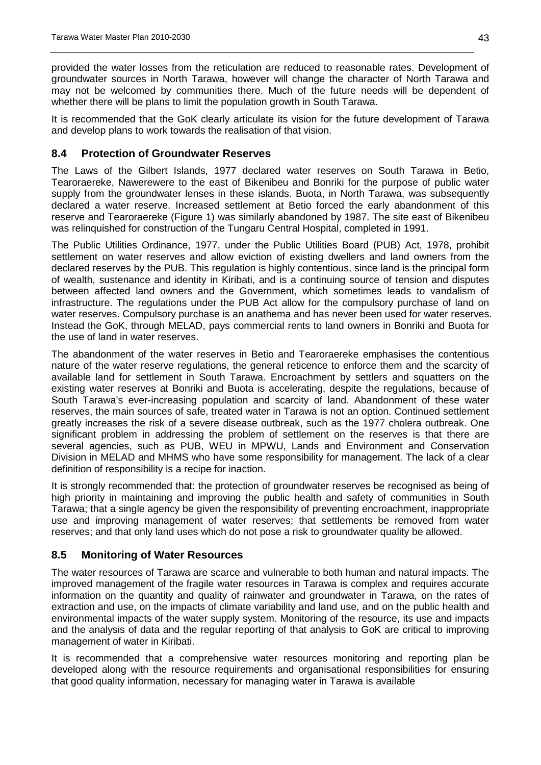provided the water losses from the reticulation are reduced to reasonable rates. Development of groundwater sources in North Tarawa, however will change the character of North Tarawa and may not be welcomed by communities there. Much of the future needs will be dependent of whether there will be plans to limit the population growth in South Tarawa.

It is recommended that the GoK clearly articulate its vision for the future development of Tarawa and develop plans to work towards the realisation of that vision.

## 8.4 Protection of Groundwater Reserves

The Laws of the Gilbert Islands, 1977 declared water reserves on South Tarawa in Betio, Tearoraereke, Nawerewere to the east of Bikenibeu and Bonriki for the purpose of public water supply from the groundwater lenses in these islands. Buota, in North Tarawa, was subsequently declared a water reserve. Increased settlement at Betio forced the early abandonment of this reserve and Tearoraereke (Figure 1) was similarly abandoned by 1987. The site east of Bikenibeu was relinquished for construction of the Tungaru Central Hospital, completed in 1991.

The Public Utilities Ordinance, 1977, under the Public Utilities Board (PUB) Act, 1978, prohibit settlement on water reserves and allow eviction of existing dwellers and land owners from the declared reserves by the PUB. This regulation is highly contentious, since land is the principal form of wealth, sustenance and identity in Kiribati, and is a continuing source of tension and disputes between affected land owners and the Government, which sometimes leads to vandalism of infrastructure. The regulations under the PUB Act allow for the compulsory purchase of land on water reserves. Compulsory purchase is an anathema and has never been used for water reserves. Instead the GoK, through MELAD, pays commercial rents to land owners in Bonriki and Buota for the use of land in water reserves.

The abandonment of the water reserves in Betio and Tearoraereke emphasises the contentious nature of the water reserve regulations, the general reticence to enforce them and the scarcity of available land for settlement in South Tarawa. Encroachment by settlers and squatters on the existing water reserves at Bonriki and Buota is accelerating, despite the regulations, because of South Tarawa's ever-increasing population and scarcity of land. Abandonment of these water reserves, the main sources of safe, treated water in Tarawa is not an option. Continued settlement greatly increases the risk of a severe disease outbreak, such as the 1977 cholera outbreak. One significant problem in addressing the problem of settlement on the reserves is that there are several agencies, such as PUB, WEU in MPWU, Lands and Environment and Conservation Division in MELAD and MHMS who have some responsibility for management. The lack of a clear definition of responsibility is a recipe for inaction.

It is strongly recommended that: the protection of groundwater reserves be recognised as being of high priority in maintaining and improving the public health and safety of communities in South Tarawa; that a single agency be given the responsibility of preventing encroachment, inappropriate use and improving management of water reserves; that settlements be removed from water reserves; and that only land uses which do not pose a risk to groundwater quality be allowed.

## 8.5 Monitoring of Water Resources

The water resources of Tarawa are scarce and vulnerable to both human and natural impacts. The improved management of the fragile water resources in Tarawa is complex and requires accurate information on the quantity and quality of rainwater and groundwater in Tarawa, on the rates of extraction and use, on the impacts of climate variability and land use, and on the public health and environmental impacts of the water supply system. Monitoring of the resource, its use and impacts and the analysis of data and the regular reporting of that analysis to GoK are critical to improving management of water in Kiribati.

It is recommended that a comprehensive water resources monitoring and reporting plan be developed along with the resource requirements and organisational responsibilities for ensuring that good quality information, necessary for managing water in Tarawa is available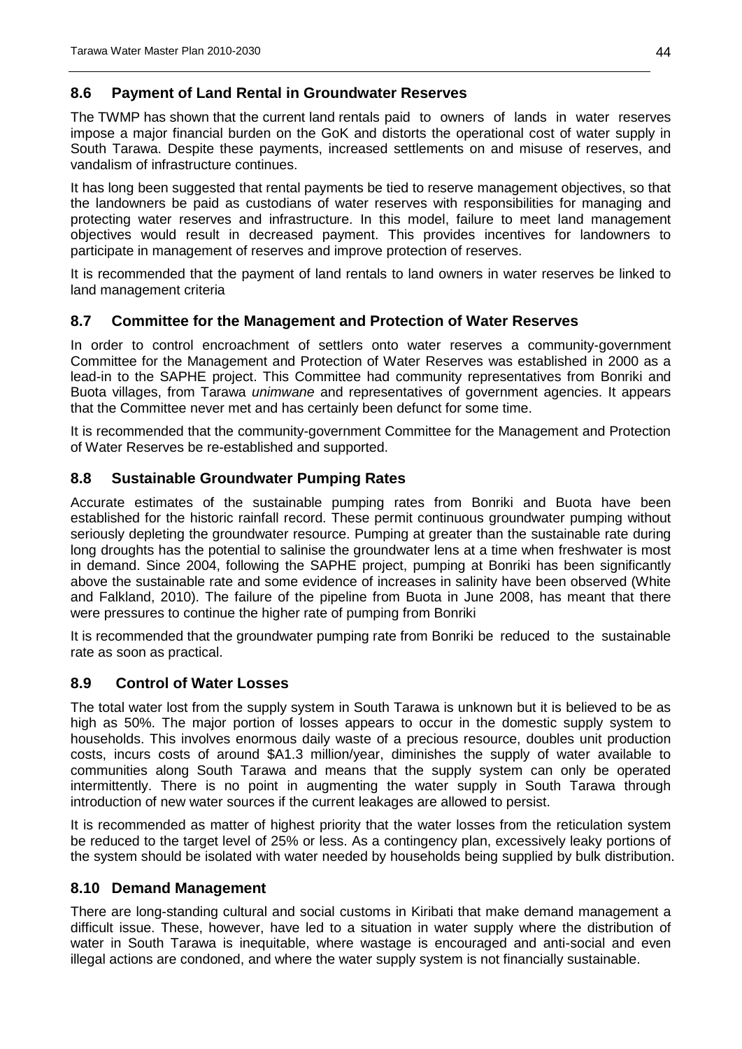## 8.6 Payment of Land Rental in Groundwater Reserves

The TWMP has shown that the current land rentals paid to owners of lands in water reserves impose a major financial burden on the GoK and distorts the operational cost of water supply in South Tarawa. Despite these payments, increased settlements on and misuse of reserves, and vandalism of infrastructure continues.

It has long been suggested that rental payments be tied to reserve management objectives, so that the landowners be paid as custodians of water reserves with responsibilities for managing and protecting water reserves and infrastructure. In this model, failure to meet land management objectives would result in decreased payment. This provides incentives for landowners to participate in management of reserves and improve protection of reserves.

It is recommended that the payment of land rentals to land owners in water reserves be linked to land management criteria

## 8.7 Committee for the Management and Protection of Water Reserves

In order to control encroachment of settlers onto water reserves a community-government Committee for the Management and Protection of Water Reserves was established in 2000 as a lead-in to the SAPHE project. This Committee had community representatives from Bonriki and Buota villages, from Tarawa *unimwane* and representatives of government agencies. It appears that the Committee never met and has certainly been defunct for some time.

It is recommended that the community-government Committee for the Management and Protection of Water Reserves be re-established and supported.

## 8.8 Sustainable Groundwater Pumping Rates

Accurate estimates of the sustainable pumping rates from Bonriki and Buota have been established for the historic rainfall record. These permit continuous groundwater pumping without seriously depleting the groundwater resource. Pumping at greater than the sustainable rate during long droughts has the potential to salinise the groundwater lens at a time when freshwater is most in demand. Since 2004, following the SAPHE project, pumping at Bonriki has been significantly above the sustainable rate and some evidence of increases in salinity have been observed (White and Falkland, 2010). The failure of the pipeline from Buota in June 2008, has meant that there were pressures to continue the higher rate of pumping from Bonriki

It is recommended that the groundwater pumping rate from Bonriki be reduced to the sustainable rate as soon as practical.

## 8.9 Control of Water Losses

The total water lost from the supply system in South Tarawa is unknown but it is believed to be as high as 50%. The major portion of losses appears to occur in the domestic supply system to households. This involves enormous daily waste of a precious resource, doubles unit production costs, incurs costs of around $A1.3 million/year, diminishes the supply of water available to communities along South Tarawa and means that the supply system can only be operated intermittently. There is no point in augmenting the water supply in South Tarawa through introduction of new water sources if the current leakages are allowed to persist.

It is recommended as matter of highest priority that the water losses from the reticulation system be reduced to the target level of 25% or less. As a contingency plan, excessively leaky portions of the system should be isolated with water needed by households being supplied by bulk distribution.

## 8.10 Demand Management

There are long-standing cultural and social customs in Kiribati that make demand management a difficult issue. These, however, have led to a situation in water supply where the distribution of water in South Tarawa is inequitable, where wastage is encouraged and anti-social and even illegal actions are condoned, and where the water supply system is not financially sustainable.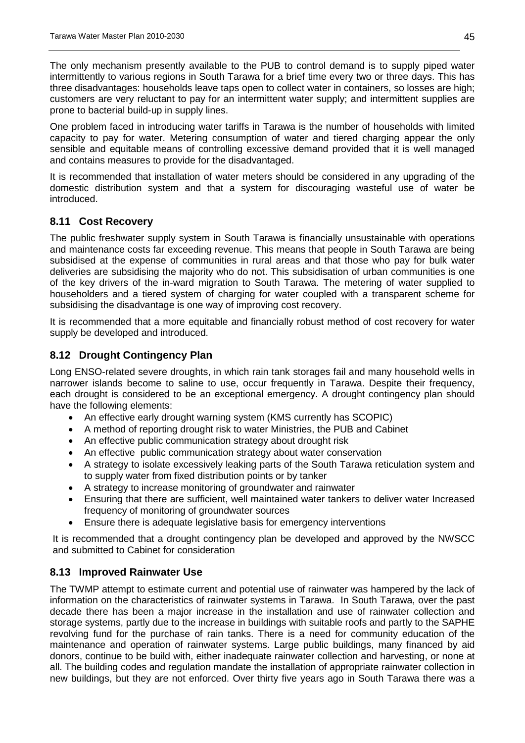The only mechanism presently available to the PUB to control demand is to supply piped water intermittently to various regions in South Tarawa for a brief time every two or three days. This has three disadvantages: households leave taps open to collect water in containers, so losses are high; customers are very reluctant to pay for an intermittent water supply; and intermittent supplies are prone to bacterial build-up in supply lines.

One problem faced in introducing water tariffs in Tarawa is the number of households with limited capacity to pay for water. Metering consumption of water and tiered charging appear the only sensible and equitable means of controlling excessive demand provided that it is well managed and contains measures to provide for the disadvantaged.

It is recommended that installation of water meters should be considered in any upgrading of the domestic distribution system and that a system for discouraging wasteful use of water be introduced.

## 8.11 Cost Recovery

The public freshwater supply system in South Tarawa is financially unsustainable with operations and maintenance costs far exceeding revenue. This means that people in South Tarawa are being subsidised at the expense of communities in rural areas and that those who pay for bulk water deliveries are subsidising the majority who do not. This subsidisation of urban communities is one of the key drivers of the in-ward migration to South Tarawa. The metering of water supplied to householders and a tiered system of charging for water coupled with a transparent scheme for subsidising the disadvantage is one way of improving cost recovery.

It is recommended that a more equitable and financially robust method of cost recovery for water supply be developed and introduced.

## 8.12 Drought Contingency Plan

Long ENSO-related severe droughts, in which rain tank storages fail and many household wells in narrower islands become to saline to use, occur frequently in Tarawa. Despite their frequency, each drought is considered to be an exceptional emergency. A drought contingency plan should have the following elements:

- An effective early drought warning system (KMS currently has SCOPIC)
- A method of reporting drought risk to water Ministries, the PUB and Cabinet
- An effective public communication strategy about drought risk
- An effective public communication strategy about water conservation
- A strategy to isolate excessively leaking parts of the South Tarawa reticulation system and to supply water from fixed distribution points or by tanker
- A strategy to increase monitoring of groundwater and rainwater
- Ensuring that there are sufficient, well maintained water tankers to deliver water Increased frequency of monitoring of groundwater sources
- Ensure there is adequate legislative basis for emergency interventions

It is recommended that a drought contingency plan be developed and approved by the NWSCC and submitted to Cabinet for consideration

## 8.13 Improved Rainwater Use

The TWMP attempt to estimate current and potential use of rainwater was hampered by the lack of information on the characteristics of rainwater systems in Tarawa. In South Tarawa, over the past decade there has been a major increase in the installation and use of rainwater collection and storage systems, partly due to the increase in buildings with suitable roofs and partly to the SAPHE revolving fund for the purchase of rain tanks. There is a need for community education of the maintenance and operation of rainwater systems. Large public buildings, many financed by aid donors, continue to be build with, either inadequate rainwater collection and harvesting, or none at all. The building codes and regulation mandate the installation of appropriate rainwater collection in new buildings, but they are not enforced. Over thirty five years ago in South Tarawa there was a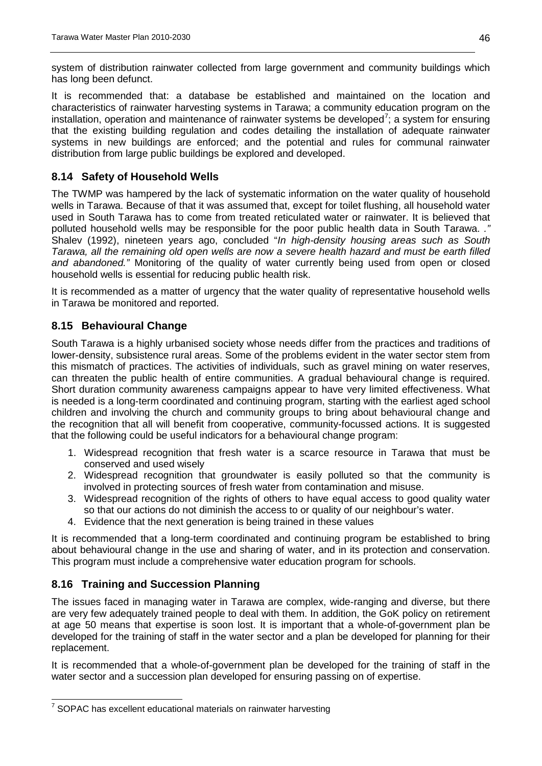system of distribution rainwater collected from large government and community buildings which has long been defunct.

It is recommended that: a database be established and maintained on the location and characteristics of rainwater harvesting systems in Tarawa; a community education program on the installation, operation and maintenance of rainwater systems be developed[7]; a system for ensuring that the existing building regulation and codes detailing the installation of adequate rainwater systems in new buildings are enforced; and the potential and rules for communal rainwater distribution from large public buildings be explored and developed.

## 8.14 Safety of Household Wells

The TWMP was hampered by the lack of systematic information on the water quality of household wells in Tarawa. Because of that it was assumed that, except for toilet flushing, all household water used in South Tarawa has to come from treated reticulated water or rainwater. It is believed that polluted household wells may be responsible for the poor public health data in South Tarawa. .*"* Shalev (1992), nineteen years ago, concluded "*In high-density housing areas such as South Tarawa, all the remaining old open wells are now a severe health hazard and must be earth filled and abandoned."* Monitoring of the quality of water currently being used from open or closed household wells is essential for reducing public health risk.

It is recommended as a matter of urgency that the water quality of representative household wells in Tarawa be monitored and reported.

## 8.15 Behavioural Change

South Tarawa is a highly urbanised society whose needs differ from the practices and traditions of lower-density, subsistence rural areas. Some of the problems evident in the water sector stem from this mismatch of practices. The activities of individuals, such as gravel mining on water reserves, can threaten the public health of entire communities. A gradual behavioural change is required. Short duration community awareness campaigns appear to have very limited effectiveness. What is needed is a long-term coordinated and continuing program, starting with the earliest aged school children and involving the church and community groups to bring about behavioural change and the recognition that all will benefit from cooperative, community-focussed actions. It is suggested that the following could be useful indicators for a behavioural change program:

1. Widespread recognition that fresh water is a scarce resource in Tarawa that must be conserved and used wisely
2. Widespread recognition that groundwater is easily polluted so that the community is involved in protecting sources of fresh water from contamination and misuse.
3. Widespread recognition of the rights of others to have equal access to good quality water so that our actions do not diminish the access to or quality of our neighbour's water.
4. Evidence that the next generation is being trained in these values

It is recommended that a long-term coordinated and continuing program be established to bring about behavioural change in the use and sharing of water, and in its protection and conservation. This program must include a comprehensive water education program for schools.

## 8.16 Training and Succession Planning

The issues faced in managing water in Tarawa are complex, wide-ranging and diverse, but there are very few adequately trained people to deal with them. In addition, the GoK policy on retirement at age 50 means that expertise is soon lost. It is important that a whole-of-government plan be developed for the training of staff in the water sector and a plan be developed for planning for their replacement.

It is recommended that a whole-of-government plan be developed for the training of staff in the water sector and a succession plan developed for ensuring passing on of expertise.

[7] SOPAC has excellent educational materials on rainwater harvesting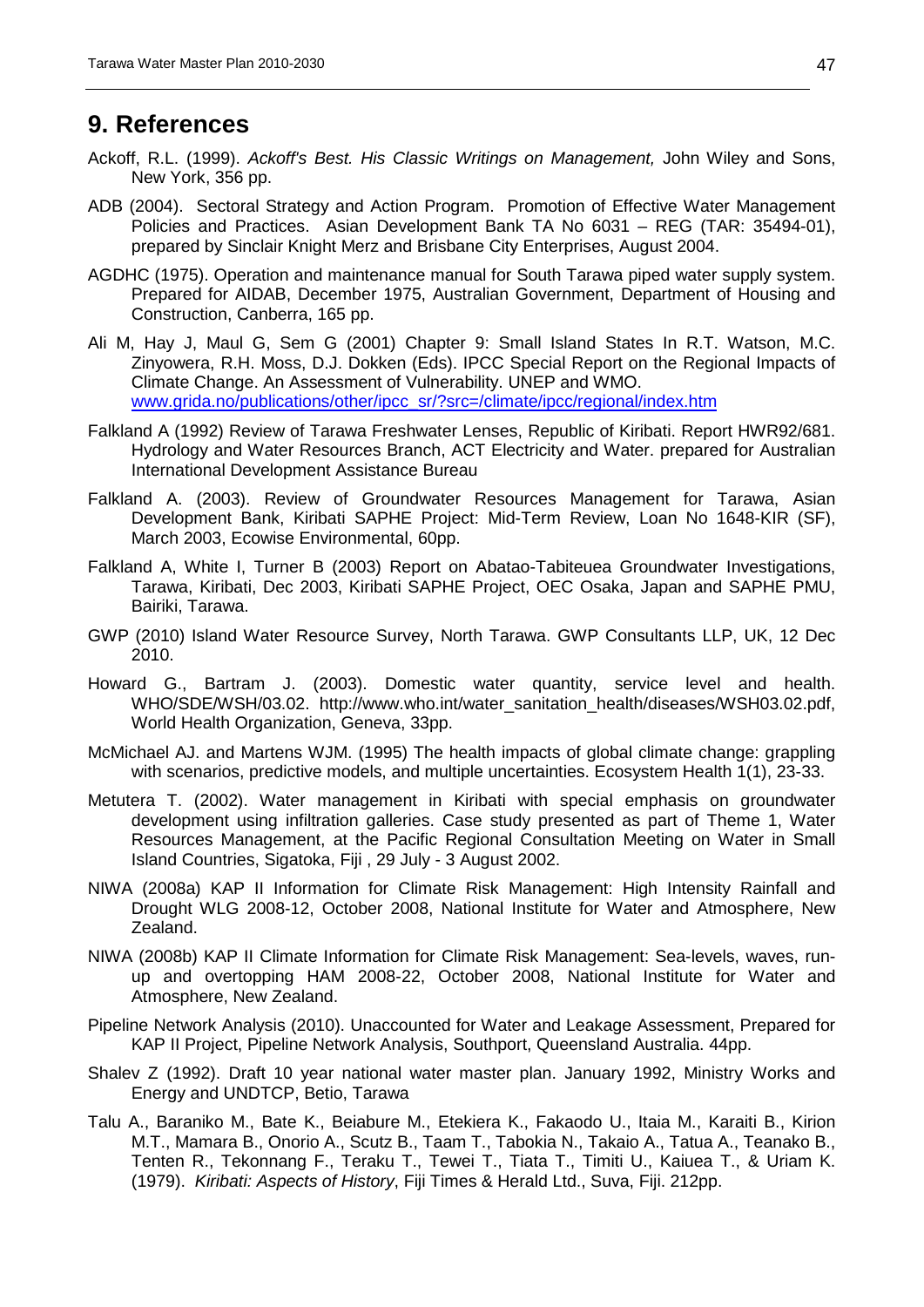# 9. References

Ackoff, R.L. (1999). *Ackoff's Best. His Classic Writings on Management,* John Wiley and Sons, New York, 356 pp.

ADB (2004). Sectoral Strategy and Action Program. Promotion of Effective Water Management Policies and Practices. Asian Development Bank TA No 6031 – REG (TAR: 35494-01), prepared by Sinclair Knight Merz and Brisbane City Enterprises, August 2004.

AGDHC (1975). Operation and maintenance manual for South Tarawa piped water supply system. Prepared for AIDAB, December 1975, Australian Government, Department of Housing and Construction, Canberra, 165 pp.

Ali M, Hay J, Maul G, Sem G (2001) Chapter 9: Small Island States In R.T. Watson, M.C. Zinyowera, R.H. Moss, D.J. Dokken (Eds). IPCC Special Report on the Regional Impacts of Climate Change. An Assessment of Vulnerability. UNEP and WMO. [www.grida.no/publications/other/ipcc_sr/?src=/climate/ipcc/regional/index.htm](www.grida.no/publications/other/ipcc_sr/?src=/climate/ipcc/regional/index.htm)

Falkland A (1992) Review of Tarawa Freshwater Lenses, Republic of Kiribati. Report HWR92/681. Hydrology and Water Resources Branch, ACT Electricity and Water. prepared for Australian International Development Assistance Bureau

Falkland A. (2003). Review of Groundwater Resources Management for Tarawa, Asian Development Bank, Kiribati SAPHE Project: Mid-Term Review, Loan No 1648-KIR (SF), March 2003, Ecowise Environmental, 60pp.

Falkland A, White I, Turner B (2003) Report on Abatao-Tabiteuea Groundwater Investigations, Tarawa, Kiribati, Dec 2003, Kiribati SAPHE Project, OEC Osaka, Japan and SAPHE PMU, Bairiki, Tarawa.

GWP (2010) Island Water Resource Survey, North Tarawa. GWP Consultants LLP, UK, 12 Dec 2010.

Howard G., Bartram J. (2003). Domestic water quantity, service level and health. WHO/SDE/WSH/03.02. http://www.who.int/water_sanitation_health/diseases/WSH03.02.pdf, World Health Organization, Geneva, 33pp.

McMichael AJ. and Martens WJM. (1995) The health impacts of global climate change: grappling with scenarios, predictive models, and multiple uncertainties. Ecosystem Health 1(1), 23-33.

Metutera T. (2002). Water management in Kiribati with special emphasis on groundwater development using infiltration galleries. Case study presented as part of Theme 1, Water Resources Management, at the Pacific Regional Consultation Meeting on Water in Small Island Countries, Sigatoka, Fiji , 29 July - 3 August 2002.

NIWA (2008a) KAP II Information for Climate Risk Management: High Intensity Rainfall and Drought WLG 2008-12, October 2008, National Institute for Water and Atmosphere, New Zealand.

NIWA (2008b) KAP II Climate Information for Climate Risk Management: Sea-levels, waves, run-up and overtopping HAM 2008-22, October 2008, National Institute for Water and Atmosphere, New Zealand.

Pipeline Network Analysis (2010). Unaccounted for Water and Leakage Assessment, Prepared for KAP II Project, Pipeline Network Analysis, Southport, Queensland Australia. 44pp.

Shalev Z (1992). Draft 10 year national water master plan. January 1992, Ministry Works and Energy and UNDTCP, Betio, Tarawa

Talu A., Baraniko M., Bate K., Beiabure M., Etekiera K., Fakaodo U., Itaia M., Karaiti B., Kirion M.T., Mamara B., Onorio A., Scutz B., Taam T., Tabokia N., Takaio A., Tatua A., Teanako B., Tenten R., Tekonnang F., Teraku T., Tewei T., Tiata T., Timiti U., Kaiuea T., & Uriam K. (1979). *Kiribati: Aspects of History*, Fiji Times & Herald Ltd., Suva, Fiji. 212pp.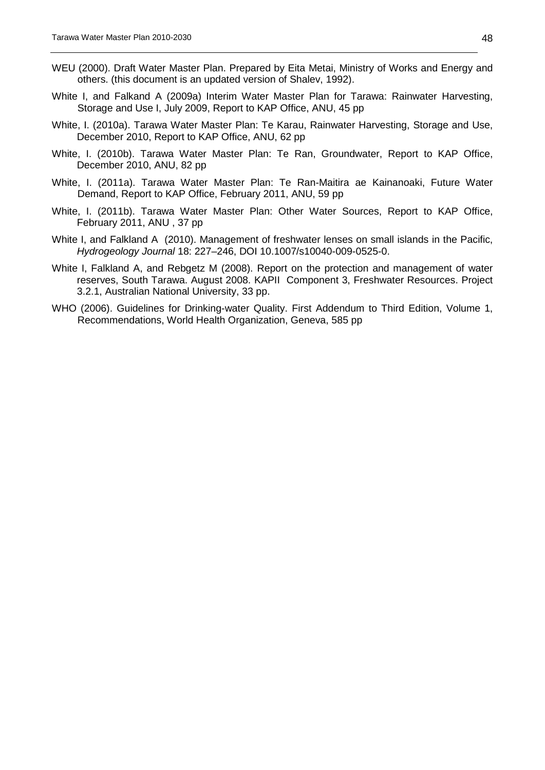WEU (2000). Draft Water Master Plan. Prepared by Eita Metai, Ministry of Works and Energy and others. (this document is an updated version of Shalev, 1992).

White I, and Falkand A (2009a) Interim Water Master Plan for Tarawa: Rainwater Harvesting, Storage and Use I, July 2009, Report to KAP Office, ANU, 45 pp

White, I. (2010a). Tarawa Water Master Plan: Te Karau, Rainwater Harvesting, Storage and Use, December 2010, Report to KAP Office, ANU, 62 pp

White, I. (2010b). Tarawa Water Master Plan: Te Ran, Groundwater, Report to KAP Office, December 2010, ANU, 82 pp

White, I. (2011a). Tarawa Water Master Plan: Te Ran-Maitira ae Kainanoaki, Future Water Demand, Report to KAP Office, February 2011, ANU, 59 pp

White, I. (2011b). Tarawa Water Master Plan: Other Water Sources, Report to KAP Office, February 2011, ANU , 37 pp

White I, and Falkland A (2010). Management of freshwater lenses on small islands in the Pacific, *Hydrogeology Journal* 18: 227–246, DOI 10.1007/s10040-009-0525-0.

White I, Falkland A, and Rebgetz M (2008). Report on the protection and management of water reserves, South Tarawa. August 2008. KAPII Component 3, Freshwater Resources. Project 3.2.1, Australian National University, 33 pp.

WHO (2006). Guidelines for Drinking-water Quality. First Addendum to Third Edition, Volume 1, Recommendations, World Health Organization, Geneva, 585 pp